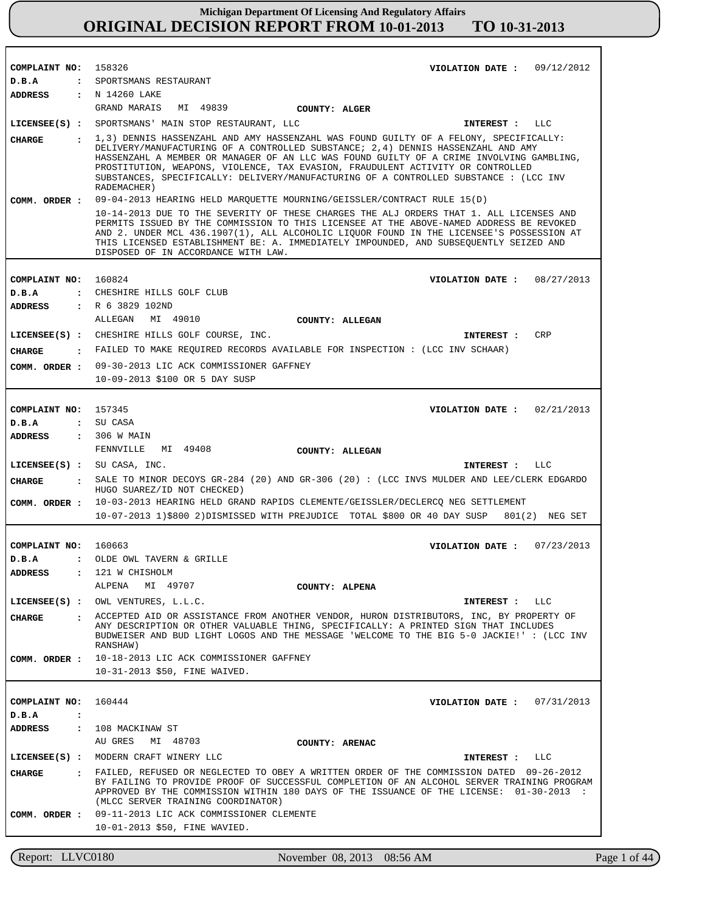# Michigan Department Of Licensing And Regulatory Affairs

## ORIGINAL DECISION REPORT FROM 10-01-2013 TO 10-31-2013

---

**COMPLAINT NO:** 158326  **VIOLATION DATE :** 09/12/2012

**D.B.A :** SPORTSMANS RESTAURANT

**ADDRESS :** N 14260 LAKE
GRAND MARAIS MI 49839  **COUNTY: ALGER**

**LICENSEE(S) :** SPORTSMANS' MAIN STOP RESTAURANT, LLC  **INTEREST :** LLC

**CHARGE :** 1,3) DENNIS HASSENZAHL AND AMY HASSENZAHL WAS FOUND GUILTY OF A FELONY, SPECIFICALLY: DELIVERY/MANUFACTURING OF A CONTROLLED SUBSTANCE; 2,4) DENNIS HASSENZAHL AND AMY HASSENZAHL A MEMBER OR MANAGER OF AN LLC WAS FOUND GUILTY OF A CRIME INVOLVING GAMBLING, PROSTITUTION, WEAPONS, VIOLENCE, TAX EVASION, FRAUDULENT ACTIVITY OR CONTROLLED SUBSTANCES, SPECIFICALLY: DELIVERY/MANUFACTURING OF A CONTROLLED SUBSTANCE : (LCC INV RADEMACHER)

**COMM. ORDER :** 09-04-2013 HEARING HELD MARQUETTE MOURNING/GEISSLER/CONTRACT RULE 15(D)

10-14-2013 DUE TO THE SEVERITY OF THESE CHARGES THE ALJ ORDERS THAT 1. ALL LICENSES AND PERMITS ISSUED BY THE COMMISSION TO THIS LICENSEE AT THE ABOVE-NAMED ADDRESS BE REVOKED AND 2. UNDER MCL 436.1907(1), ALL ALCOHOLIC LIQUOR FOUND IN THE LICENSEE'S POSSESSION AT THIS LICENSED ESTABLISHMENT BE: A. IMMEDIATELY IMPOUNDED, AND SUBSEQUENTLY SEIZED AND DISPOSED OF IN ACCORDANCE WITH LAW.

---

**COMPLAINT NO:** 160824  **VIOLATION DATE :** 08/27/2013

**D.B.A :** CHESHIRE HILLS GOLF CLUB

**ADDRESS :** R 6 3829 102ND
ALLEGAN MI 49010  **COUNTY: ALLEGAN**

**LICENSEE(S) :** CHESHIRE HILLS GOLF COURSE, INC.  **INTEREST :** CRP

**CHARGE :** FAILED TO MAKE REQUIRED RECORDS AVAILABLE FOR INSPECTION : (LCC INV SCHAAR)

**COMM. ORDER :** 09-30-2013 LIC ACK COMMISSIONER GAFFNEY

10-09-2013 $100 OR 5 DAY SUSP

---

**COMPLAINT NO:** 157345  **VIOLATION DATE :** 02/21/2013

**D.B.A :** SU CASA

**ADDRESS :** 306 W MAIN
FENNVILLE MI 49408  **COUNTY: ALLEGAN**

**LICENSEE(S) :** SU CASA, INC.  **INTEREST :** LLC

**CHARGE :** SALE TO MINOR DECOYS GR-284 (20) AND GR-306 (20) : (LCC INVS MULDER AND LEE/CLERK EDGARDO HUGO SUAREZ/ID NOT CHECKED)

**COMM. ORDER :** 10-03-2013 HEARING HELD GRAND RAPIDS CLEMENTE/GEISSLER/DECLERCQ NEG SETTLEMENT

10-07-2013 1)$800 2)DISMISSED WITH PREJUDICE TOTAL $800 OR 40 DAY SUSP 801(2) NEG SET

---

**COMPLAINT NO:** 160663  **VIOLATION DATE :** 07/23/2013

**D.B.A :** OLDE OWL TAVERN & GRILLE

**ADDRESS :** 121 W CHISHOLM
ALPENA MI 49707  **COUNTY: ALPENA**

**LICENSEE(S) :** OWL VENTURES, L.L.C.  **INTEREST :** LLC

**CHARGE :** ACCEPTED AID OR ASSISTANCE FROM ANOTHER VENDOR, HURON DISTRIBUTORS, INC, BY PROPERTY OF ANY DESCRIPTION OR OTHER VALUABLE THING, SPECIFICALLY: A PRINTED SIGN THAT INCLUDES BUDWEISER AND BUD LIGHT LOGOS AND THE MESSAGE 'WELCOME TO THE BIG 5-0 JACKIE!' : (LCC INV RANSHAW)

**COMM. ORDER :** 10-18-2013 LIC ACK COMMISSIONER GAFFNEY

10-31-2013 $50, FINE WAIVED.

---

**COMPLAINT NO:** 160444  **VIOLATION DATE :** 07/31/2013

**D.B.A :**

**ADDRESS :** 108 MACKINAW ST
AU GRES MI 48703  **COUNTY: ARENAC**

**LICENSEE(S) :** MODERN CRAFT WINERY LLC  **INTEREST :** LLC

**CHARGE :** FAILED, REFUSED OR NEGLECTED TO OBEY A WRITTEN ORDER OF THE COMMISSION DATED 09-26-2012 BY FAILING TO PROVIDE PROOF OF SUCCESSFUL COMPLETION OF AN ALCOHOL SERVER TRAINING PROGRAM APPROVED BY THE COMMISSION WITHIN 180 DAYS OF THE ISSUANCE OF THE LICENSE: 01-30-2013 : (MLCC SERVER TRAINING COORDINATOR)

**COMM. ORDER :** 09-11-2013 LIC ACK COMMISSIONER CLEMENTE

10-01-2013 $50, FINE WAVIED.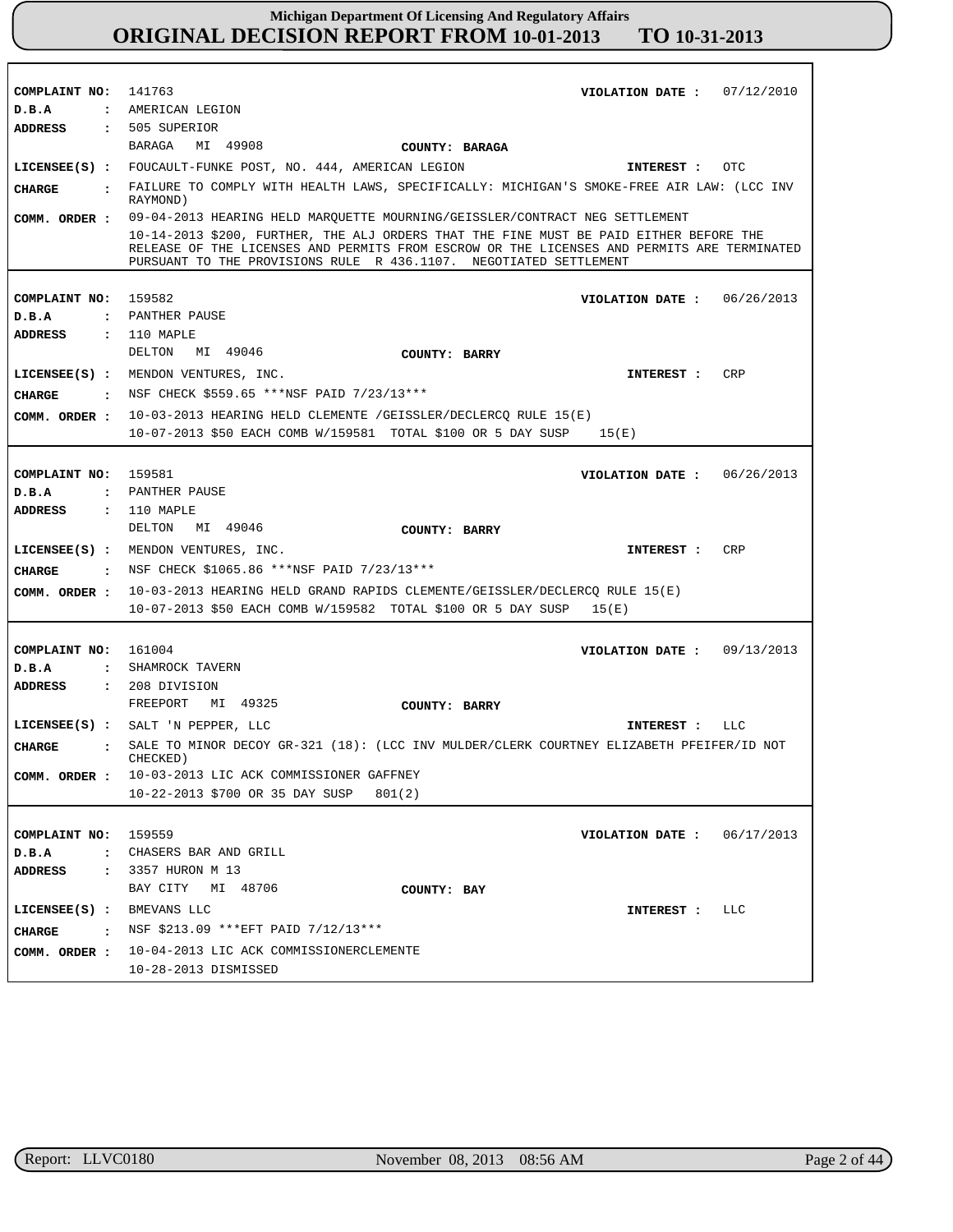# Michigan Department Of Licensing And Regulatory Affairs
## ORIGINAL DECISION REPORT FROM 10-01-2013 TO 10-31-2013

**COMPLAINT NO:** 141763 **VIOLATION DATE :** 07/12/2010
**D.B.A :** AMERICAN LEGION
**ADDRESS :** 505 SUPERIOR
BARAGA MI 49908 **COUNTY: BARAGA**
**LICENSEE(S) :** FOUCAULT-FUNKE POST, NO. 444, AMERICAN LEGION **INTEREST :** OTC
**CHARGE :** FAILURE TO COMPLY WITH HEALTH LAWS, SPECIFICALLY: MICHIGAN'S SMOKE-FREE AIR LAW: (LCC INV RAYMOND)
**COMM. ORDER :** 09-04-2013 HEARING HELD MARQUETTE MOURNING/GEISSLER/CONTRACT NEG SETTLEMENT
10-14-2013 $200, FURTHER, THE ALJ ORDERS THAT THE FINE MUST BE PAID EITHER BEFORE THE RELEASE OF THE LICENSES AND PERMITS FROM ESCROW OR THE LICENSES AND PERMITS ARE TERMINATED PURSUANT TO THE PROVISIONS RULE R 436.1107. NEGOTIATED SETTLEMENT

---

**COMPLAINT NO:** 159582 **VIOLATION DATE :** 06/26/2013
**D.B.A :** PANTHER PAUSE
**ADDRESS :** 110 MAPLE
DELTON MI 49046 **COUNTY: BARRY**
**LICENSEE(S) :** MENDON VENTURES, INC. **INTEREST :** CRP
**CHARGE :** NSF CHECK $559.65 ***NSF PAID 7/23/13***
**COMM. ORDER :** 10-03-2013 HEARING HELD CLEMENTE /GEISSLER/DECLERCQ RULE 15(E)
10-07-2013 $50 EACH COMB W/159581 TOTAL $100 OR 5 DAY SUSP 15(E)

---

**COMPLAINT NO:** 159581 **VIOLATION DATE :** 06/26/2013
**D.B.A :** PANTHER PAUSE
**ADDRESS :** 110 MAPLE
DELTON MI 49046 **COUNTY: BARRY**
**LICENSEE(S) :** MENDON VENTURES, INC. **INTEREST :** CRP
**CHARGE :** NSF CHECK $1065.86 ***NSF PAID 7/23/13***
**COMM. ORDER :** 10-03-2013 HEARING HELD GRAND RAPIDS CLEMENTE/GEISSLER/DECLERCQ RULE 15(E)
10-07-2013 $50 EACH COMB W/159582 TOTAL $100 OR 5 DAY SUSP 15(E)

---

**COMPLAINT NO:** 161004 **VIOLATION DATE :** 09/13/2013
**D.B.A :** SHAMROCK TAVERN
**ADDRESS :** 208 DIVISION
FREEPORT MI 49325 **COUNTY: BARRY**
**LICENSEE(S) :** SALT 'N PEPPER, LLC **INTEREST :** LLC
**CHARGE :** SALE TO MINOR DECOY GR-321 (18): (LCC INV MULDER/CLERK COURTNEY ELIZABETH PFEIFER/ID NOT CHECKED)
**COMM. ORDER :** 10-03-2013 LIC ACK COMMISSIONER GAFFNEY
10-22-2013 $700 OR 35 DAY SUSP 801(2)

---

**COMPLAINT NO:** 159559 **VIOLATION DATE :** 06/17/2013
**D.B.A :** CHASERS BAR AND GRILL
**ADDRESS :** 3357 HURON M 13
BAY CITY MI 48706 **COUNTY: BAY**
**LICENSEE(S) :** BMEVANS LLC **INTEREST :** LLC
**CHARGE :** NSF $213.09 ***EFT PAID 7/12/13***
**COMM. ORDER :** 10-04-2013 LIC ACK COMMISSIONERCLEMENTE
10-28-2013 DISMISSED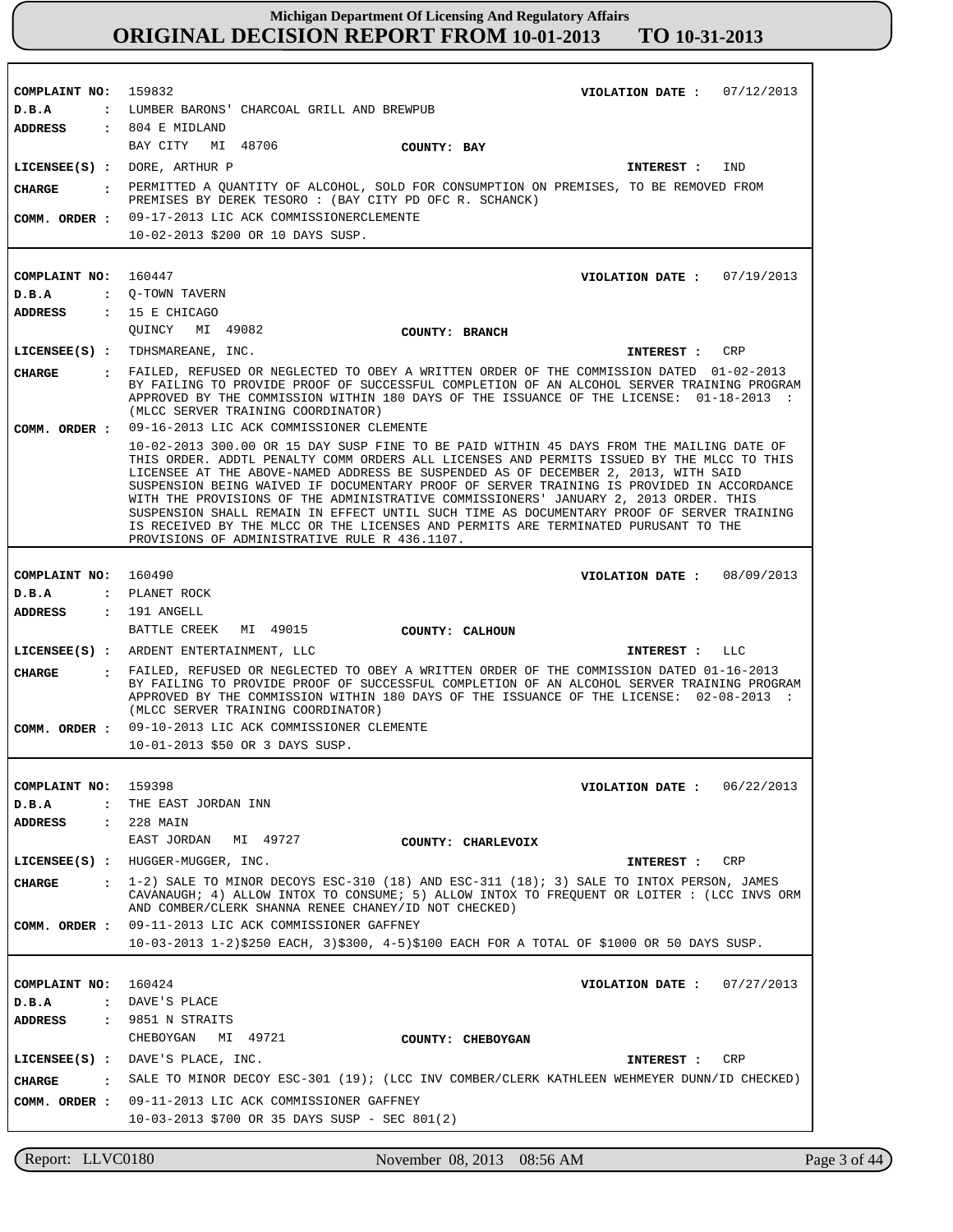**Michigan Department Of Licensing And Regulatory Affairs**
**ORIGINAL DECISION REPORT FROM 10-01-2013 TO 10-31-2013**

---

**COMPLAINT NO:** 159832
**VIOLATION DATE :** 07/12/2013
**D.B.A :** LUMBER BARONS' CHARCOAL GRILL AND BREWPUB
**ADDRESS :** 804 E MIDLAND
BAY CITY MI 48706
**COUNTY:** BAY
**LICENSEE(S) :** DORE, ARTHUR P
**INTEREST :** IND
**CHARGE :** PERMITTED A QUANTITY OF ALCOHOL, SOLD FOR CONSUMPTION ON PREMISES, TO BE REMOVED FROM PREMISES BY DEREK TESORO : (BAY CITY PD OFC R. SCHANCK)
**COMM. ORDER :** 09-17-2013 LIC ACK COMMISSIONERCLEMENTE
10-02-2013 $200 OR 10 DAYS SUSP.

---

**COMPLAINT NO:** 160447
**VIOLATION DATE :** 07/19/2013
**D.B.A :** Q-TOWN TAVERN
**ADDRESS :** 15 E CHICAGO
QUINCY MI 49082
**COUNTY:** BRANCH
**LICENSEE(S) :** TDHSMAREANE, INC.
**INTEREST :** CRP
**CHARGE :** FAILED, REFUSED OR NEGLECTED TO OBEY A WRITTEN ORDER OF THE COMMISSION DATED 01-02-2013 BY FAILING TO PROVIDE PROOF OF SUCCESSFUL COMPLETION OF AN ALCOHOL SERVER TRAINING PROGRAM APPROVED BY THE COMMISSION WITHIN 180 DAYS OF THE ISSUANCE OF THE LICENSE: 01-18-2013 : (MLCC SERVER TRAINING COORDINATOR)
**COMM. ORDER :** 09-16-2013 LIC ACK COMMISSIONER CLEMENTE
10-02-2013 300.00 OR 15 DAY SUSP FINE TO BE PAID WITHIN 45 DAYS FROM THE MAILING DATE OF THIS ORDER. ADDTL PENALTY COMM ORDERS ALL LICENSES AND PERMITS ISSUED BY THE MLCC TO THIS LICENSEE AT THE ABOVE-NAMED ADDRESS BE SUSPENDED AS OF DECEMBER 2, 2013, WITH SAID SUSPENSION BEING WAIVED IF DOCUMENTARY PROOF OF SERVER TRAINING IS PROVIDED IN ACCORDANCE WITH THE PROVISIONS OF THE ADMINISTRATIVE COMMISSIONERS' JANUARY 2, 2013 ORDER. THIS SUSPENSION SHALL REMAIN IN EFFECT UNTIL SUCH TIME AS DOCUMENTARY PROOF OF SERVER TRAINING IS RECEIVED BY THE MLCC OR THE LICENSES AND PERMITS ARE TERMINATED PURUSANT TO THE PROVISIONS OF ADMINISTRATIVE RULE R 436.1107.

---

**COMPLAINT NO:** 160490
**VIOLATION DATE :** 08/09/2013
**D.B.A :** PLANET ROCK
**ADDRESS :** 191 ANGELL
BATTLE CREEK MI 49015
**COUNTY:** CALHOUN
**LICENSEE(S) :** ARDENT ENTERTAINMENT, LLC
**INTEREST :** LLC
**CHARGE :** FAILED, REFUSED OR NEGLECTED TO OBEY A WRITTEN ORDER OF THE COMMISSION DATED 01-16-2013 BY FAILING TO PROVIDE PROOF OF SUCCESSFUL COMPLETION OF AN ALCOHOL SERVER TRAINING PROGRAM APPROVED BY THE COMMISSION WITHIN 180 DAYS OF THE ISSUANCE OF THE LICENSE: 02-08-2013 : (MLCC SERVER TRAINING COORDINATOR)
**COMM. ORDER :** 09-10-2013 LIC ACK COMMISSIONER CLEMENTE
10-01-2013 $50 OR 3 DAYS SUSP.

---

**COMPLAINT NO:** 159398
**VIOLATION DATE :** 06/22/2013
**D.B.A :** THE EAST JORDAN INN
**ADDRESS :** 228 MAIN
EAST JORDAN MI 49727
**COUNTY:** CHARLEVOIX
**LICENSEE(S) :** HUGGER-MUGGER, INC.
**INTEREST :** CRP
**CHARGE :** 1-2) SALE TO MINOR DECOYS ESC-310 (18) AND ESC-311 (18); 3) SALE TO INTOX PERSON, JAMES CAVANAUGH; 4) ALLOW INTOX TO CONSUME; 5) ALLOW INTOX TO FREQUENT OR LOITER : (LCC INVS ORM AND COMBER/CLERK SHANNA RENEE CHANEY/ID NOT CHECKED)
**COMM. ORDER :** 09-11-2013 LIC ACK COMMISSIONER GAFFNEY
10-03-2013 1-2)$250 EACH, 3)$300, 4-5)$100 EACH FOR A TOTAL OF $1000 OR 50 DAYS SUSP.

---

**COMPLAINT NO:** 160424
**VIOLATION DATE :** 07/27/2013
**D.B.A :** DAVE'S PLACE
**ADDRESS :** 9851 N STRAITS
CHEBOYGAN MI 49721
**COUNTY:** CHEBOYGAN
**LICENSEE(S) :** DAVE'S PLACE, INC.
**INTEREST :** CRP
**CHARGE :** SALE TO MINOR DECOY ESC-301 (19); (LCC INV COMBER/CLERK KATHLEEN WEHMEYER DUNN/ID CHECKED)
**COMM. ORDER :** 09-11-2013 LIC ACK COMMISSIONER GAFFNEY
10-03-2013 $700 OR 35 DAYS SUSP - SEC 801(2)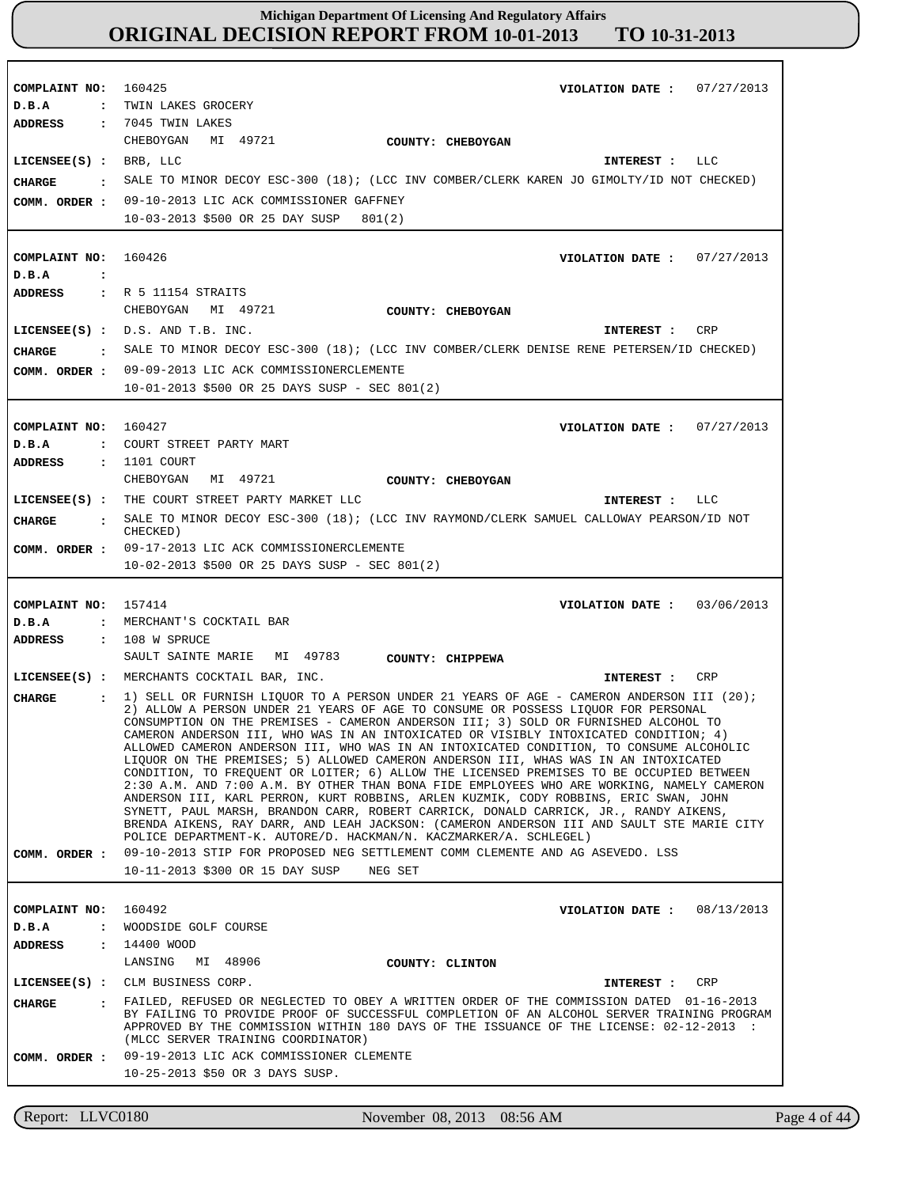**Michigan Department Of Licensing And Regulatory Affairs**
**ORIGINAL DECISION REPORT FROM 10-01-2013 TO 10-31-2013**

---

**COMPLAINT NO:** 160425 **VIOLATION DATE :** 07/27/2013
**D.B.A :** TWIN LAKES GROCERY
**ADDRESS :** 7045 TWIN LAKES
CHEBOYGAN MI 49721 **COUNTY: CHEBOYGAN**
**LICENSEE(S) :** BRB, LLC **INTEREST :** LLC
**CHARGE :** SALE TO MINOR DECOY ESC-300 (18); (LCC INV COMBER/CLERK KAREN JO GIMOLTY/ID NOT CHECKED)
**COMM. ORDER :** 09-10-2013 LIC ACK COMMISSIONER GAFFNEY
10-03-2013 $500 OR 25 DAY SUSP 801(2)

---

**COMPLAINT NO:** 160426 **VIOLATION DATE :** 07/27/2013
**D.B.A :**
**ADDRESS :** R 5 11154 STRAITS
CHEBOYGAN MI 49721 **COUNTY: CHEBOYGAN**
**LICENSEE(S) :** D.S. AND T.B. INC. **INTEREST :** CRP
**CHARGE :** SALE TO MINOR DECOY ESC-300 (18); (LCC INV COMBER/CLERK DENISE RENE PETERSEN/ID CHECKED)
**COMM. ORDER :** 09-09-2013 LIC ACK COMMISSIONERCLEMENTE
10-01-2013 $500 OR 25 DAYS SUSP - SEC 801(2)

---

**COMPLAINT NO:** 160427 **VIOLATION DATE :** 07/27/2013
**D.B.A :** COURT STREET PARTY MART
**ADDRESS :** 1101 COURT
CHEBOYGAN MI 49721 **COUNTY: CHEBOYGAN**
**LICENSEE(S) :** THE COURT STREET PARTY MARKET LLC **INTEREST :** LLC
**CHARGE :** SALE TO MINOR DECOY ESC-300 (18); (LCC INV RAYMOND/CLERK SAMUEL CALLOWAY PEARSON/ID NOT CHECKED)
**COMM. ORDER :** 09-17-2013 LIC ACK COMMISSIONERCLEMENTE
10-02-2013 $500 OR 25 DAYS SUSP - SEC 801(2)

---

**COMPLAINT NO:** 157414 **VIOLATION DATE :** 03/06/2013
**D.B.A :** MERCHANT'S COCKTAIL BAR
**ADDRESS :** 108 W SPRUCE
SAULT SAINTE MARIE MI 49783 **COUNTY: CHIPPEWA**
**LICENSEE(S) :** MERCHANTS COCKTAIL BAR, INC. **INTEREST :** CRP
**CHARGE :** 1) SELL OR FURNISH LIQUOR TO A PERSON UNDER 21 YEARS OF AGE - CAMERON ANDERSON III (20); 2) ALLOW A PERSON UNDER 21 YEARS OF AGE TO CONSUME OR POSSESS LIQUOR FOR PERSONAL CONSUMPTION ON THE PREMISES - CAMERON ANDERSON III; 3) SOLD OR FURNISHED ALCOHOL TO CAMERON ANDERSON III, WHO WAS IN AN INTOXICATED OR VISIBLY INTOXICATED CONDITION; 4) ALLOWED CAMERON ANDERSON III, WHO WAS IN AN INTOXICATED CONDITION, TO CONSUME ALCOHOLIC LIQUOR ON THE PREMISES; 5) ALLOWED CAMERON ANDERSON III, WHAS WAS IN AN INTOXICATED CONDITION, TO FREQUENT OR LOITER; 6) ALLOW THE LICENSED PREMISES TO BE OCCUPIED BETWEEN 2:30 A.M. AND 7:00 A.M. BY OTHER THAN BONA FIDE EMPLOYEES WHO ARE WORKING, NAMELY CAMERON ANDERSON III, KARL PERRON, KURT ROBBINS, ARLEN KUZMIK, CODY ROBBINS, ERIC SWAN, JOHN SYNETT, PAUL MARSH, BRANDON CARR, ROBERT CARRICK, DONALD CARRICK, JR., RANDY AIKENS, BRENDA AIKENS, RAY DARR, AND LEAH JACKSON: (CAMERON ANDERSON III AND SAULT STE MARIE CITY POLICE DEPARTMENT-K. AUTORE/D. HACKMAN/N. KACZMARKER/A. SCHLEGEL)
**COMM. ORDER :** 09-10-2013 STIP FOR PROPOSED NEG SETTLEMENT COMM CLEMENTE AND AG ASEVEDO. LSS
10-11-2013 $300 OR 15 DAY SUSP NEG SET

---

**COMPLAINT NO:** 160492 **VIOLATION DATE :** 08/13/2013
**D.B.A :** WOODSIDE GOLF COURSE
**ADDRESS :** 14400 WOOD
LANSING MI 48906 **COUNTY: CLINTON**
**LICENSEE(S) :** CLM BUSINESS CORP. **INTEREST :** CRP
**CHARGE :** FAILED, REFUSED OR NEGLECTED TO OBEY A WRITTEN ORDER OF THE COMMISSION DATED 01-16-2013 BY FAILING TO PROVIDE PROOF OF SUCCESSFUL COMPLETION OF AN ALCOHOL SERVER TRAINING PROGRAM APPROVED BY THE COMMISSION WITHIN 180 DAYS OF THE ISSUANCE OF THE LICENSE: 02-12-2013 : (MLCC SERVER TRAINING COORDINATOR)
**COMM. ORDER :** 09-19-2013 LIC ACK COMMISSIONER CLEMENTE
10-25-2013 $50 OR 3 DAYS SUSP.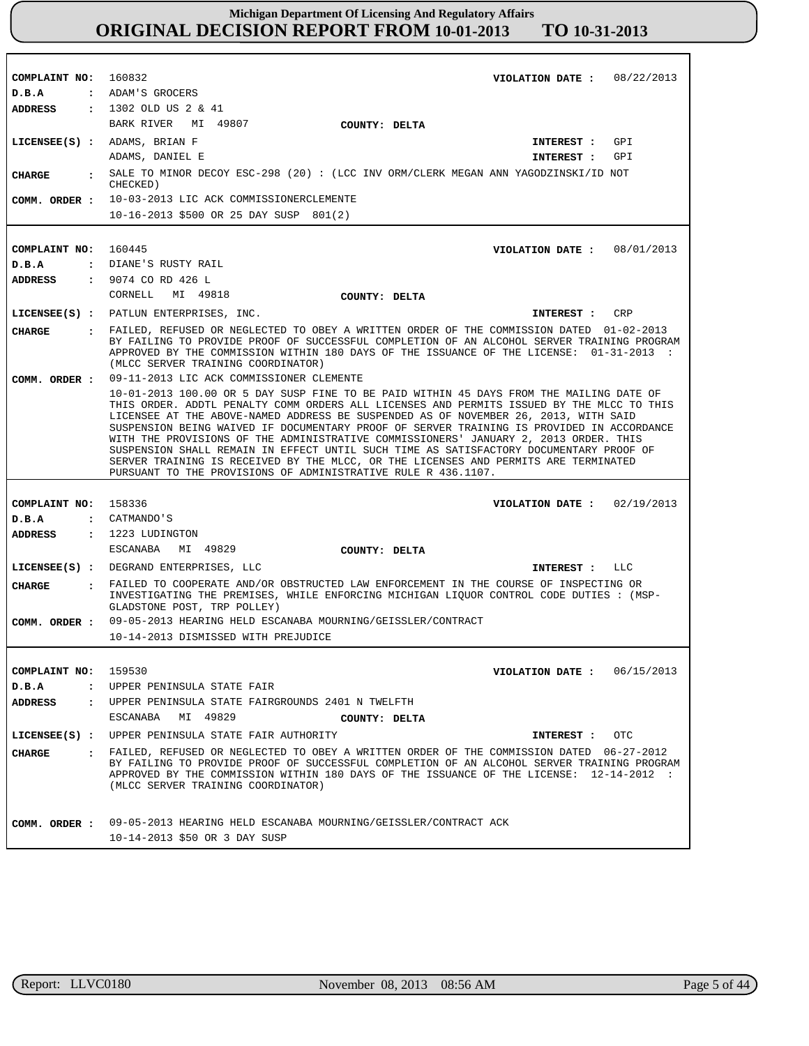**COMPLAINT NO:** 160832
**VIOLATION DATE :** 08/22/2013
**D.B.A :** ADAM'S GROCERS
**ADDRESS :** 1302 OLD US 2 & 41
BARK RIVER MI 49807
**COUNTY: DELTA**
**LICENSEE(S) :** ADAMS, BRIAN F — **INTEREST :** GPI
ADAMS, DANIEL E — **INTEREST :** GPI
**CHARGE :** SALE TO MINOR DECOY ESC-298 (20) : (LCC INV ORM/CLERK MEGAN ANN YAGODZINSKI/ID NOT CHECKED)
**COMM. ORDER :** 10-03-2013 LIC ACK COMMISSIONERCLEMENTE
10-16-2013 $500 OR 25 DAY SUSP 801(2)

---

**COMPLAINT NO:** 160445
**VIOLATION DATE :** 08/01/2013
**D.B.A :** DIANE'S RUSTY RAIL
**ADDRESS :** 9074 CO RD 426 L
CORNELL MI 49818
**COUNTY: DELTA**
**LICENSEE(S) :** PATLUN ENTERPRISES, INC. — **INTEREST :** CRP
**CHARGE :** FAILED, REFUSED OR NEGLECTED TO OBEY A WRITTEN ORDER OF THE COMMISSION DATED 01-02-2013 BY FAILING TO PROVIDE PROOF OF SUCCESSFUL COMPLETION OF AN ALCOHOL SERVER TRAINING PROGRAM APPROVED BY THE COMMISSION WITHIN 180 DAYS OF THE ISSUANCE OF THE LICENSE: 01-31-2013 : (MLCC SERVER TRAINING COORDINATOR)
**COMM. ORDER :** 09-11-2013 LIC ACK COMMISSIONER CLEMENTE
10-01-2013 100.00 OR 5 DAY SUSP FINE TO BE PAID WITHIN 45 DAYS FROM THE MAILING DATE OF THIS ORDER. ADDTL PENALTY COMM ORDERS ALL LICENSES AND PERMITS ISSUED BY THE MLCC TO THIS LICENSEE AT THE ABOVE-NAMED ADDRESS BE SUSPENDED AS OF NOVEMBER 26, 2013, WITH SAID SUSPENSION BEING WAIVED IF DOCUMENTARY PROOF OF SERVER TRAINING IS PROVIDED IN ACCORDANCE WITH THE PROVISIONS OF THE ADMINISTRATIVE COMMISSIONERS' JANUARY 2, 2013 ORDER. THIS SUSPENSION SHALL REMAIN IN EFFECT UNTIL SUCH TIME AS SATISFACTORY DOCUMENTARY PROOF OF SERVER TRAINING IS RECEIVED BY THE MLCC, OR THE LICENSES AND PERMITS ARE TERMINATED PURSUANT TO THE PROVISIONS OF ADMINISTRATIVE RULE R 436.1107.

---

**COMPLAINT NO:** 158336
**VIOLATION DATE :** 02/19/2013
**D.B.A :** CATMANDO'S
**ADDRESS :** 1223 LUDINGTON
ESCANABA MI 49829
**COUNTY: DELTA**
**LICENSEE(S) :** DEGRAND ENTERPRISES, LLC — **INTEREST :** LLC
**CHARGE :** FAILED TO COOPERATE AND/OR OBSTRUCTED LAW ENFORCEMENT IN THE COURSE OF INSPECTING OR INVESTIGATING THE PREMISES, WHILE ENFORCING MICHIGAN LIQUOR CONTROL CODE DUTIES : (MSP-GLADSTONE POST, TRP POLLEY)
**COMM. ORDER :** 09-05-2013 HEARING HELD ESCANABA MOURNING/GEISSLER/CONTRACT
10-14-2013 DISMISSED WITH PREJUDICE

---

**COMPLAINT NO:** 159530
**VIOLATION DATE :** 06/15/2013
**D.B.A :** UPPER PENINSULA STATE FAIR
**ADDRESS :** UPPER PENINSULA STATE FAIRGROUNDS 2401 N TWELFTH
ESCANABA MI 49829
**COUNTY: DELTA**
**LICENSEE(S) :** UPPER PENINSULA STATE FAIR AUTHORITY — **INTEREST :** OTC
**CHARGE :** FAILED, REFUSED OR NEGLECTED TO OBEY A WRITTEN ORDER OF THE COMMISSION DATED 06-27-2012 BY FAILING TO PROVIDE PROOF OF SUCCESSFUL COMPLETION OF AN ALCOHOL SERVER TRAINING PROGRAM APPROVED BY THE COMMISSION WITHIN 180 DAYS OF THE ISSUANCE OF THE LICENSE: 12-14-2012 : (MLCC SERVER TRAINING COORDINATOR)
**COMM. ORDER :** 09-05-2013 HEARING HELD ESCANABA MOURNING/GEISSLER/CONTRACT ACK
10-14-2013 $50 OR 3 DAY SUSP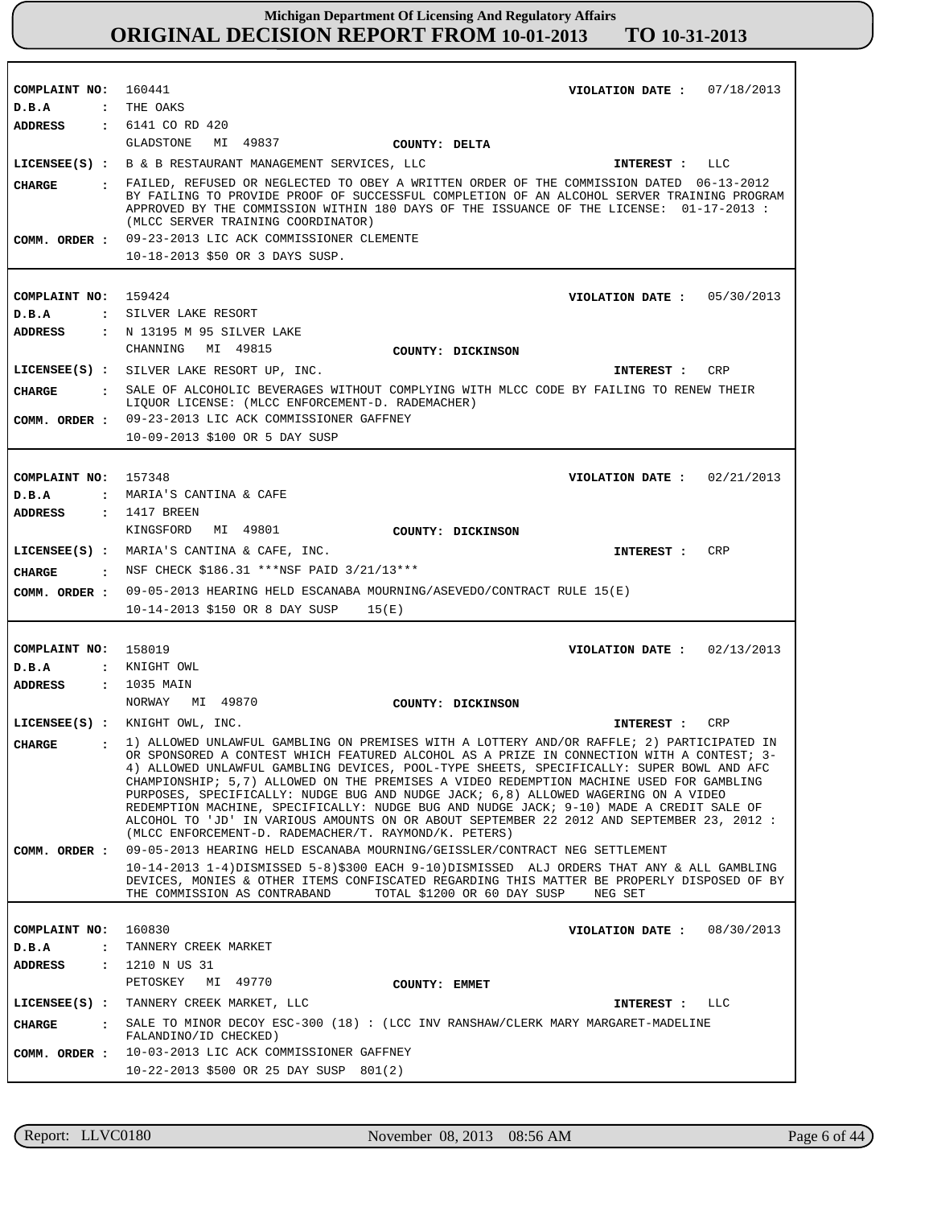# Michigan Department Of Licensing And Regulatory Affairs
# ORIGINAL DECISION REPORT FROM 10-01-2013 TO 10-31-2013

**COMPLAINT NO:** 160441 **VIOLATION DATE :** 07/18/2013
**D.B.A :** THE OAKS
**ADDRESS :** 6141 CO RD 420
GLADSTONE MI 49837 **COUNTY: DELTA**
**LICENSEE(S) :** B & B RESTAURANT MANAGEMENT SERVICES, LLC **INTEREST :** LLC
**CHARGE :** FAILED, REFUSED OR NEGLECTED TO OBEY A WRITTEN ORDER OF THE COMMISSION DATED 06-13-2012 BY FAILING TO PROVIDE PROOF OF SUCCESSFUL COMPLETION OF AN ALCOHOL SERVER TRAINING PROGRAM APPROVED BY THE COMMISSION WITHIN 180 DAYS OF THE ISSUANCE OF THE LICENSE: 01-17-2013 : (MLCC SERVER TRAINING COORDINATOR)
**COMM. ORDER :** 09-23-2013 LIC ACK COMMISSIONER CLEMENTE
10-18-2013 $50 OR 3 DAYS SUSP.

---

**COMPLAINT NO:** 159424 **VIOLATION DATE :** 05/30/2013
**D.B.A :** SILVER LAKE RESORT
**ADDRESS :** N 13195 M 95 SILVER LAKE
CHANNING MI 49815 **COUNTY: DICKINSON**
**LICENSEE(S) :** SILVER LAKE RESORT UP, INC. **INTEREST :** CRP
**CHARGE :** SALE OF ALCOHOLIC BEVERAGES WITHOUT COMPLYING WITH MLCC CODE BY FAILING TO RENEW THEIR LIQUOR LICENSE: (MLCC ENFORCEMENT-D. RADEMACHER)
**COMM. ORDER :** 09-23-2013 LIC ACK COMMISSIONER GAFFNEY
10-09-2013 $100 OR 5 DAY SUSP

---

**COMPLAINT NO:** 157348 **VIOLATION DATE :** 02/21/2013
**D.B.A :** MARIA'S CANTINA & CAFE
**ADDRESS :** 1417 BREEN
KINGSFORD MI 49801 **COUNTY: DICKINSON**
**LICENSEE(S) :** MARIA'S CANTINA & CAFE, INC. **INTEREST :** CRP
**CHARGE :** NSF CHECK $186.31 ***NSF PAID 3/21/13***
**COMM. ORDER :** 09-05-2013 HEARING HELD ESCANABA MOURNING/ASEVEDO/CONTRACT RULE 15(E)
10-14-2013 $150 OR 8 DAY SUSP 15(E)

---

**COMPLAINT NO:** 158019 **VIOLATION DATE :** 02/13/2013
**D.B.A :** KNIGHT OWL
**ADDRESS :** 1035 MAIN
NORWAY MI 49870 **COUNTY: DICKINSON**
**LICENSEE(S) :** KNIGHT OWL, INC. **INTEREST :** CRP
**CHARGE :** 1) ALLOWED UNLAWFUL GAMBLING ON PREMISES WITH A LOTTERY AND/OR RAFFLE; 2) PARTICIPATED IN OR SPONSORED A CONTEST WHICH FEATURED ALCOHOL AS A PRIZE IN CONNECTION WITH A CONTEST; 3-4) ALLOWED UNLAWFUL GAMBLING DEVICES, POOL-TYPE SHEETS, SPECIFICALLY: SUPER BOWL AND AFC CHAMPIONSHIP; 5,7) ALLOWED ON THE PREMISES A VIDEO REDEMPTION MACHINE USED FOR GAMBLING PURPOSES, SPECIFICALLY: NUDGE BUG AND NUDGE JACK; 6,8) ALLOWED WAGERING ON A VIDEO REDEMPTION MACHINE, SPECIFICALLY: NUDGE BUG AND NUDGE JACK; 9-10) MADE A CREDIT SALE OF ALCOHOL TO 'JD' IN VARIOUS AMOUNTS ON OR ABOUT SEPTEMBER 22 2012 AND SEPTEMBER 23, 2012 : (MLCC ENFORCEMENT-D. RADEMACHER/T. RAYMOND/K. PETERS)
**COMM. ORDER :** 09-05-2013 HEARING HELD ESCANABA MOURNING/GEISSLER/CONTRACT NEG SETTLEMENT
10-14-2013 1-4)DISMISSED 5-8)$300 EACH 9-10)DISMISSED ALJ ORDERS THAT ANY & ALL GAMBLING DEVICES, MONIES & OTHER ITEMS CONFISCATED REGARDING THIS MATTER BE PROPERLY DISPOSED OF BY THE COMMISSION AS CONTRABAND TOTAL $1200 OR 60 DAY SUSP NEG SET

---

**COMPLAINT NO:** 160830 **VIOLATION DATE :** 08/30/2013
**D.B.A :** TANNERY CREEK MARKET
**ADDRESS :** 1210 N US 31
PETOSKEY MI 49770 **COUNTY: EMMET**
**LICENSEE(S) :** TANNERY CREEK MARKET, LLC **INTEREST :** LLC
**CHARGE :** SALE TO MINOR DECOY ESC-300 (18) : (LCC INV RANSHAW/CLERK MARY MARGARET-MADELINE FALANDINO/ID CHECKED)
**COMM. ORDER :** 10-03-2013 LIC ACK COMMISSIONER GAFFNEY
10-22-2013 $500 OR 25 DAY SUSP 801(2)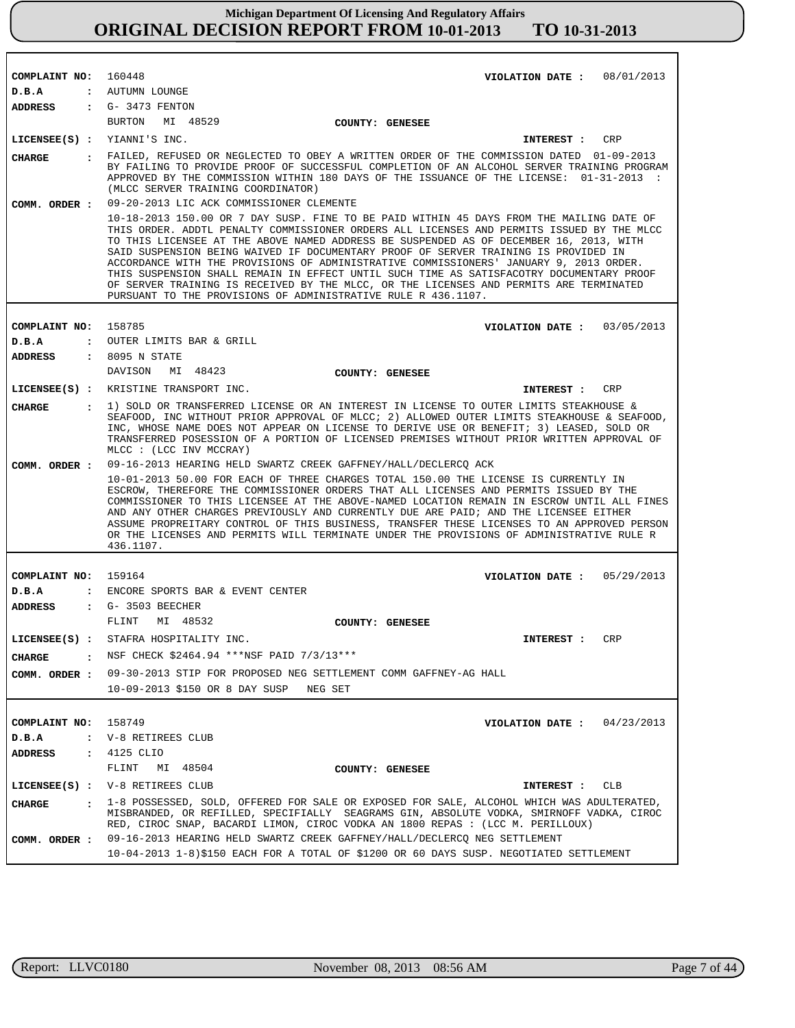# Michigan Department Of Licensing And Regulatory Affairs
## ORIGINAL DECISION REPORT FROM 10-01-2013 TO 10-31-2013

---

**COMPLAINT NO:** 160448 **VIOLATION DATE :** 08/01/2013

**D.B.A :** AUTUMN LOUNGE

**ADDRESS :** G- 3473 FENTON
BURTON MI 48529 **COUNTY: GENESEE**

**LICENSEE(S) :** YIANNI'S INC. **INTEREST :** CRP

**CHARGE :** FAILED, REFUSED OR NEGLECTED TO OBEY A WRITTEN ORDER OF THE COMMISSION DATED 01-09-2013 BY FAILING TO PROVIDE PROOF OF SUCCESSFUL COMPLETION OF AN ALCOHOL SERVER TRAINING PROGRAM APPROVED BY THE COMMISSION WITHIN 180 DAYS OF THE ISSUANCE OF THE LICENSE: 01-31-2013 : (MLCC SERVER TRAINING COORDINATOR)

**COMM. ORDER :** 09-20-2013 LIC ACK COMMISSIONER CLEMENTE

10-18-2013 150.00 OR 7 DAY SUSP. FINE TO BE PAID WITHIN 45 DAYS FROM THE MAILING DATE OF THIS ORDER. ADDTL PENALTY COMMISSIONER ORDERS ALL LICENSES AND PERMITS ISSUED BY THE MLCC TO THIS LICENSEE AT THE ABOVE NAMED ADDRESS BE SUSPENDED AS OF DECEMBER 16, 2013, WITH SAID SUSPENSION BEING WAIVED IF DOCUMENTARY PROOF OF SERVER TRAINING IS PROVIDED IN ACCORDANCE WITH THE PROVISIONS OF ADMINISTRATIVE COMMISSIONERS' JANUARY 9, 2013 ORDER. THIS SUSPENSION SHALL REMAIN IN EFFECT UNTIL SUCH TIME AS SATISFACOTRY DOCUMENTARY PROOF OF SERVER TRAINING IS RECEIVED BY THE MLCC, OR THE LICENSES AND PERMITS ARE TERMINATED PURSUANT TO THE PROVISIONS OF ADMINISTRATIVE RULE R 436.1107.

---

**COMPLAINT NO:** 158785 **VIOLATION DATE :** 03/05/2013

**D.B.A :** OUTER LIMITS BAR & GRILL

**ADDRESS :** 8095 N STATE
DAVISON MI 48423 **COUNTY: GENESEE**

**LICENSEE(S) :** KRISTINE TRANSPORT INC. **INTEREST :** CRP

**CHARGE :** 1) SOLD OR TRANSFERRED LICENSE OR AN INTEREST IN LICENSE TO OUTER LIMITS STEAKHOUSE & SEAFOOD, INC WITHOUT PRIOR APPROVAL OF MLCC; 2) ALLOWED OUTER LIMITS STEAKHOUSE & SEAFOOD, INC, WHOSE NAME DOES NOT APPEAR ON LICENSE TO DERIVE USE OR BENEFIT; 3) LEASED, SOLD OR TRANSFERRED POSESSION OF A PORTION OF LICENSED PREMISES WITHOUT PRIOR WRITTEN APPROVAL OF MLCC : (LCC INV MCCRAY)

**COMM. ORDER :** 09-16-2013 HEARING HELD SWARTZ CREEK GAFFNEY/HALL/DECLERCQ ACK

10-01-2013 50.00 FOR EACH OF THREE CHARGES TOTAL 150.00 THE LICENSE IS CURRENTLY IN ESCROW, THEREFORE THE COMMISSIONER ORDERS THAT ALL LICENSES AND PERMITS ISSUED BY THE COMMISSIONER TO THIS LICENSEE AT THE ABOVE-NAMED LOCATION REMAIN IN ESCROW UNTIL ALL FINES AND ANY OTHER CHARGES PREVIOUSLY AND CURRENTLY DUE ARE PAID; AND THE LICENSEE EITHER ASSUME PROPREITARY CONTROL OF THIS BUSINESS, TRANSFER THESE LICENSES TO AN APPROVED PERSON OR THE LICENSES AND PERMITS WILL TERMINATE UNDER THE PROVISIONS OF ADMINISTRATIVE RULE R 436.1107.

---

**COMPLAINT NO:** 159164 **VIOLATION DATE :** 05/29/2013

**D.B.A :** ENCORE SPORTS BAR & EVENT CENTER

**ADDRESS :** G- 3503 BEECHER
FLINT MI 48532 **COUNTY: GENESEE**

**LICENSEE(S) :** STAFRA HOSPITALITY INC. **INTEREST :** CRP

**CHARGE :** NSF CHECK $2464.94 ***NSF PAID 7/3/13***

**COMM. ORDER :** 09-30-2013 STIP FOR PROPOSED NEG SETTLEMENT COMM GAFFNEY-AG HALL

10-09-2013 $150 OR 8 DAY SUSP NEG SET

---

**COMPLAINT NO:** 158749 **VIOLATION DATE :** 04/23/2013

**D.B.A :** V-8 RETIREES CLUB

**ADDRESS :** 4125 CLIO
FLINT MI 48504 **COUNTY: GENESEE**

**LICENSEE(S) :** V-8 RETIREES CLUB **INTEREST :** CLB

**CHARGE :** 1-8 POSSESSED, SOLD, OFFERED FOR SALE OR EXPOSED FOR SALE, ALCOHOL WHICH WAS ADULTERATED, MISBRANDED, OR REFILLED, SPECIFIALLY SEAGRAMS GIN, ABSOLUTE VODKA, SMIRNOFF VADKA, CIROC RED, CIROC SNAP, BACARDI LIMON, CIROC VODKA AN 1800 REPAS : (LCC M. PERILLOUX)

**COMM. ORDER :** 09-16-2013 HEARING HELD SWARTZ CREEK GAFFNEY/HALL/DECLERCQ NEG SETTLEMENT

10-04-2013 1-8)$150 EACH FOR A TOTAL OF $1200 OR 60 DAYS SUSP. NEGOTIATED SETTLEMENT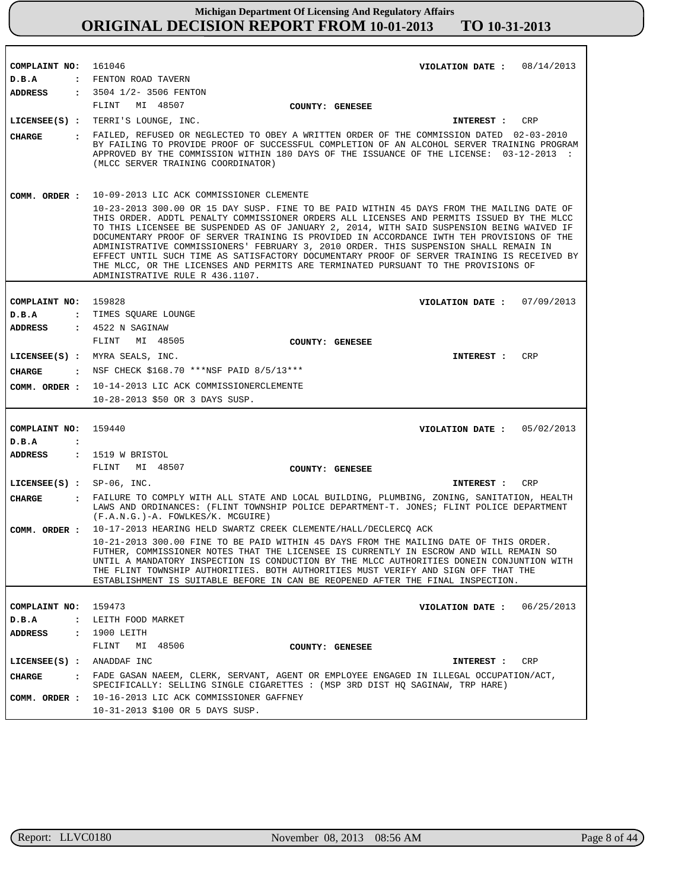**Michigan Department Of Licensing And Regulatory Affairs**
**ORIGINAL DECISION REPORT FROM 10-01-2013 TO 10-31-2013**

---

**COMPLAINT NO:** 161046
**VIOLATION DATE :** 08/14/2013
**D.B.A :** FENTON ROAD TAVERN
**ADDRESS :** 3504 1/2- 3506 FENTON
FLINT MI 48507
**COUNTY:** GENESEE
**LICENSEE(S) :** TERRI'S LOUNGE, INC.
**INTEREST :** CRP
**CHARGE :** FAILED, REFUSED OR NEGLECTED TO OBEY A WRITTEN ORDER OF THE COMMISSION DATED 02-03-2010 BY FAILING TO PROVIDE PROOF OF SUCCESSFUL COMPLETION OF AN ALCOHOL SERVER TRAINING PROGRAM APPROVED BY THE COMMISSION WITHIN 180 DAYS OF THE ISSUANCE OF THE LICENSE: 03-12-2013 : (MLCC SERVER TRAINING COORDINATOR)
**COMM. ORDER :** 10-09-2013 LIC ACK COMMISSIONER CLEMENTE
10-23-2013 300.00 OR 15 DAY SUSP. FINE TO BE PAID WITHIN 45 DAYS FROM THE MAILING DATE OF THIS ORDER. ADDTL PENALTY COMMISSIONER ORDERS ALL LICENSES AND PERMITS ISSUED BY THE MLCC TO THIS LICENSEE BE SUSPENDED AS OF JANUARY 2, 2014, WITH SAID SUSPENSION BEING WAIVED IF DOCUMENTARY PROOF OF SERVER TRAINING IS PROVIDED IN ACCORDANCE IWTH TEH PROVISIONS OF THE ADMINISTRATIVE COMMISSIONERS' FEBRUARY 3, 2010 ORDER. THIS SUSPENSION SHALL REMAIN IN EFFECT UNTIL SUCH TIME AS SATISFACTORY DOCUMENTARY PROOF OF SERVER TRAINING IS RECEIVED BY THE MLCC, OR THE LICENSES AND PERMITS ARE TERMINATED PURSUANT TO THE PROVISIONS OF ADMINISTRATIVE RULE R 436.1107.

---

**COMPLAINT NO:** 159828
**VIOLATION DATE :** 07/09/2013
**D.B.A :** TIMES SQUARE LOUNGE
**ADDRESS :** 4522 N SAGINAW
FLINT MI 48505
**COUNTY:** GENESEE
**LICENSEE(S) :** MYRA SEALS, INC.
**INTEREST :** CRP
**CHARGE :** NSF CHECK $168.70 ***NSF PAID 8/5/13***
**COMM. ORDER :** 10-14-2013 LIC ACK COMMISSIONERCLEMENTE
10-28-2013 $50 OR 3 DAYS SUSP.

---

**COMPLAINT NO:** 159440
**VIOLATION DATE :** 05/02/2013
**D.B.A :**
**ADDRESS :** 1519 W BRISTOL
FLINT MI 48507
**COUNTY:** GENESEE
**LICENSEE(S) :** SP-06, INC.
**INTEREST :** CRP
**CHARGE :** FAILURE TO COMPLY WITH ALL STATE AND LOCAL BUILDING, PLUMBING, ZONING, SANITATION, HEALTH LAWS AND ORDINANCES: (FLINT TOWNSHIP POLICE DEPARTMENT-T. JONES; FLINT POLICE DEPARTMENT (F.A.N.G.)-A. FOWLKES/K. MCGUIRE)
**COMM. ORDER :** 10-17-2013 HEARING HELD SWARTZ CREEK CLEMENTE/HALL/DECLERCQ ACK
10-21-2013 300.00 FINE TO BE PAID WITHIN 45 DAYS FROM THE MAILING DATE OF THIS ORDER. FUTHER, COMMISSIONER NOTES THAT THE LICENSEE IS CURRENTLY IN ESCROW AND WILL REMAIN SO UNTIL A MANDATORY INSPECTION IS CONDUCTION BY THE MLCC AUTHORITIES DONEIN CONJUNTION WITH THE FLINT TOWNSHIP AUTHORITIES. BOTH AUTHORITIES MUST VERIFY AND SIGN OFF THAT THE ESTABLISHMENT IS SUITABLE BEFORE IN CAN BE REOPENED AFTER THE FINAL INSPECTION.

---

**COMPLAINT NO:** 159473
**VIOLATION DATE :** 06/25/2013
**D.B.A :** LEITH FOOD MARKET
**ADDRESS :** 1900 LEITH
FLINT MI 48506
**COUNTY:** GENESEE
**LICENSEE(S) :** ANADDAF INC
**INTEREST :** CRP
**CHARGE :** FADE GASAN NAEEM, CLERK, SERVANT, AGENT OR EMPLOYEE ENGAGED IN ILLEGAL OCCUPATION/ACT, SPECIFICALLY: SELLING SINGLE CIGARETTES : (MSP 3RD DIST HQ SAGINAW, TRP HARE)
**COMM. ORDER :** 10-16-2013 LIC ACK COMMISSIONER GAFFNEY
10-31-2013 $100 OR 5 DAYS SUSP.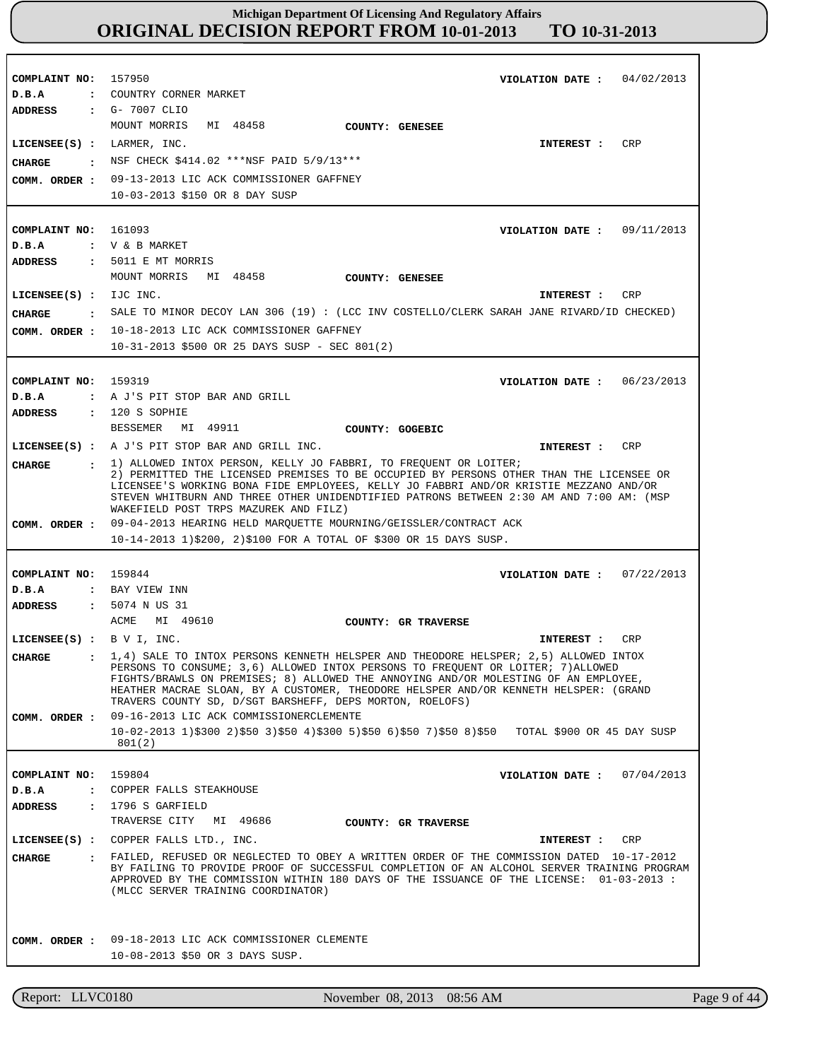**COMPLAINT NO:** 157950 **VIOLATION DATE :** 04/02/2013
**D.B.A :** COUNTRY CORNER MARKET
**ADDRESS :** G- 7007 CLIO
MOUNT MORRIS MI 48458 **COUNTY: GENESEE**
**LICENSEE(S) :** LARMER, INC. **INTEREST :** CRP
**CHARGE :** NSF CHECK $414.02 ***NSF PAID 5/9/13***
**COMM. ORDER :** 09-13-2013 LIC ACK COMMISSIONER GAFFNEY
10-03-2013 $150 OR 8 DAY SUSP

---

**COMPLAINT NO:** 161093 **VIOLATION DATE :** 09/11/2013
**D.B.A :** V & B MARKET
**ADDRESS :** 5011 E MT MORRIS
MOUNT MORRIS MI 48458 **COUNTY: GENESEE**
**LICENSEE(S) :** IJC INC. **INTEREST :** CRP
**CHARGE :** SALE TO MINOR DECOY LAN 306 (19) : (LCC INV COSTELLO/CLERK SARAH JANE RIVARD/ID CHECKED)
**COMM. ORDER :** 10-18-2013 LIC ACK COMMISSIONER GAFFNEY
10-31-2013 $500 OR 25 DAYS SUSP - SEC 801(2)

---

**COMPLAINT NO:** 159319 **VIOLATION DATE :** 06/23/2013
**D.B.A :** A J'S PIT STOP BAR AND GRILL
**ADDRESS :** 120 S SOPHIE
BESSEMER MI 49911 **COUNTY: GOGEBIC**
**LICENSEE(S) :** A J'S PIT STOP BAR AND GRILL INC. **INTEREST :** CRP
**CHARGE :** 1) ALLOWED INTOX PERSON, KELLY JO FABBRI, TO FREQUENT OR LOITER;
2) PERMITTED THE LICENSED PREMISES TO BE OCCUPIED BY PERSONS OTHER THAN THE LICENSEE OR LICENSEE'S WORKING BONA FIDE EMPLOYEES, KELLY JO FABBRI AND/OR KRISTIE MEZZANO AND/OR STEVEN WHITBURN AND THREE OTHER UNIDENDTIFIED PATRONS BETWEEN 2:30 AM AND 7:00 AM: (MSP WAKEFIELD POST TRPS MAZUREK AND FILZ)
**COMM. ORDER :** 09-04-2013 HEARING HELD MARQUETTE MOURNING/GEISSLER/CONTRACT ACK
10-14-2013 1)$200, 2)$100 FOR A TOTAL OF $300 OR 15 DAYS SUSP.

---

**COMPLAINT NO:** 159844 **VIOLATION DATE :** 07/22/2013
**D.B.A :** BAY VIEW INN
**ADDRESS :** 5074 N US 31
ACME MI 49610 **COUNTY: GR TRAVERSE**
**LICENSEE(S) :** B V I, INC. **INTEREST :** CRP
**CHARGE :** 1,4) SALE TO INTOX PERSONS KENNETH HELSPER AND THEODORE HELSPER; 2,5) ALLOWED INTOX PERSONS TO CONSUME; 3,6) ALLOWED INTOX PERSONS TO FREQUENT OR LOITER; 7)ALLOWED FIGHTS/BRAWLS ON PREMISES; 8) ALLOWED THE ANNOYING AND/OR MOLESTING OF AN EMPLOYEE, HEATHER MACRAE SLOAN, BY A CUSTOMER, THEODORE HELSPER AND/OR KENNETH HELSPER: (GRAND TRAVERS COUNTY SD, D/SGT BARSHEFF, DEPS MORTON, ROELOFS)
**COMM. ORDER :** 09-16-2013 LIC ACK COMMISSIONERCLEMENTE
10-02-2013 1)$300 2)$50 3)$50 4)$300 5)$50 6)$50 7)$50 8)$50 TOTAL $900 OR 45 DAY SUSP 801(2)

---

**COMPLAINT NO:** 159804 **VIOLATION DATE :** 07/04/2013
**D.B.A :** COPPER FALLS STEAKHOUSE
**ADDRESS :** 1796 S GARFIELD
TRAVERSE CITY MI 49686 **COUNTY: GR TRAVERSE**
**LICENSEE(S) :** COPPER FALLS LTD., INC. **INTEREST :** CRP
**CHARGE :** FAILED, REFUSED OR NEGLECTED TO OBEY A WRITTEN ORDER OF THE COMMISSION DATED 10-17-2012 BY FAILING TO PROVIDE PROOF OF SUCCESSFUL COMPLETION OF AN ALCOHOL SERVER TRAINING PROGRAM APPROVED BY THE COMMISSION WITHIN 180 DAYS OF THE ISSUANCE OF THE LICENSE: 01-03-2013 : (MLCC SERVER TRAINING COORDINATOR)
**COMM. ORDER :** 09-18-2013 LIC ACK COMMISSIONER CLEMENTE
10-08-2013 $50 OR 3 DAYS SUSP.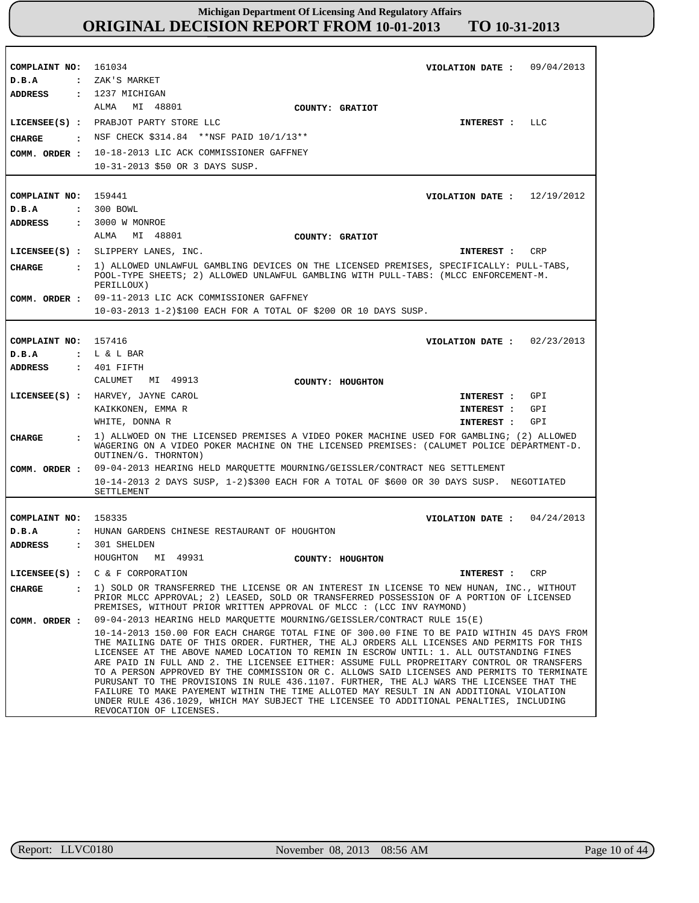# Michigan Department Of Licensing And Regulatory Affairs

## ORIGINAL DECISION REPORT FROM 10-01-2013 TO 10-31-2013

**COMPLAINT NO:** 161034 **VIOLATION DATE :** 09/04/2013
**D.B.A :** ZAK'S MARKET
**ADDRESS :** 1237 MICHIGAN
ALMA MI 48801 **COUNTY: GRATIOT**
**LICENSEE(S) :** PRABJOT PARTY STORE LLC **INTEREST :** LLC
**CHARGE :** NSF CHECK $314.84 **NSF PAID 10/1/13**
**COMM. ORDER :** 10-18-2013 LIC ACK COMMISSIONER GAFFNEY
10-31-2013 $50 OR 3 DAYS SUSP.

---

**COMPLAINT NO:** 159441 **VIOLATION DATE :** 12/19/2012
**D.B.A :** 300 BOWL
**ADDRESS :** 3000 W MONROE
ALMA MI 48801 **COUNTY: GRATIOT**
**LICENSEE(S) :** SLIPPERY LANES, INC. **INTEREST :** CRP
**CHARGE :** 1) ALLOWED UNLAWFUL GAMBLING DEVICES ON THE LICENSED PREMISES, SPECIFICALLY: PULL-TABS, POOL-TYPE SHEETS; 2) ALLOWED UNLAWFUL GAMBLING WITH PULL-TABS: (MLCC ENFORCEMENT-M. PERILLOUX)
**COMM. ORDER :** 09-11-2013 LIC ACK COMMISSIONER GAFFNEY
10-03-2013 1-2)$100 EACH FOR A TOTAL OF $200 OR 10 DAYS SUSP.

---

**COMPLAINT NO:** 157416 **VIOLATION DATE :** 02/23/2013
**D.B.A :** L & L BAR
**ADDRESS :** 401 FIFTH
CALUMET MI 49913 **COUNTY: HOUGHTON**
**LICENSEE(S) :** HARVEY, JAYNE CAROL **INTEREST :** GPI
KAIKKONEN, EMMA R **INTEREST :** GPI
WHITE, DONNA R **INTEREST :** GPI
**CHARGE :** 1) ALLWOED ON THE LICENSED PREMISES A VIDEO POKER MACHINE USED FOR GAMBLING; (2) ALLOWED WAGERING ON A VIDEO POKER MACHINE ON THE LICENSED PREMISES: (CALUMET POLICE DEPARTMENT-D. OUTINEN/G. THORNTON)
**COMM. ORDER :** 09-04-2013 HEARING HELD MARQUETTE MOURNING/GEISSLER/CONTRACT NEG SETTLEMENT
10-14-2013 2 DAYS SUSP, 1-2)$300 EACH FOR A TOTAL OF $600 OR 30 DAYS SUSP. NEGOTIATED SETTLEMENT

---

**COMPLAINT NO:** 158335 **VIOLATION DATE :** 04/24/2013
**D.B.A :** HUNAN GARDENS CHINESE RESTAURANT OF HOUGHTON
**ADDRESS :** 301 SHELDEN
HOUGHTON MI 49931 **COUNTY: HOUGHTON**
**LICENSEE(S) :** C & F CORPORATION **INTEREST :** CRP
**CHARGE :** 1) SOLD OR TRANSFERRED THE LICENSE OR AN INTEREST IN LICENSE TO NEW HUNAN, INC., WITHOUT PRIOR MLCC APPROVAL; 2) LEASED, SOLD OR TRANSFERRED POSSESSION OF A PORTION OF LICENSED PREMISES, WITHOUT PRIOR WRITTEN APPROVAL OF MLCC : (LCC INV RAYMOND)
**COMM. ORDER :** 09-04-2013 HEARING HELD MARQUETTE MOURNING/GEISSLER/CONTRACT RULE 15(E)
10-14-2013 150.00 FOR EACH CHARGE TOTAL FINE OF 300.00 FINE TO BE PAID WITHIN 45 DAYS FROM THE MAILING DATE OF THIS ORDER. FURTHER, THE ALJ ORDERS ALL LICENSES AND PERMITS FOR THIS LICENSEE AT THE ABOVE NAMED LOCATION TO REMIN IN ESCROW UNTIL: 1. ALL OUTSTANDING FINES ARE PAID IN FULL AND 2. THE LICENSEE EITHER: ASSUME FULL PROPREITARY CONTROL OR TRANSFERS TO A PERSON APPROVED BY THE COMMISSION OR C. ALLOWS SAID LICENSES AND PERMITS TO TERMINATE PURUSANT TO THE PROVISIONS IN RULE 436.1107. FURTHER, THE ALJ WARS THE LICENSEE THAT THE FAILURE TO MAKE PAYEMENT WITHIN THE TIME ALLOTED MAY RESULT IN AN ADDITIONAL VIOLATION UNDER RULE 436.1029, WHICH MAY SUBJECT THE LICENSEE TO ADDITIONAL PENALTIES, INCLUDING REVOCATION OF LICENSES.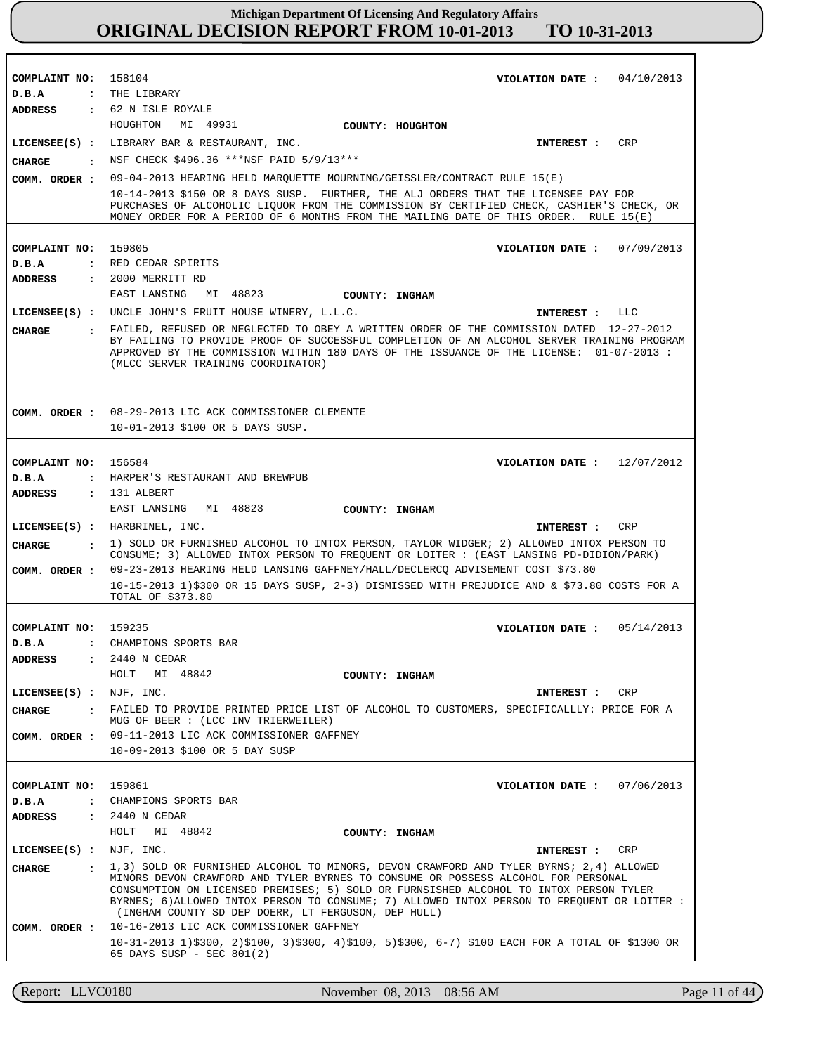# Michigan Department Of Licensing And Regulatory Affairs

## ORIGINAL DECISION REPORT FROM 10-01-2013 TO 10-31-2013

**COMPLAINT NO:** 158104  
**VIOLATION DATE:** 04/10/2013  
**D.B.A:** THE LIBRARY  
**ADDRESS:** 62 N ISLE ROYALE, HOUGHTON MI 49931  
**COUNTY:** HOUGHTON  
**LICENSEE(S):** LIBRARY BAR & RESTAURANT, INC.  
**INTEREST:** CRP  
**CHARGE:** NSF CHECK $496.36 ***NSF PAID 5/9/13***  
**COMM. ORDER:** 09-04-2013 HEARING HELD MARQUETTE MOURNING/GEISSLER/CONTRACT RULE 15(E)  
10-14-2013 $150 OR 8 DAYS SUSP. FURTHER, THE ALJ ORDERS THAT THE LICENSEE PAY FOR PURCHASES OF ALCOHOLIC LIQUOR FROM THE COMMISSION BY CERTIFIED CHECK, CASHIER'S CHECK, OR MONEY ORDER FOR A PERIOD OF 6 MONTHS FROM THE MAILING DATE OF THIS ORDER. RULE 15(E)

---

**COMPLAINT NO:** 159805  
**VIOLATION DATE:** 07/09/2013  
**D.B.A:** RED CEDAR SPIRITS  
**ADDRESS:** 2000 MERRITT RD, EAST LANSING MI 48823  
**COUNTY:** INGHAM  
**LICENSEE(S):** UNCLE JOHN'S FRUIT HOUSE WINERY, L.L.C.  
**INTEREST:** LLC  
**CHARGE:** FAILED, REFUSED OR NEGLECTED TO OBEY A WRITTEN ORDER OF THE COMMISSION DATED 12-27-2012 BY FAILING TO PROVIDE PROOF OF SUCCESSFUL COMPLETION OF AN ALCOHOL SERVER TRAINING PROGRAM APPROVED BY THE COMMISSION WITHIN 180 DAYS OF THE ISSUANCE OF THE LICENSE: 01-07-2013 : (MLCC SERVER TRAINING COORDINATOR)  
**COMM. ORDER:** 08-29-2013 LIC ACK COMMISSIONER CLEMENTE  
10-01-2013 $100 OR 5 DAYS SUSP.

---

**COMPLAINT NO:** 156584  
**VIOLATION DATE:** 12/07/2012  
**D.B.A:** HARPER'S RESTAURANT AND BREWPUB  
**ADDRESS:** 131 ALBERT, EAST LANSING MI 48823  
**COUNTY:** INGHAM  
**LICENSEE(S):** HARBRINEL, INC.  
**INTEREST:** CRP  
**CHARGE:** 1) SOLD OR FURNISHED ALCOHOL TO INTOX PERSON, TAYLOR WIDGER; 2) ALLOWED INTOX PERSON TO CONSUME; 3) ALLOWED INTOX PERSON TO FREQUENT OR LOITER : (EAST LANSING PD-DIDION/PARK)  
**COMM. ORDER:** 09-23-2013 HEARING HELD LANSING GAFFNEY/HALL/DECLERCQ ADVISEMENT COST $73.80  
10-15-2013 1)$300 OR 15 DAYS SUSP, 2-3) DISMISSED WITH PREJUDICE AND & $73.80 COSTS FOR A TOTAL OF $373.80

---

**COMPLAINT NO:** 159235  
**VIOLATION DATE:** 05/14/2013  
**D.B.A:** CHAMPIONS SPORTS BAR  
**ADDRESS:** 2440 N CEDAR, HOLT MI 48842  
**COUNTY:** INGHAM  
**LICENSEE(S):** NJF, INC.  
**INTEREST:** CRP  
**CHARGE:** FAILED TO PROVIDE PRINTED PRICE LIST OF ALCOHOL TO CUSTOMERS, SPECIFICALLLY: PRICE FOR A MUG OF BEER : (LCC INV TRIERWEILER)  
**COMM. ORDER:** 09-11-2013 LIC ACK COMMISSIONER GAFFNEY  
10-09-2013 $100 OR 5 DAY SUSP

---

**COMPLAINT NO:** 159861  
**VIOLATION DATE:** 07/06/2013  
**D.B.A:** CHAMPIONS SPORTS BAR  
**ADDRESS:** 2440 N CEDAR, HOLT MI 48842  
**COUNTY:** INGHAM  
**LICENSEE(S):** NJF, INC.  
**INTEREST:** CRP  
**CHARGE:** 1,3) SOLD OR FURNISHED ALCOHOL TO MINORS, DEVON CRAWFORD AND TYLER BYRNS; 2,4) ALLOWED MINORS DEVON CRAWFORD AND TYLER BYRNES TO CONSUME OR POSSESS ALCOHOL FOR PERSONAL CONSUMPTION ON LICENSED PREMISES; 5) SOLD OR FURNSISHED ALCOHOL TO INTOX PERSON TYLER BYRNES; 6)ALLOWED INTOX PERSON TO CONSUME; 7) ALLOWED INTOX PERSON TO FREQUENT OR LOITER : (INGHAM COUNTY SD DEP DOERR, LT FERGUSON, DEP HULL)  
**COMM. ORDER:** 10-16-2013 LIC ACK COMMISSIONER GAFFNEY  
10-31-2013 1)$300, 2)$100, 3)$300, 4)$100, 5)$300, 6-7) $100 EACH FOR A TOTAL OF $1300 OR 65 DAYS SUSP - SEC 801(2)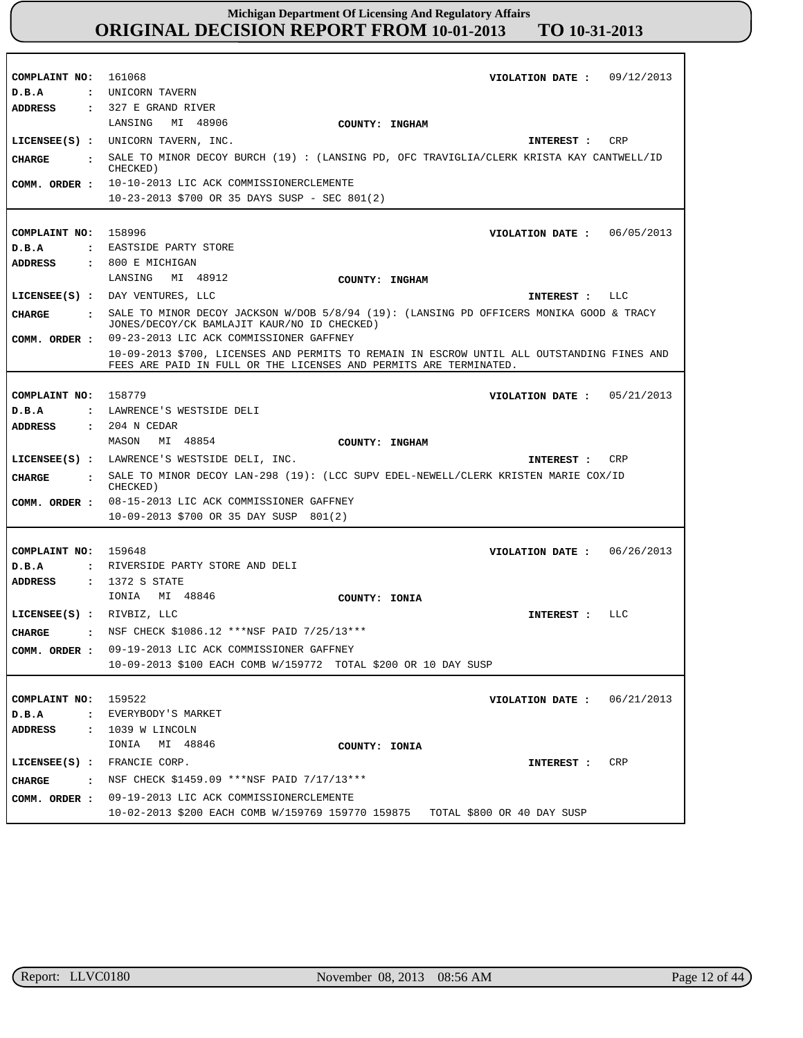| | | | |
|---|---|---|---|
| **COMPLAINT NO:** | 161068 | **VIOLATION DATE :** | 09/12/2013 |
| **D.B.A :** | UNICORN TAVERN | | |
| **ADDRESS :** | 327 E GRAND RIVER<br>LANSING MI 48906 | **COUNTY:** | INGHAM |
| **LICENSEE(S) :** | UNICORN TAVERN, INC. | **INTEREST :** | CRP |
| **CHARGE :** | SALE TO MINOR DECOY BURCH (19) : (LANSING PD, OFC TRAVIGLIA/CLERK KRISTA KAY CANTWELL/ID CHECKED) | | |
| **COMM. ORDER :** | 10-10-2013 LIC ACK COMMISSIONERCLEMENTE<br>10-23-2013 $700 OR 35 DAYS SUSP - SEC 801(2) | | |

| | | | |
|---|---|---|---|
| **COMPLAINT NO:** | 158996 | **VIOLATION DATE :** | 06/05/2013 |
| **D.B.A :** | EASTSIDE PARTY STORE | | |
| **ADDRESS :** | 800 E MICHIGAN<br>LANSING MI 48912 | **COUNTY:** | INGHAM |
| **LICENSEE(S) :** | DAY VENTURES, LLC | **INTEREST :** | LLC |
| **CHARGE :** | SALE TO MINOR DECOY JACKSON W/DOB 5/8/94 (19): (LANSING PD OFFICERS MONIKA GOOD & TRACY JONES/DECOY/CK BAMLAJIT KAUR/NO ID CHECKED) | | |
| **COMM. ORDER :** | 09-23-2013 LIC ACK COMMISSIONER GAFFNEY<br>10-09-2013 $700, LICENSES AND PERMITS TO REMAIN IN ESCROW UNTIL ALL OUTSTANDING FINES AND FEES ARE PAID IN FULL OR THE LICENSES AND PERMITS ARE TERMINATED. | | |

| | | | |
|---|---|---|---|
| **COMPLAINT NO:** | 158779 | **VIOLATION DATE :** | 05/21/2013 |
| **D.B.A :** | LAWRENCE'S WESTSIDE DELI | | |
| **ADDRESS :** | 204 N CEDAR<br>MASON MI 48854 | **COUNTY:** | INGHAM |
| **LICENSEE(S) :** | LAWRENCE'S WESTSIDE DELI, INC. | **INTEREST :** | CRP |
| **CHARGE :** | SALE TO MINOR DECOY LAN-298 (19): (LCC SUPV EDEL-NEWELL/CLERK KRISTEN MARIE COX/ID CHECKED) | | |
| **COMM. ORDER :** | 08-15-2013 LIC ACK COMMISSIONER GAFFNEY<br>10-09-2013 $700 OR 35 DAY SUSP 801(2) | | |

| | | | |
|---|---|---|---|
| **COMPLAINT NO:** | 159648 | **VIOLATION DATE :** | 06/26/2013 |
| **D.B.A :** | RIVERSIDE PARTY STORE AND DELI | | |
| **ADDRESS :** | 1372 S STATE<br>IONIA MI 48846 | **COUNTY:** | IONIA |
| **LICENSEE(S) :** | RIVBIZ, LLC | **INTEREST :** | LLC |
| **CHARGE :** | NSF CHECK $1086.12 ***NSF PAID 7/25/13*** | | |
| **COMM. ORDER :** | 09-19-2013 LIC ACK COMMISSIONER GAFFNEY<br>10-09-2013 $100 EACH COMB W/159772 TOTAL $200 OR 10 DAY SUSP | | |

| | | | |
|---|---|---|---|
| **COMPLAINT NO:** | 159522 | **VIOLATION DATE :** | 06/21/2013 |
| **D.B.A :** | EVERYBODY'S MARKET | | |
| **ADDRESS :** | 1039 W LINCOLN<br>IONIA MI 48846 | **COUNTY:** | IONIA |
| **LICENSEE(S) :** | FRANCIE CORP. | **INTEREST :** | CRP |
| **CHARGE :** | NSF CHECK $1459.09 ***NSF PAID 7/17/13*** | | |
| **COMM. ORDER :** | 09-19-2013 LIC ACK COMMISSIONERCLEMENTE<br>10-02-2013 $200 EACH COMB W/159769 159770 159875 TOTAL $800 OR 40 DAY SUSP | | |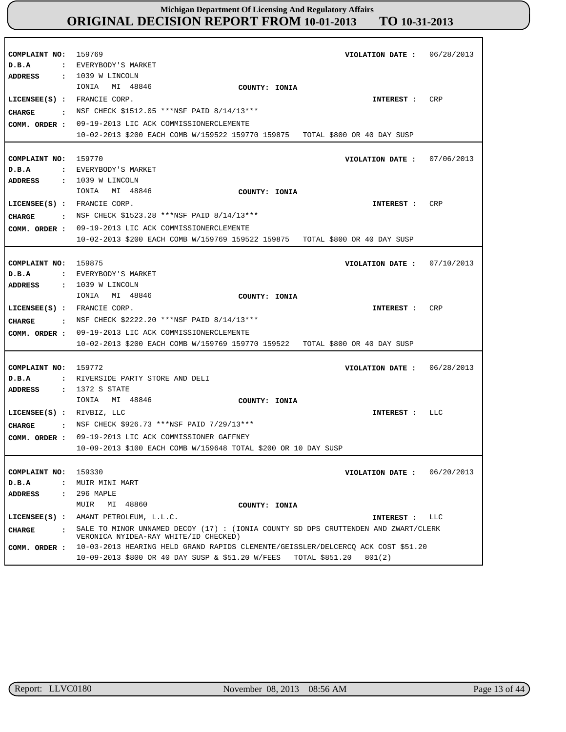**COMPLAINT NO:** 159769 **VIOLATION DATE :** 06/28/2013
**D.B.A :** EVERYBODY'S MARKET
**ADDRESS :** 1039 W LINCOLN
IONIA MI 48846 **COUNTY: IONIA**
**LICENSEE(S) :** FRANCIE CORP. **INTEREST :** CRP
**CHARGE :** NSF CHECK $1512.05 ***NSF PAID 8/14/13***
**COMM. ORDER :** 09-19-2013 LIC ACK COMMISSIONERCLEMENTE
10-02-2013 $200 EACH COMB W/159522 159770 159875 TOTAL $800 OR 40 DAY SUSP

---

**COMPLAINT NO:** 159770 **VIOLATION DATE :** 07/06/2013
**D.B.A :** EVERYBODY'S MARKET
**ADDRESS :** 1039 W LINCOLN
IONIA MI 48846 **COUNTY: IONIA**
**LICENSEE(S) :** FRANCIE CORP. **INTEREST :** CRP
**CHARGE :** NSF CHECK $1523.28 ***NSF PAID 8/14/13***
**COMM. ORDER :** 09-19-2013 LIC ACK COMMISSIONERCLEMENTE
10-02-2013 $200 EACH COMB W/159769 159522 159875 TOTAL $800 OR 40 DAY SUSP

---

**COMPLAINT NO:** 159875 **VIOLATION DATE :** 07/10/2013
**D.B.A :** EVERYBODY'S MARKET
**ADDRESS :** 1039 W LINCOLN
IONIA MI 48846 **COUNTY: IONIA**
**LICENSEE(S) :** FRANCIE CORP. **INTEREST :** CRP
**CHARGE :** NSF CHECK $2222.20 ***NSF PAID 8/14/13***
**COMM. ORDER :** 09-19-2013 LIC ACK COMMISSIONERCLEMENTE
10-02-2013 $200 EACH COMB W/159769 159770 159522 TOTAL $800 OR 40 DAY SUSP

---

**COMPLAINT NO:** 159772 **VIOLATION DATE :** 06/28/2013
**D.B.A :** RIVERSIDE PARTY STORE AND DELI
**ADDRESS :** 1372 S STATE
IONIA MI 48846 **COUNTY: IONIA**
**LICENSEE(S) :** RIVBIZ, LLC **INTEREST :** LLC
**CHARGE :** NSF CHECK $926.73 ***NSF PAID 7/29/13***
**COMM. ORDER :** 09-19-2013 LIC ACK COMMISSIONER GAFFNEY
10-09-2013 $100 EACH COMB W/159648 TOTAL $200 OR 10 DAY SUSP

---

**COMPLAINT NO:** 159330 **VIOLATION DATE :** 06/20/2013
**D.B.A :** MUIR MINI MART
**ADDRESS :** 296 MAPLE
MUIR MI 48860 **COUNTY: IONIA**
**LICENSEE(S) :** AMANT PETROLEUM, L.L.C. **INTEREST :** LLC
**CHARGE :** SALE TO MINOR UNNAMED DECOY (17) : (IONIA COUNTY SD DPS CRUTTENDEN AND ZWART/CLERK VERONICA NYIDEA-RAY WHITE/ID CHECKED)
**COMM. ORDER :** 10-03-2013 HEARING HELD GRAND RAPIDS CLEMENTE/GEISSLER/DELCERCQ ACK COST $51.20
10-09-2013 $800 OR 40 DAY SUSP & $51.20 W/FEES TOTAL $851.20 801(2)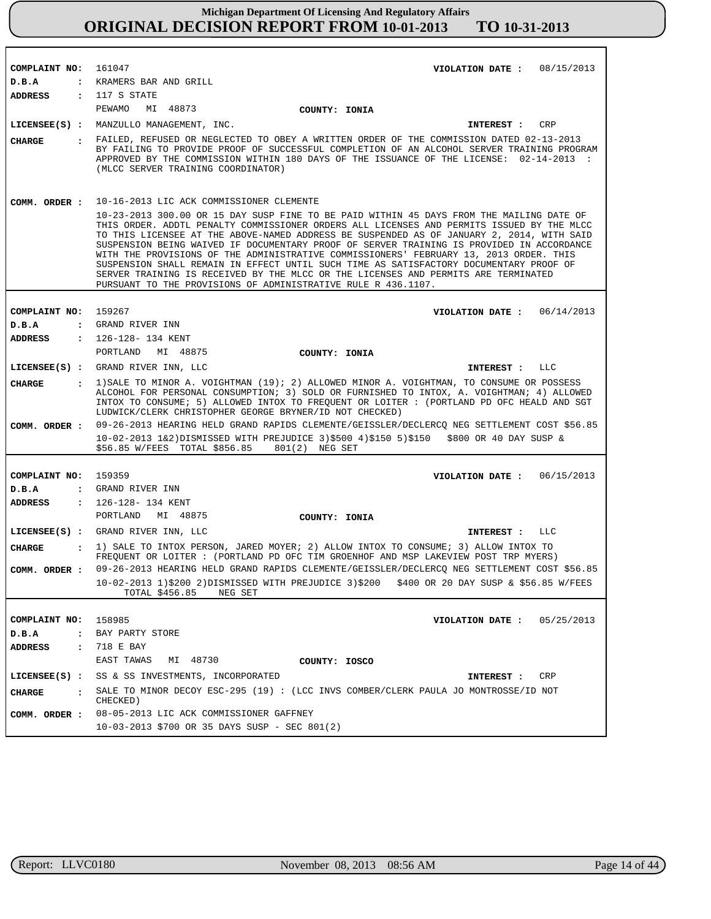# Michigan Department Of Licensing And Regulatory Affairs
## ORIGINAL DECISION REPORT FROM 10-01-2013 TO 10-31-2013

**COMPLAINT NO:** 161047  
**VIOLATION DATE :** 08/15/2013  
**D.B.A :** KRAMERS BAR AND GRILL  
**ADDRESS :** 117 S STATE  
PEWAMO MI 48873  
**COUNTY:** IONIA  
**LICENSEE(S) :** MANZULLO MANAGEMENT, INC.  
**INTEREST :** CRP  
**CHARGE :** FAILED, REFUSED OR NEGLECTED TO OBEY A WRITTEN ORDER OF THE COMMISSION DATED 02-13-2013 BY FAILING TO PROVIDE PROOF OF SUCCESSFUL COMPLETION OF AN ALCOHOL SERVER TRAINING PROGRAM APPROVED BY THE COMMISSION WITHIN 180 DAYS OF THE ISSUANCE OF THE LICENSE: 02-14-2013 : (MLCC SERVER TRAINING COORDINATOR)  
**COMM. ORDER :** 10-16-2013 LIC ACK COMMISSIONER CLEMENTE  
10-23-2013 300.00 OR 15 DAY SUSP FINE TO BE PAID WITHIN 45 DAYS FROM THE MAILING DATE OF THIS ORDER. ADDTL PENALTY COMMISSIONER ORDERS ALL LICENSES AND PERMITS ISSUED BY THE MLCC TO THIS LICENSEE AT THE ABOVE-NAMED ADDRESS BE SUSPENDED AS OF JANUARY 2, 2014, WITH SAID SUSPENSION BEING WAIVED IF DOCUMENTARY PROOF OF SERVER TRAINING IS PROVIDED IN ACCORDANCE WITH THE PROVISIONS OF THE ADMINISTRATIVE COMMISSIONERS' FEBRUARY 13, 2013 ORDER. THIS SUSPENSION SHALL REMAIN IN EFFECT UNTIL SUCH TIME AS SATISFACTORY DOCUMENTARY PROOF OF SERVER TRAINING IS RECEIVED BY THE MLCC OR THE LICENSES AND PERMITS ARE TERMINATED PURSUANT TO THE PROVISIONS OF ADMINISTRATIVE RULE R 436.1107.

---

**COMPLAINT NO:** 159267  
**VIOLATION DATE :** 06/14/2013  
**D.B.A :** GRAND RIVER INN  
**ADDRESS :** 126-128- 134 KENT  
PORTLAND MI 48875  
**COUNTY:** IONIA  
**LICENSEE(S) :** GRAND RIVER INN, LLC  
**INTEREST :** LLC  
**CHARGE :** 1)SALE TO MINOR A. VOIGHTMAN (19); 2) ALLOWED MINOR A. VOIGHTMAN, TO CONSUME OR POSSESS ALCOHOL FOR PERSONAL CONSUMPTION; 3) SOLD OR FURNISHED TO INTOX, A. VOIGHTMAN; 4) ALLOWED INTOX TO CONSUME; 5) ALLOWED INTOX TO FREQUENT OR LOITER : (PORTLAND PD OFC HEALD AND SGT LUDWICK/CLERK CHRISTOPHER GEORGE BRYNER/ID NOT CHECKED)  
**COMM. ORDER :** 09-26-2013 HEARING HELD GRAND RAPIDS CLEMENTE/GEISSLER/DECLERCQ NEG SETTLEMENT COST $56.85  
10-02-2013 1&2)DISMISSED WITH PREJUDICE 3)$500 4)$150 5)$150 $800 OR 40 DAY SUSP & $56.85 W/FEES TOTAL $856.85 801(2) NEG SET

---

**COMPLAINT NO:** 159359  
**VIOLATION DATE :** 06/15/2013  
**D.B.A :** GRAND RIVER INN  
**ADDRESS :** 126-128- 134 KENT  
PORTLAND MI 48875  
**COUNTY:** IONIA  
**LICENSEE(S) :** GRAND RIVER INN, LLC  
**INTEREST :** LLC  
**CHARGE :** 1) SALE TO INTOX PERSON, JARED MOYER; 2) ALLOW INTOX TO CONSUME; 3) ALLOW INTOX TO FREQUENT OR LOITER : (PORTLAND PD OFC TIM GROENHOF AND MSP LAKEVIEW POST TRP MYERS)  
**COMM. ORDER :** 09-26-2013 HEARING HELD GRAND RAPIDS CLEMENTE/GEISSLER/DECLERCQ NEG SETTLEMENT COST $56.85  
10-02-2013 1)$200 2)DISMISSED WITH PREJUDICE 3)$200 $400 OR 20 DAY SUSP & $56.85 W/FEES TOTAL $456.85 NEG SET

---

**COMPLAINT NO:** 158985  
**VIOLATION DATE :** 05/25/2013  
**D.B.A :** BAY PARTY STORE  
**ADDRESS :** 718 E BAY  
EAST TAWAS MI 48730  
**COUNTY:** IOSCO  
**LICENSEE(S) :** SS & SS INVESTMENTS, INCORPORATED  
**INTEREST :** CRP  
**CHARGE :** SALE TO MINOR DECOY ESC-295 (19) : (LCC INVS COMBER/CLERK PAULA JO MONTROSSE/ID NOT CHECKED)  
**COMM. ORDER :** 08-05-2013 LIC ACK COMMISSIONER GAFFNEY  
10-03-2013 $700 OR 35 DAYS SUSP - SEC 801(2)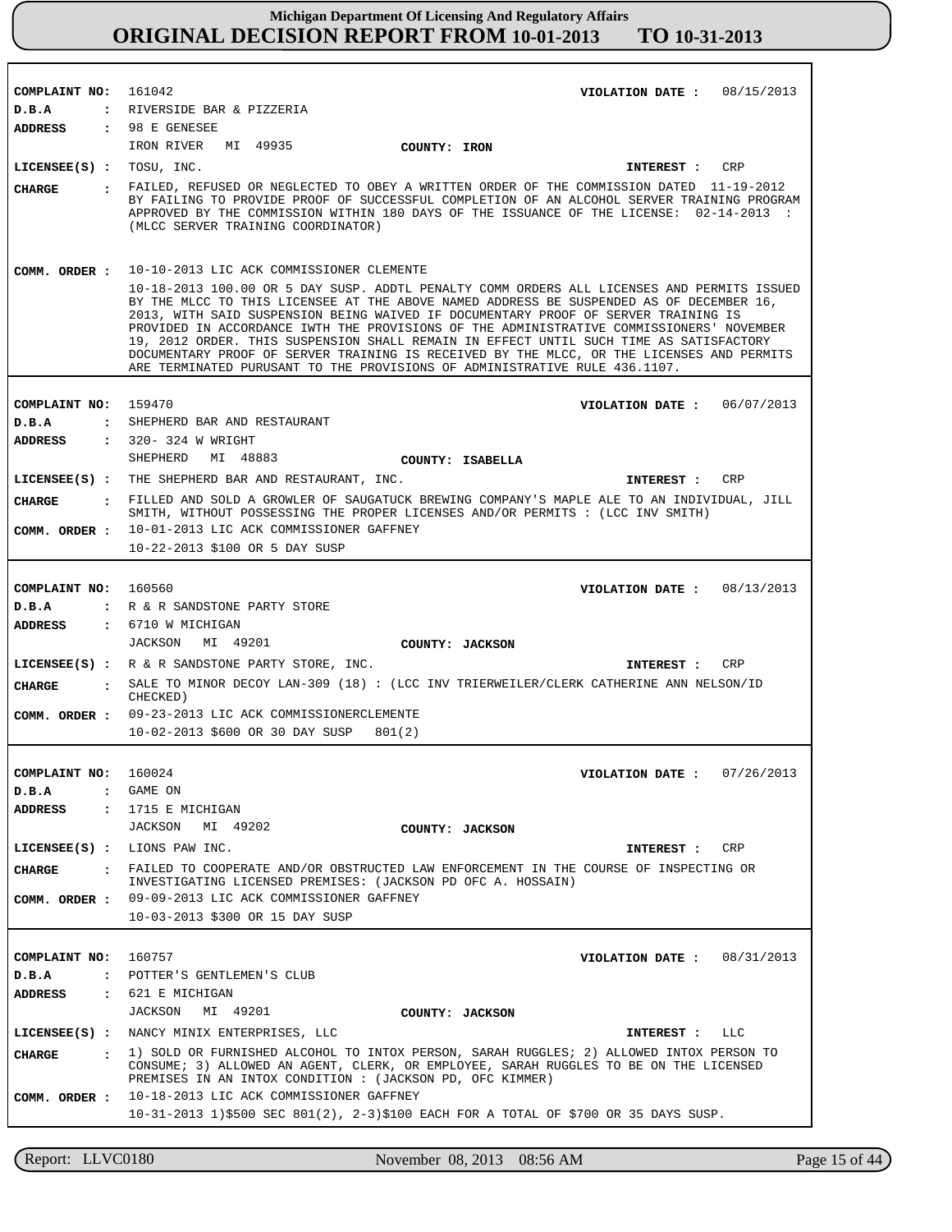# Michigan Department Of Licensing And Regulatory Affairs
## ORIGINAL DECISION REPORT FROM 10-01-2013 TO 10-31-2013

**COMPLAINT NO:** 161042  **VIOLATION DATE :** 08/15/2013
**D.B.A :** RIVERSIDE BAR & PIZZERIA
**ADDRESS :** 98 E GENESEE
IRON RIVER MI 49935  **COUNTY: IRON**
**LICENSEE(S) :** TOSU, INC.  **INTEREST :** CRP
**CHARGE :** FAILED, REFUSED OR NEGLECTED TO OBEY A WRITTEN ORDER OF THE COMMISSION DATED 11-19-2012 BY FAILING TO PROVIDE PROOF OF SUCCESSFUL COMPLETION OF AN ALCOHOL SERVER TRAINING PROGRAM APPROVED BY THE COMMISSION WITHIN 180 DAYS OF THE ISSUANCE OF THE LICENSE: 02-14-2013 : (MLCC SERVER TRAINING COORDINATOR)
**COMM. ORDER :** 10-10-2013 LIC ACK COMMISSIONER CLEMENTE
10-18-2013 100.00 OR 5 DAY SUSP. ADDTL PENALTY COMM ORDERS ALL LICENSES AND PERMITS ISSUED BY THE MLCC TO THIS LICENSEE AT THE ABOVE NAMED ADDRESS BE SUSPENDED AS OF DECEMBER 16, 2013, WITH SAID SUSPENSION BEING WAIVED IF DOCUMENTARY PROOF OF SERVER TRAINING IS PROVIDED IN ACCORDANCE IWTH THE PROVISIONS OF THE ADMINISTRATIVE COMMISSIONERS' NOVEMBER 19, 2012 ORDER. THIS SUSPENSION SHALL REMAIN IN EFFECT UNTIL SUCH TIME AS SATISFACTORY DOCUMENTARY PROOF OF SERVER TRAINING IS RECEIVED BY THE MLCC, OR THE LICENSES AND PERMITS ARE TERMINATED PURUSANT TO THE PROVISIONS OF ADMINISTRATIVE RULE 436.1107.

---

**COMPLAINT NO:** 159470  **VIOLATION DATE :** 06/07/2013
**D.B.A :** SHEPHERD BAR AND RESTAURANT
**ADDRESS :** 320- 324 W WRIGHT
SHEPHERD MI 48883  **COUNTY: ISABELLA**
**LICENSEE(S) :** THE SHEPHERD BAR AND RESTAURANT, INC.  **INTEREST :** CRP
**CHARGE :** FILLED AND SOLD A GROWLER OF SAUGATUCK BREWING COMPANY'S MAPLE ALE TO AN INDIVIDUAL, JILL SMITH, WITHOUT POSSESSING THE PROPER LICENSES AND/OR PERMITS : (LCC INV SMITH)
**COMM. ORDER :** 10-01-2013 LIC ACK COMMISSIONER GAFFNEY
10-22-2013 $100 OR 5 DAY SUSP

---

**COMPLAINT NO:** 160560  **VIOLATION DATE :** 08/13/2013
**D.B.A :** R & R SANDSTONE PARTY STORE
**ADDRESS :** 6710 W MICHIGAN
JACKSON MI 49201  **COUNTY: JACKSON**
**LICENSEE(S) :** R & R SANDSTONE PARTY STORE, INC.  **INTEREST :** CRP
**CHARGE :** SALE TO MINOR DECOY LAN-309 (18) : (LCC INV TRIERWEILER/CLERK CATHERINE ANN NELSON/ID CHECKED)
**COMM. ORDER :** 09-23-2013 LIC ACK COMMISSIONERCLEMENTE
10-02-2013 $600 OR 30 DAY SUSP 801(2)

---

**COMPLAINT NO:** 160024  **VIOLATION DATE :** 07/26/2013
**D.B.A :** GAME ON
**ADDRESS :** 1715 E MICHIGAN
JACKSON MI 49202  **COUNTY: JACKSON**
**LICENSEE(S) :** LIONS PAW INC.  **INTEREST :** CRP
**CHARGE :** FAILED TO COOPERATE AND/OR OBSTRUCTED LAW ENFORCEMENT IN THE COURSE OF INSPECTING OR INVESTIGATING LICENSED PREMISES: (JACKSON PD OFC A. HOSSAIN)
**COMM. ORDER :** 09-09-2013 LIC ACK COMMISSIONER GAFFNEY
10-03-2013 $300 OR 15 DAY SUSP

---

**COMPLAINT NO:** 160757  **VIOLATION DATE :** 08/31/2013
**D.B.A :** POTTER'S GENTLEMEN'S CLUB
**ADDRESS :** 621 E MICHIGAN
JACKSON MI 49201  **COUNTY: JACKSON**
**LICENSEE(S) :** NANCY MINIX ENTERPRISES, LLC  **INTEREST :** LLC
**CHARGE :** 1) SOLD OR FURNISHED ALCOHOL TO INTOX PERSON, SARAH RUGGLES; 2) ALLOWED INTOX PERSON TO CONSUME; 3) ALLOWED AN AGENT, CLERK, OR EMPLOYEE, SARAH RUGGLES TO BE ON THE LICENSED PREMISES IN AN INTOX CONDITION : (JACKSON PD, OFC KIMMER)
**COMM. ORDER :** 10-18-2013 LIC ACK COMMISSIONER GAFFNEY
10-31-2013 1)$500 SEC 801(2), 2-3)$100 EACH FOR A TOTAL OF $700 OR 35 DAYS SUSP.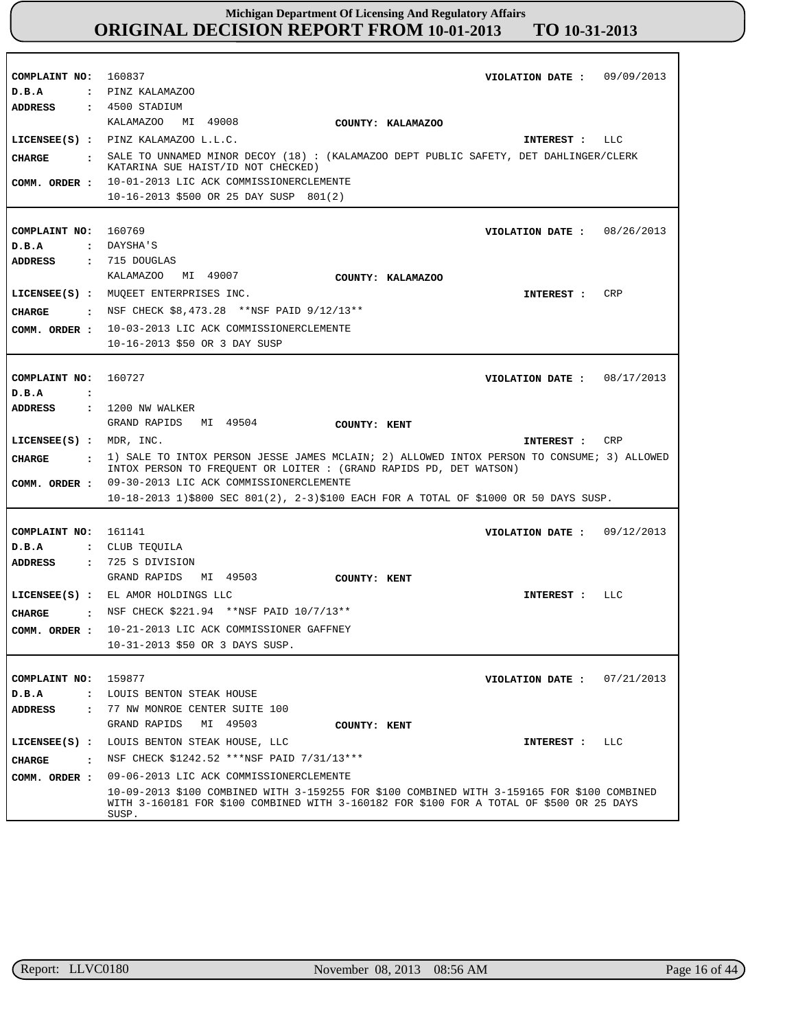# Michigan Department Of Licensing And Regulatory Affairs
## ORIGINAL DECISION REPORT FROM 10-01-2013 TO 10-31-2013

**COMPLAINT NO:** 160837 **VIOLATION DATE :** 09/09/2013
**D.B.A :** PINZ KALAMAZOO
**ADDRESS :** 4500 STADIUM
KALAMAZOO MI 49008 **COUNTY:** KALAMAZOO
**LICENSEE(S) :** PINZ KALAMAZOO L.L.C. **INTEREST :** LLC
**CHARGE :** SALE TO UNNAMED MINOR DECOY (18) : (KALAMAZOO DEPT PUBLIC SAFETY, DET DAHLINGER/CLERK KATARINA SUE HAIST/ID NOT CHECKED)
**COMM. ORDER :** 10-01-2013 LIC ACK COMMISSIONERCLEMENTE
10-16-2013 $500 OR 25 DAY SUSP 801(2)

---

**COMPLAINT NO:** 160769 **VIOLATION DATE :** 08/26/2013
**D.B.A :** DAYSHA'S
**ADDRESS :** 715 DOUGLAS
KALAMAZOO MI 49007 **COUNTY:** KALAMAZOO
**LICENSEE(S) :** MUQEET ENTERPRISES INC. **INTEREST :** CRP
**CHARGE :** NSF CHECK $8,473.28 **NSF PAID 9/12/13**
**COMM. ORDER :** 10-03-2013 LIC ACK COMMISSIONERCLEMENTE
10-16-2013 $50 OR 3 DAY SUSP

---

**COMPLAINT NO:** 160727 **VIOLATION DATE :** 08/17/2013
**D.B.A :**
**ADDRESS :** 1200 NW WALKER
GRAND RAPIDS MI 49504 **COUNTY:** KENT
**LICENSEE(S) :** MDR, INC. **INTEREST :** CRP
**CHARGE :** 1) SALE TO INTOX PERSON JESSE JAMES MCLAIN; 2) ALLOWED INTOX PERSON TO CONSUME; 3) ALLOWED INTOX PERSON TO FREQUENT OR LOITER : (GRAND RAPIDS PD, DET WATSON)
**COMM. ORDER :** 09-30-2013 LIC ACK COMMISSIONERCLEMENTE
10-18-2013 1)$800 SEC 801(2), 2-3)$100 EACH FOR A TOTAL OF $1000 OR 50 DAYS SUSP.

---

**COMPLAINT NO:** 161141 **VIOLATION DATE :** 09/12/2013
**D.B.A :** CLUB TEQUILA
**ADDRESS :** 725 S DIVISION
GRAND RAPIDS MI 49503 **COUNTY:** KENT
**LICENSEE(S) :** EL AMOR HOLDINGS LLC **INTEREST :** LLC
**CHARGE :** NSF CHECK $221.94 **NSF PAID 10/7/13**
**COMM. ORDER :** 10-21-2013 LIC ACK COMMISSIONER GAFFNEY
10-31-2013 $50 OR 3 DAYS SUSP.

---

**COMPLAINT NO:** 159877 **VIOLATION DATE :** 07/21/2013
**D.B.A :** LOUIS BENTON STEAK HOUSE
**ADDRESS :** 77 NW MONROE CENTER SUITE 100
GRAND RAPIDS MI 49503 **COUNTY:** KENT
**LICENSEE(S) :** LOUIS BENTON STEAK HOUSE, LLC **INTEREST :** LLC
**CHARGE :** NSF CHECK $1242.52 ***NSF PAID 7/31/13***
**COMM. ORDER :** 09-06-2013 LIC ACK COMMISSIONERCLEMENTE
10-09-2013 $100 COMBINED WITH 3-159255 FOR $100 COMBINED WITH 3-159165 FOR $100 COMBINED WITH 3-160181 FOR $100 COMBINED WITH 3-160182 FOR $100 FOR A TOTAL OF $500 OR 25 DAYS SUSP.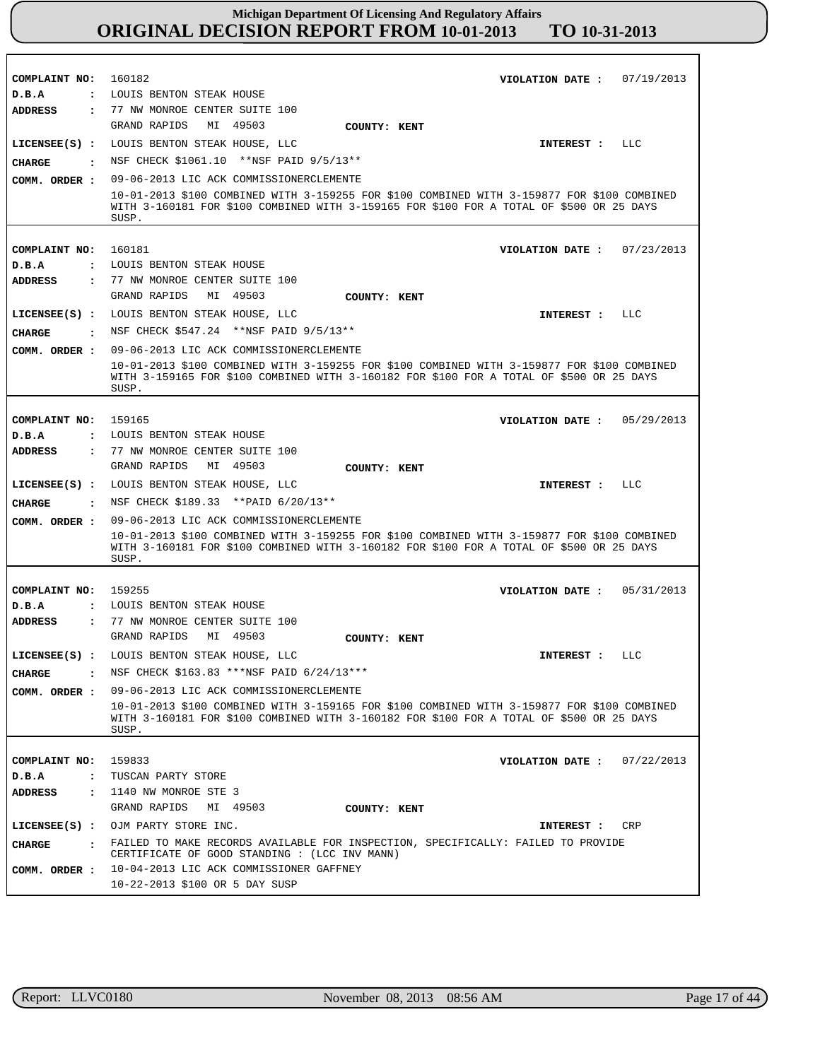| | | | |
|---|---|---|---|
| **COMPLAINT NO:** 160182 | | **VIOLATION DATE :** | 07/19/2013 |
| **D.B.A :** | LOUIS BENTON STEAK HOUSE | | |
| **ADDRESS :** | 77 NW MONROE CENTER SUITE 100<br>GRAND RAPIDS MI 49503 **COUNTY: KENT** | | |
| **LICENSEE(S) :** | LOUIS BENTON STEAK HOUSE, LLC | **INTEREST :** | LLC |
| **CHARGE :** | NSF CHECK $1061.10 **NSF PAID 9/5/13** | | |
| **COMM. ORDER :** | 09-06-2013 LIC ACK COMMISSIONERCLEMENTE<br>10-01-2013 $100 COMBINED WITH 3-159255 FOR $100 COMBINED WITH 3-159877 FOR $100 COMBINED WITH 3-160181 FOR $100 COMBINED WITH 3-159165 FOR $100 FOR A TOTAL OF $500 OR 25 DAYS SUSP. | | |

| | | | |
|---|---|---|---|
| **COMPLAINT NO:** 160181 | | **VIOLATION DATE :** | 07/23/2013 |
| **D.B.A :** | LOUIS BENTON STEAK HOUSE | | |
| **ADDRESS :** | 77 NW MONROE CENTER SUITE 100<br>GRAND RAPIDS MI 49503 **COUNTY: KENT** | | |
| **LICENSEE(S) :** | LOUIS BENTON STEAK HOUSE, LLC | **INTEREST :** | LLC |
| **CHARGE :** | NSF CHECK $547.24 **NSF PAID 9/5/13** | | |
| **COMM. ORDER :** | 09-06-2013 LIC ACK COMMISSIONERCLEMENTE<br>10-01-2013 $100 COMBINED WITH 3-159255 FOR $100 COMBINED WITH 3-159877 FOR $100 COMBINED WITH 3-159165 FOR $100 COMBINED WITH 3-160182 FOR $100 FOR A TOTAL OF $500 OR 25 DAYS SUSP. | | |

| | | | |
|---|---|---|---|
| **COMPLAINT NO:** 159165 | | **VIOLATION DATE :** | 05/29/2013 |
| **D.B.A :** | LOUIS BENTON STEAK HOUSE | | |
| **ADDRESS :** | 77 NW MONROE CENTER SUITE 100<br>GRAND RAPIDS MI 49503 **COUNTY: KENT** | | |
| **LICENSEE(S) :** | LOUIS BENTON STEAK HOUSE, LLC | **INTEREST :** | LLC |
| **CHARGE :** | NSF CHECK $189.33 **PAID 6/20/13** | | |
| **COMM. ORDER :** | 09-06-2013 LIC ACK COMMISSIONERCLEMENTE<br>10-01-2013 $100 COMBINED WITH 3-159255 FOR $100 COMBINED WITH 3-159877 FOR $100 COMBINED WITH 3-160181 FOR $100 COMBINED WITH 3-160182 FOR $100 FOR A TOTAL OF $500 OR 25 DAYS SUSP. | | |

| | | | |
|---|---|---|---|
| **COMPLAINT NO:** 159255 | | **VIOLATION DATE :** | 05/31/2013 |
| **D.B.A :** | LOUIS BENTON STEAK HOUSE | | |
| **ADDRESS :** | 77 NW MONROE CENTER SUITE 100<br>GRAND RAPIDS MI 49503 **COUNTY: KENT** | | |
| **LICENSEE(S) :** | LOUIS BENTON STEAK HOUSE, LLC | **INTEREST :** | LLC |
| **CHARGE :** | NSF CHECK $163.83 ***NSF PAID 6/24/13*** | | |
| **COMM. ORDER :** | 09-06-2013 LIC ACK COMMISSIONERCLEMENTE<br>10-01-2013 $100 COMBINED WITH 3-159165 FOR $100 COMBINED WITH 3-159877 FOR $100 COMBINED WITH 3-160181 FOR $100 COMBINED WITH 3-160182 FOR $100 FOR A TOTAL OF $500 OR 25 DAYS SUSP. | | |

| | | | |
|---|---|---|---|
| **COMPLAINT NO:** 159833 | | **VIOLATION DATE :** | 07/22/2013 |
| **D.B.A :** | TUSCAN PARTY STORE | | |
| **ADDRESS :** | 1140 NW MONROE STE 3<br>GRAND RAPIDS MI 49503 **COUNTY: KENT** | | |
| **LICENSEE(S) :** | OJM PARTY STORE INC. | **INTEREST :** | CRP |
| **CHARGE :** | FAILED TO MAKE RECORDS AVAILABLE FOR INSPECTION, SPECIFICALLY: FAILED TO PROVIDE CERTIFICATE OF GOOD STANDING : (LCC INV MANN) | | |
| **COMM. ORDER :** | 10-04-2013 LIC ACK COMMISSIONER GAFFNEY<br>10-22-2013 $100 OR 5 DAY SUSP | | |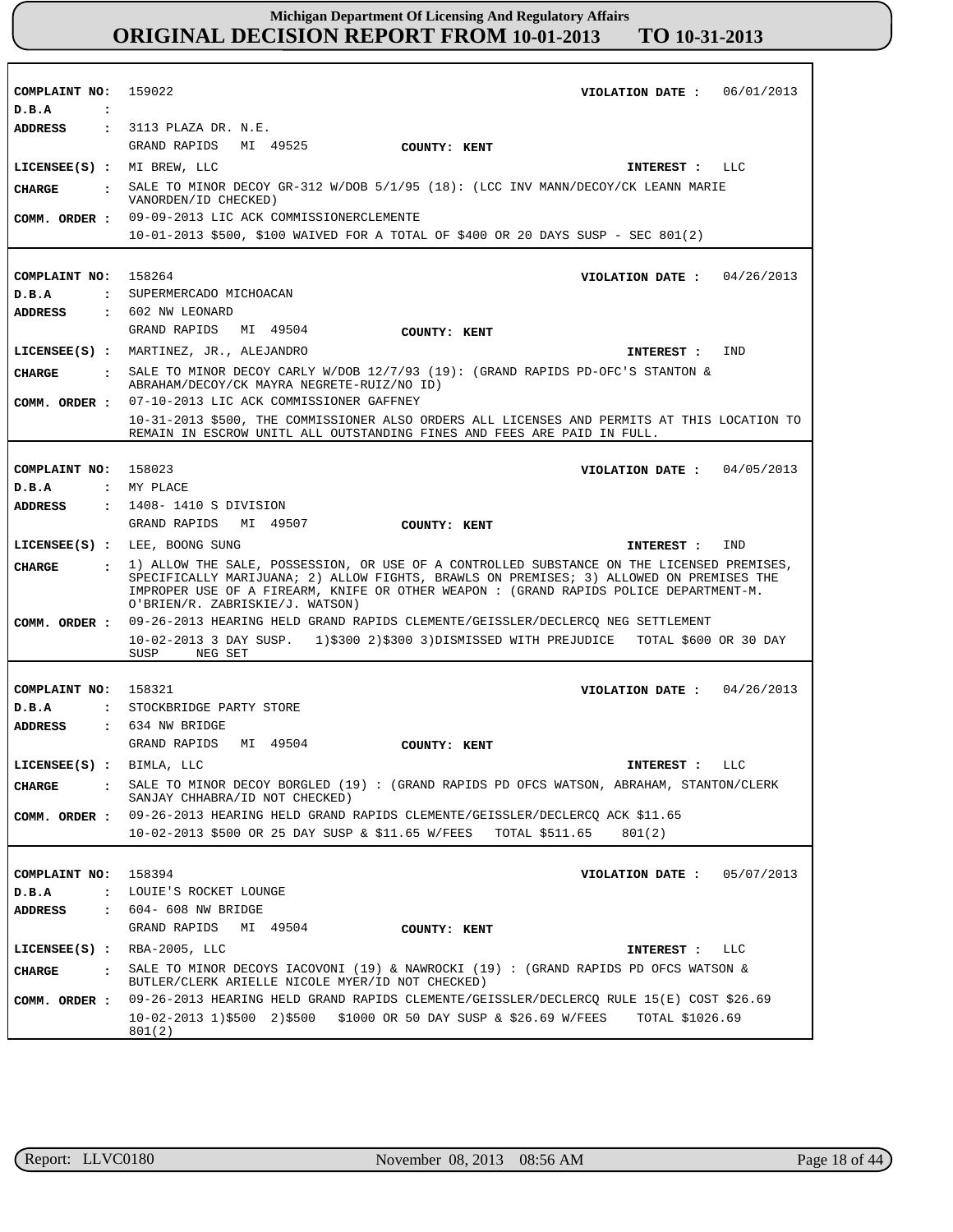# Michigan Department Of Licensing And Regulatory Affairs
## ORIGINAL DECISION REPORT FROM 10-01-2013 TO 10-31-2013

**COMPLAINT NO:** 159022  **VIOLATION DATE :** 06/01/2013
**D.B.A :**
**ADDRESS :** 3113 PLAZA DR. N.E.
GRAND RAPIDS MI 49525  **COUNTY: KENT**
**LICENSEE(S) :** MI BREW, LLC  **INTEREST :** LLC
**CHARGE :** SALE TO MINOR DECOY GR-312 W/DOB 5/1/95 (18): (LCC INV MANN/DECOY/CK LEANN MARIE VANORDEN/ID CHECKED)
**COMM. ORDER :** 09-09-2013 LIC ACK COMMISSIONERCLEMENTE
10-01-2013 $500, $100 WAIVED FOR A TOTAL OF $400 OR 20 DAYS SUSP - SEC 801(2)

---

**COMPLAINT NO:** 158264  **VIOLATION DATE :** 04/26/2013
**D.B.A :** SUPERMERCADO MICHOACAN
**ADDRESS :** 602 NW LEONARD
GRAND RAPIDS MI 49504  **COUNTY: KENT**
**LICENSEE(S) :** MARTINEZ, JR., ALEJANDRO  **INTEREST :** IND
**CHARGE :** SALE TO MINOR DECOY CARLY W/DOB 12/7/93 (19): (GRAND RAPIDS PD-OFC'S STANTON & ABRAHAM/DECOY/CK MAYRA NEGRETE-RUIZ/NO ID)
**COMM. ORDER :** 07-10-2013 LIC ACK COMMISSIONER GAFFNEY
10-31-2013 $500, THE COMMISSIONER ALSO ORDERS ALL LICENSES AND PERMITS AT THIS LOCATION TO REMAIN IN ESCROW UNITL ALL OUTSTANDING FINES AND FEES ARE PAID IN FULL.

---

**COMPLAINT NO:** 158023  **VIOLATION DATE :** 04/05/2013
**D.B.A :** MY PLACE
**ADDRESS :** 1408- 1410 S DIVISION
GRAND RAPIDS MI 49507  **COUNTY: KENT**
**LICENSEE(S) :** LEE, BOONG SUNG  **INTEREST :** IND
**CHARGE :** 1) ALLOW THE SALE, POSSESSION, OR USE OF A CONTROLLED SUBSTANCE ON THE LICENSED PREMISES, SPECIFICALLY MARIJUANA; 2) ALLOW FIGHTS, BRAWLS ON PREMISES; 3) ALLOWED ON PREMISES THE IMPROPER USE OF A FIREARM, KNIFE OR OTHER WEAPON : (GRAND RAPIDS POLICE DEPARTMENT-M. O'BRIEN/R. ZABRISKIE/J. WATSON)
**COMM. ORDER :** 09-26-2013 HEARING HELD GRAND RAPIDS CLEMENTE/GEISSLER/DECLERCQ NEG SETTLEMENT
10-02-2013 3 DAY SUSP. 1)$300 2)$300 3)DISMISSED WITH PREJUDICE TOTAL $600 OR 30 DAY SUSP NEG SET

---

**COMPLAINT NO:** 158321  **VIOLATION DATE :** 04/26/2013
**D.B.A :** STOCKBRIDGE PARTY STORE
**ADDRESS :** 634 NW BRIDGE
GRAND RAPIDS MI 49504  **COUNTY: KENT**
**LICENSEE(S) :** BIMLA, LLC  **INTEREST :** LLC
**CHARGE :** SALE TO MINOR DECOY BORGLED (19) : (GRAND RAPIDS PD OFCS WATSON, ABRAHAM, STANTON/CLERK SANJAY CHHABRA/ID NOT CHECKED)
**COMM. ORDER :** 09-26-2013 HEARING HELD GRAND RAPIDS CLEMENTE/GEISSLER/DECLERCQ ACK $11.65
10-02-2013 $500 OR 25 DAY SUSP & $11.65 W/FEES TOTAL $511.65 801(2)

---

**COMPLAINT NO:** 158394  **VIOLATION DATE :** 05/07/2013
**D.B.A :** LOUIE'S ROCKET LOUNGE
**ADDRESS :** 604- 608 NW BRIDGE
GRAND RAPIDS MI 49504  **COUNTY: KENT**
**LICENSEE(S) :** RBA-2005, LLC  **INTEREST :** LLC
**CHARGE :** SALE TO MINOR DECOYS IACOVONI (19) & NAWROCKI (19) : (GRAND RAPIDS PD OFCS WATSON & BUTLER/CLERK ARIELLE NICOLE MYER/ID NOT CHECKED)
**COMM. ORDER :** 09-26-2013 HEARING HELD GRAND RAPIDS CLEMENTE/GEISSLER/DECLERCQ RULE 15(E) COST $26.69
10-02-2013 1)$500 2)$500 $1000 OR 50 DAY SUSP & $26.69 W/FEES TOTAL $1026.69 801(2)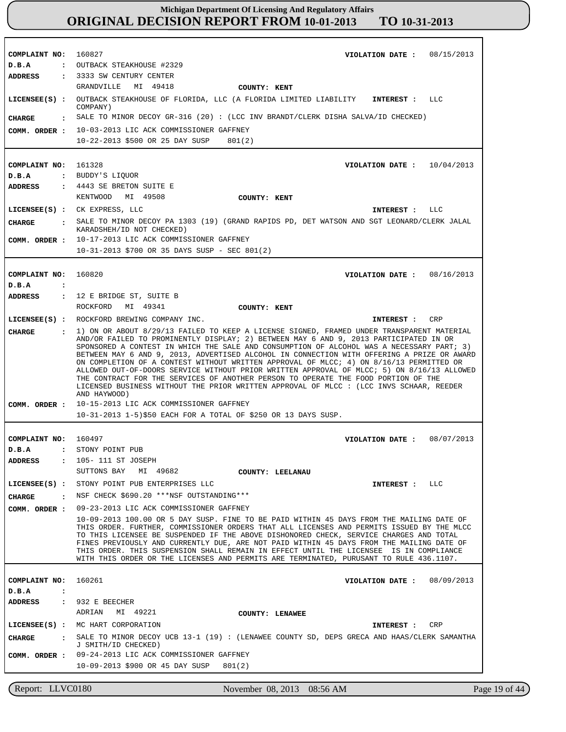# Michigan Department Of Licensing And Regulatory Affairs

## ORIGINAL DECISION REPORT FROM 10-01-2013 TO 10-31-2013

**COMPLAINT NO:** 160827  
**VIOLATION DATE :** 08/15/2013  
**D.B.A :** OUTBACK STEAKHOUSE #2329  
**ADDRESS :** 3333 SW CENTURY CENTER  
GRANDVILLE MI 49418  
**COUNTY:** KENT  
**LICENSEE(S) :** OUTBACK STEAKHOUSE OF FLORIDA, LLC (A FLORIDA LIMITED LIABILITY COMPANY)  
**INTEREST :** LLC  
**CHARGE :** SALE TO MINOR DECOY GR-316 (20) : (LCC INV BRANDT/CLERK DISHA SALVA/ID CHECKED)  
**COMM. ORDER :** 10-03-2013 LIC ACK COMMISSIONER GAFFNEY  
10-22-2013 $500 OR 25 DAY SUSP 801(2)

---

**COMPLAINT NO:** 161328  
**VIOLATION DATE :** 10/04/2013  
**D.B.A :** BUDDY'S LIQUOR  
**ADDRESS :** 4443 SE BRETON SUITE E  
KENTWOOD MI 49508  
**COUNTY:** KENT  
**LICENSEE(S) :** CK EXPRESS, LLC  
**INTEREST :** LLC  
**CHARGE :** SALE TO MINOR DECOY PA 1303 (19) (GRAND RAPIDS PD, DET WATSON AND SGT LEONARD/CLERK JALAL KARADSHEH/ID NOT CHECKED)  
**COMM. ORDER :** 10-17-2013 LIC ACK COMMISSIONER GAFFNEY  
10-31-2013 $700 OR 35 DAYS SUSP - SEC 801(2)

---

**COMPLAINT NO:** 160820  
**VIOLATION DATE :** 08/16/2013  
**D.B.A :**  
**ADDRESS :** 12 E BRIDGE ST, SUITE B  
ROCKFORD MI 49341  
**COUNTY:** KENT  
**LICENSEE(S) :** ROCKFORD BREWING COMPANY INC.  
**INTEREST :** CRP  
**CHARGE :** 1) ON OR ABOUT 8/29/13 FAILED TO KEEP A LICENSE SIGNED, FRAMED UNDER TRANSPARENT MATERIAL AND/OR FAILED TO PROMINENTLY DISPLAY; 2) BETWEEN MAY 6 AND 9, 2013 PARTICIPATED IN OR SPONSORED A CONTEST IN WHICH THE SALE AND CONSUMPTION OF ALCOHOL WAS A NECESSARY PART; 3) BETWEEN MAY 6 AND 9, 2013, ADVERTISED ALCOHOL IN CONNECTION WITH OFFERING A PRIZE OR AWARD ON COMPLETION OF A CONTEST WITHOUT WRITTEN APPROVAL OF MLCC; 4) ON 8/16/13 PERMITTED OR ALLOWED OUT-OF-DOORS SERVICE WITHOUT PRIOR WRITTEN APPROVAL OF MLCC; 5) ON 8/16/13 ALLOWED THE CONTRACT FOR THE SERVICES OF ANOTHER PERSON TO OPERATE THE FOOD PORTION OF THE LICENSED BUSINESS WITHOUT THE PRIOR WRITTEN APPROVAL OF MLCC : (LCC INVS SCHAAR, REEDER AND HAYWOOD)  
**COMM. ORDER :** 10-15-2013 LIC ACK COMMISSIONER GAFFNEY  
10-31-2013 1-5)$50 EACH FOR A TOTAL OF $250 OR 13 DAYS SUSP.

---

**COMPLAINT NO:** 160497  
**VIOLATION DATE :** 08/07/2013  
**D.B.A :** STONY POINT PUB  
**ADDRESS :** 105- 111 ST JOSEPH  
SUTTONS BAY MI 49682  
**COUNTY:** LEELANAU  
**LICENSEE(S) :** STONY POINT PUB ENTERPRISES LLC  
**INTEREST :** LLC  
**CHARGE :** NSF CHECK $690.20 ***NSF OUTSTANDING***  
**COMM. ORDER :** 09-23-2013 LIC ACK COMMISSIONER GAFFNEY  
10-09-2013 100.00 OR 5 DAY SUSP. FINE TO BE PAID WITHIN 45 DAYS FROM THE MAILING DATE OF THIS ORDER. FURTHER, COMMISSIONER ORDERS THAT ALL LICENSES AND PERMITS ISSUED BY THE MLCC TO THIS LICENSEE BE SUSPENDED IF THE ABOVE DISHONORED CHECK, SERVICE CHARGES AND TOTAL FINES PREVIOUSLY AND CURRENTLY DUE, ARE NOT PAID WITHIN 45 DAYS FROM THE MAILING DATE OF THIS ORDER. THIS SUSPENSION SHALL REMAIN IN EFFECT UNTIL THE LICENSEE IS IN COMPLIANCE WITH THIS ORDER OR THE LICENSES AND PERMITS ARE TERMINATED, PURUSANT TO RULE 436.1107.

---

**COMPLAINT NO:** 160261  
**VIOLATION DATE :** 08/09/2013  
**D.B.A :**  
**ADDRESS :** 932 E BEECHER  
ADRIAN MI 49221  
**COUNTY:** LENAWEE  
**LICENSEE(S) :** MC HART CORPORATION  
**INTEREST :** CRP  
**CHARGE :** SALE TO MINOR DECOY UCB 13-1 (19) : (LENAWEE COUNTY SD, DEPS GRECA AND HAAS/CLERK SAMANTHA J SMITH/ID CHECKED)  
**COMM. ORDER :** 09-24-2013 LIC ACK COMMISSIONER GAFFNEY  
10-09-2013 $900 OR 45 DAY SUSP 801(2)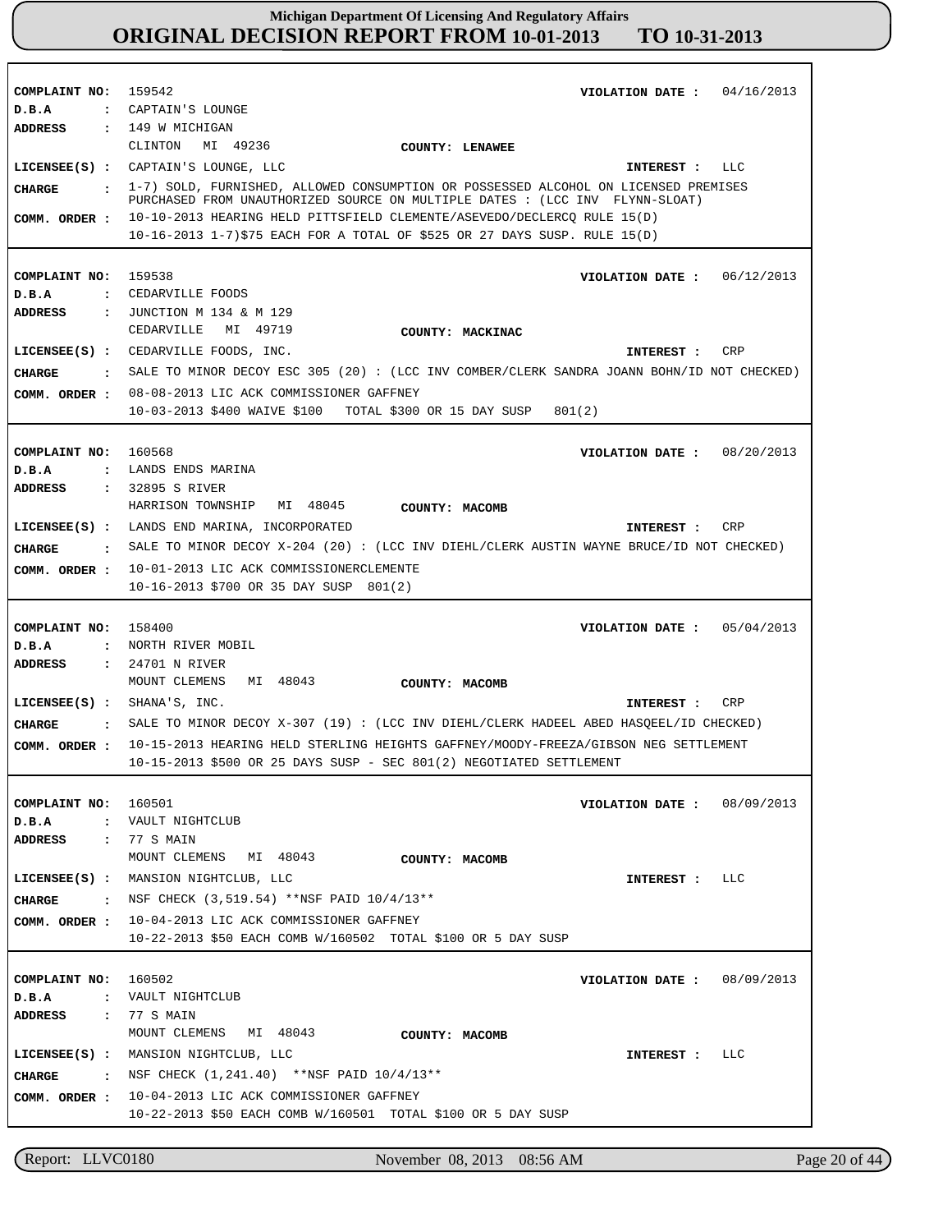# Michigan Department Of Licensing And Regulatory Affairs
## ORIGINAL DECISION REPORT FROM 10-01-2013 TO 10-31-2013

**COMPLAINT NO:** 159542 **VIOLATION DATE :** 04/16/2013
**D.B.A :** CAPTAIN'S LOUNGE
**ADDRESS :** 149 W MICHIGAN
CLINTON MI 49236 **COUNTY: LENAWEE**
**LICENSEE(S) :** CAPTAIN'S LOUNGE, LLC **INTEREST :** LLC
**CHARGE :** 1-7) SOLD, FURNISHED, ALLOWED CONSUMPTION OR POSSESSED ALCOHOL ON LICENSED PREMISES PURCHASED FROM UNAUTHORIZED SOURCE ON MULTIPLE DATES : (LCC INV FLYNN-SLOAT)
**COMM. ORDER :** 10-10-2013 HEARING HELD PITTSFIELD CLEMENTE/ASEVEDO/DECLERCQ RULE 15(D)
10-16-2013 1-7)$75 EACH FOR A TOTAL OF $525 OR 27 DAYS SUSP. RULE 15(D)

---

**COMPLAINT NO:** 159538 **VIOLATION DATE :** 06/12/2013
**D.B.A :** CEDARVILLE FOODS
**ADDRESS :** JUNCTION M 134 & M 129
CEDARVILLE MI 49719 **COUNTY: MACKINAC**
**LICENSEE(S) :** CEDARVILLE FOODS, INC. **INTEREST :** CRP
**CHARGE :** SALE TO MINOR DECOY ESC 305 (20) : (LCC INV COMBER/CLERK SANDRA JOANN BOHN/ID NOT CHECKED)
**COMM. ORDER :** 08-08-2013 LIC ACK COMMISSIONER GAFFNEY
10-03-2013 $400 WAIVE $100 TOTAL $300 OR 15 DAY SUSP 801(2)

---

**COMPLAINT NO:** 160568 **VIOLATION DATE :** 08/20/2013
**D.B.A :** LANDS ENDS MARINA
**ADDRESS :** 32895 S RIVER
HARRISON TOWNSHIP MI 48045 **COUNTY: MACOMB**
**LICENSEE(S) :** LANDS END MARINA, INCORPORATED **INTEREST :** CRP
**CHARGE :** SALE TO MINOR DECOY X-204 (20) : (LCC INV DIEHL/CLERK AUSTIN WAYNE BRUCE/ID NOT CHECKED)
**COMM. ORDER :** 10-01-2013 LIC ACK COMMISSIONERCLEMENTE
10-16-2013 $700 OR 35 DAY SUSP 801(2)

---

**COMPLAINT NO:** 158400 **VIOLATION DATE :** 05/04/2013
**D.B.A :** NORTH RIVER MOBIL
**ADDRESS :** 24701 N RIVER
MOUNT CLEMENS MI 48043 **COUNTY: MACOMB**
**LICENSEE(S) :** SHANA'S, INC. **INTEREST :** CRP
**CHARGE :** SALE TO MINOR DECOY X-307 (19) : (LCC INV DIEHL/CLERK HADEEL ABED HASQEEL/ID CHECKED)
**COMM. ORDER :** 10-15-2013 HEARING HELD STERLING HEIGHTS GAFFNEY/MOODY-FREEZA/GIBSON NEG SETTLEMENT
10-15-2013 $500 OR 25 DAYS SUSP - SEC 801(2) NEGOTIATED SETTLEMENT

---

**COMPLAINT NO:** 160501 **VIOLATION DATE :** 08/09/2013
**D.B.A :** VAULT NIGHTCLUB
**ADDRESS :** 77 S MAIN
MOUNT CLEMENS MI 48043 **COUNTY: MACOMB**
**LICENSEE(S) :** MANSION NIGHTCLUB, LLC **INTEREST :** LLC
**CHARGE :** NSF CHECK (3,519.54) **NSF PAID 10/4/13**
**COMM. ORDER :** 10-04-2013 LIC ACK COMMISSIONER GAFFNEY
10-22-2013 $50 EACH COMB W/160502 TOTAL $100 OR 5 DAY SUSP

---

**COMPLAINT NO:** 160502 **VIOLATION DATE :** 08/09/2013
**D.B.A :** VAULT NIGHTCLUB
**ADDRESS :** 77 S MAIN
MOUNT CLEMENS MI 48043 **COUNTY: MACOMB**
**LICENSEE(S) :** MANSION NIGHTCLUB, LLC **INTEREST :** LLC
**CHARGE :** NSF CHECK (1,241.40) **NSF PAID 10/4/13**
**COMM. ORDER :** 10-04-2013 LIC ACK COMMISSIONER GAFFNEY
10-22-2013 $50 EACH COMB W/160501 TOTAL $100 OR 5 DAY SUSP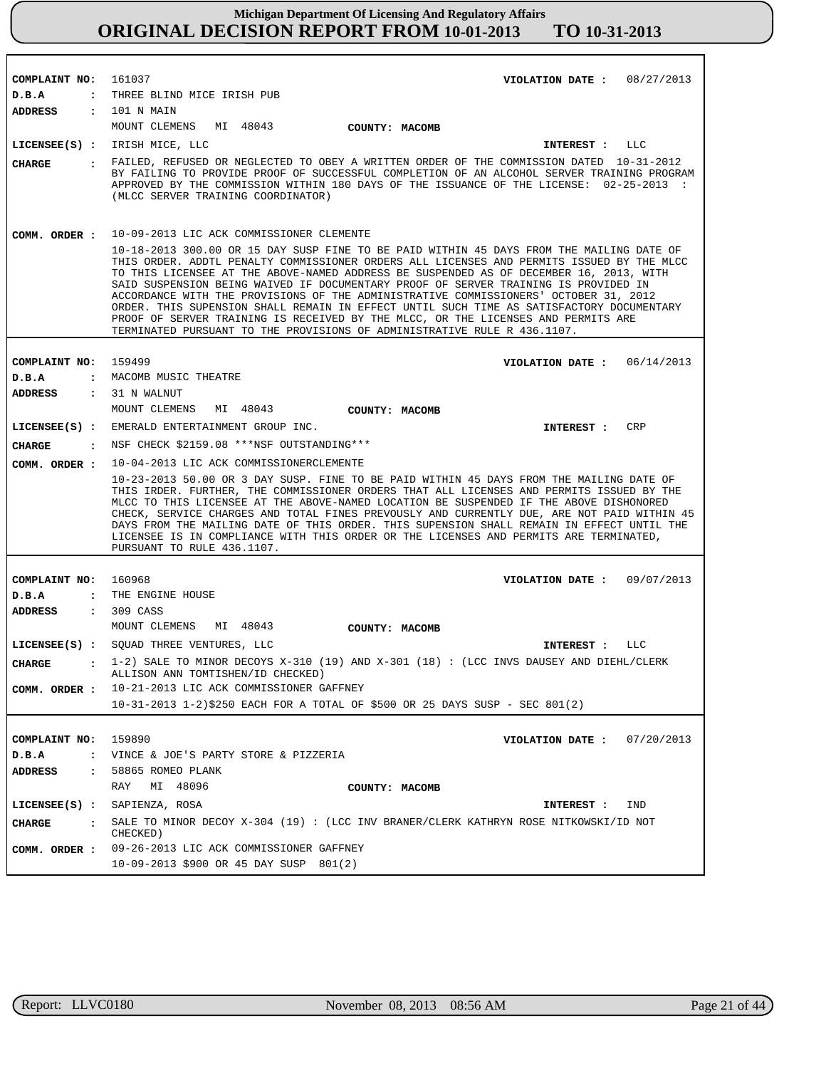# Michigan Department Of Licensing And Regulatory Affairs
## ORIGINAL DECISION REPORT FROM 10-01-2013 TO 10-31-2013

**COMPLAINT NO:** 161037
**VIOLATION DATE :** 08/27/2013
**D.B.A :** THREE BLIND MICE IRISH PUB
**ADDRESS :** 101 N MAIN
MOUNT CLEMENS MI 48043
**COUNTY:** MACOMB
**LICENSEE(S) :** IRISH MICE, LLC
**INTEREST :** LLC
**CHARGE :** FAILED, REFUSED OR NEGLECTED TO OBEY A WRITTEN ORDER OF THE COMMISSION DATED 10-31-2012 BY FAILING TO PROVIDE PROOF OF SUCCESSFUL COMPLETION OF AN ALCOHOL SERVER TRAINING PROGRAM APPROVED BY THE COMMISSION WITHIN 180 DAYS OF THE ISSUANCE OF THE LICENSE: 02-25-2013 : (MLCC SERVER TRAINING COORDINATOR)
**COMM. ORDER :** 10-09-2013 LIC ACK COMMISSIONER CLEMENTE
10-18-2013 300.00 OR 15 DAY SUSP FINE TO BE PAID WITHIN 45 DAYS FROM THE MAILING DATE OF THIS ORDER. ADDTL PENALTY COMMISSIONER ORDERS ALL LICENSES AND PERMITS ISSUED BY THE MLCC TO THIS LICENSEE AT THE ABOVE-NAMED ADDRESS BE SUSPENDED AS OF DECEMBER 16, 2013, WITH SAID SUSPENSION BEING WAIVED IF DOCUMENTARY PROOF OF SERVER TRAINING IS PROVIDED IN ACCORDANCE WITH THE PROVISIONS OF THE ADMINISTRATIVE COMMISSIONERS' OCTOBER 31, 2012 ORDER. THIS SUPENSION SHALL REMAIN IN EFFECT UNTIL SUCH TIME AS SATISFACTORY DOCUMENTARY PROOF OF SERVER TRAINING IS RECEIVED BY THE MLCC, OR THE LICENSES AND PERMITS ARE TERMINATED PURSUANT TO THE PROVISIONS OF ADMINISTRATIVE RULE R 436.1107.

---

**COMPLAINT NO:** 159499
**VIOLATION DATE :** 06/14/2013
**D.B.A :** MACOMB MUSIC THEATRE
**ADDRESS :** 31 N WALNUT
MOUNT CLEMENS MI 48043
**COUNTY:** MACOMB
**LICENSEE(S) :** EMERALD ENTERTAINMENT GROUP INC.
**INTEREST :** CRP
**CHARGE :** NSF CHECK $2159.08 ***NSF OUTSTANDING***
**COMM. ORDER :** 10-04-2013 LIC ACK COMMISSIONERCLEMENTE
10-23-2013 50.00 OR 3 DAY SUSP. FINE TO BE PAID WITHIN 45 DAYS FROM THE MAILING DATE OF THIS IRDER. FURTHER, THE COMMISSIONER ORDERS THAT ALL LICENSES AND PERMITS ISSUED BY THE MLCC TO THIS LICENSEE AT THE ABOVE-NAMED LOCATION BE SUSPENDED IF THE ABOVE DISHONORED CHECK, SERVICE CHARGES AND TOTAL FINES PREVOUSLY AND CURRENTLY DUE, ARE NOT PAID WITHIN 45 DAYS FROM THE MAILING DATE OF THIS ORDER. THIS SUPENSION SHALL REMAIN IN EFFECT UNTIL THE LICENSEE IS IN COMPLIANCE WITH THIS ORDER OR THE LICENSES AND PERMITS ARE TERMINATED, PURSUANT TO RULE 436.1107.

---

**COMPLAINT NO:** 160968
**VIOLATION DATE :** 09/07/2013
**D.B.A :** THE ENGINE HOUSE
**ADDRESS :** 309 CASS
MOUNT CLEMENS MI 48043
**COUNTY:** MACOMB
**LICENSEE(S) :** SQUAD THREE VENTURES, LLC
**INTEREST :** LLC
**CHARGE :** 1-2) SALE TO MINOR DECOYS X-310 (19) AND X-301 (18) : (LCC INVS DAUSEY AND DIEHL/CLERK ALLISON ANN TOMTISHEN/ID CHECKED)
**COMM. ORDER :** 10-21-2013 LIC ACK COMMISSIONER GAFFNEY
10-31-2013 1-2)$250 EACH FOR A TOTAL OF $500 OR 25 DAYS SUSP - SEC 801(2)

---

**COMPLAINT NO:** 159890
**VIOLATION DATE :** 07/20/2013
**D.B.A :** VINCE & JOE'S PARTY STORE & PIZZERIA
**ADDRESS :** 58865 ROMEO PLANK
RAY MI 48096
**COUNTY:** MACOMB
**LICENSEE(S) :** SAPIENZA, ROSA
**INTEREST :** IND
**CHARGE :** SALE TO MINOR DECOY X-304 (19) : (LCC INV BRANER/CLERK KATHRYN ROSE NITKOWSKI/ID NOT CHECKED)
**COMM. ORDER :** 09-26-2013 LIC ACK COMMISSIONER GAFFNEY
10-09-2013 $900 OR 45 DAY SUSP 801(2)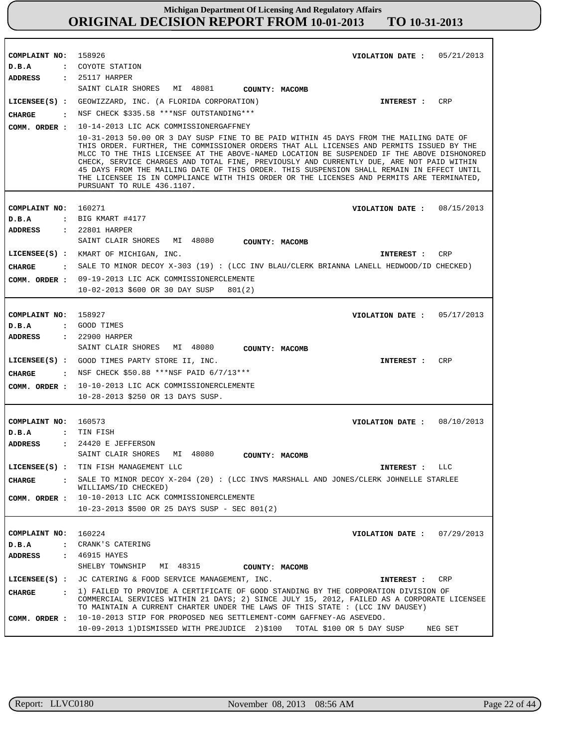**Michigan Department Of Licensing And Regulatory Affairs**
**ORIGINAL DECISION REPORT FROM 10-01-2013 TO 10-31-2013**

---

**COMPLAINT NO:** 158926 | **VIOLATION DATE :** 05/21/2013
**D.B.A :** COYOTE STATION
**ADDRESS :** 25117 HARPER, SAINT CLAIR SHORES MI 48081 | **COUNTY:** MACOMB
**LICENSEE(S) :** GEOWIZZARD, INC. (A FLORIDA CORPORATION) | **INTEREST :** CRP
**CHARGE :** NSF CHECK $335.58 ***NSF OUTSTANDING***
**COMM. ORDER :** 10-14-2013 LIC ACK COMMISSIONERGAFFNEY
10-31-2013 50.00 OR 3 DAY SUSP FINE TO BE PAID WITHIN 45 DAYS FROM THE MAILING DATE OF THIS ORDER. FURTHER, THE COMMISSIONER ORDERS THAT ALL LICENSES AND PERMITS ISSUED BY THE MLCC TO THE THIS LICENSEE AT THE ABOVE-NAMED LOCATION BE SUSPENDED IF THE ABOVE DISHONORED CHECK, SERVICE CHARGES AND TOTAL FINE, PREVIOUSLY AND CURRENTLY DUE, ARE NOT PAID WITHIN 45 DAYS FROM THE MAILING DATE OF THIS ORDER. THIS SUSPENSION SHALL REMAIN IN EFFECT UNTIL THE LICENSEE IS IN COMPLIANCE WITH THIS ORDER OR THE LICENSES AND PERMITS ARE TERMINATED, PURSUANT TO RULE 436.1107.

---

**COMPLAINT NO:** 160271 | **VIOLATION DATE :** 08/15/2013
**D.B.A :** BIG KMART #4177
**ADDRESS :** 22801 HARPER, SAINT CLAIR SHORES MI 48080 | **COUNTY:** MACOMB
**LICENSEE(S) :** KMART OF MICHIGAN, INC. | **INTEREST :** CRP
**CHARGE :** SALE TO MINOR DECOY X-303 (19) : (LCC INV BLAU/CLERK BRIANNA LANELL HEDWOOD/ID CHECKED)
**COMM. ORDER :** 09-19-2013 LIC ACK COMMISSIONERCLEMENTE
10-02-2013 $600 OR 30 DAY SUSP 801(2)

---

**COMPLAINT NO:** 158927 | **VIOLATION DATE :** 05/17/2013
**D.B.A :** GOOD TIMES
**ADDRESS :** 22900 HARPER, SAINT CLAIR SHORES MI 48080 | **COUNTY:** MACOMB
**LICENSEE(S) :** GOOD TIMES PARTY STORE II, INC. | **INTEREST :** CRP
**CHARGE :** NSF CHECK $50.88 ***NSF PAID 6/7/13***
**COMM. ORDER :** 10-10-2013 LIC ACK COMMISSIONERCLEMENTE
10-28-2013 $250 OR 13 DAYS SUSP.

---

**COMPLAINT NO:** 160573 | **VIOLATION DATE :** 08/10/2013
**D.B.A :** TIN FISH
**ADDRESS :** 24420 E JEFFERSON, SAINT CLAIR SHORES MI 48080 | **COUNTY:** MACOMB
**LICENSEE(S) :** TIN FISH MANAGEMENT LLC | **INTEREST :** LLC
**CHARGE :** SALE TO MINOR DECOY X-204 (20) : (LCC INVS MARSHALL AND JONES/CLERK JOHNELLE STARLEE WILLIAMS/ID CHECKED)
**COMM. ORDER :** 10-10-2013 LIC ACK COMMISSIONERCLEMENTE
10-23-2013 $500 OR 25 DAYS SUSP - SEC 801(2)

---

**COMPLAINT NO:** 160224 | **VIOLATION DATE :** 07/29/2013
**D.B.A :** CRANK'S CATERING
**ADDRESS :** 46915 HAYES, SHELBY TOWNSHIP MI 48315 | **COUNTY:** MACOMB
**LICENSEE(S) :** JC CATERING & FOOD SERVICE MANAGEMENT, INC. | **INTEREST :** CRP
**CHARGE :** 1) FAILED TO PROVIDE A CERTIFICATE OF GOOD STANDING BY THE CORPORATION DIVISION OF COMMERCIAL SERVICES WITHIN 21 DAYS; 2) SINCE JULY 15, 2012, FAILED AS A CORPORATE LICENSEE TO MAINTAIN A CURRENT CHARTER UNDER THE LAWS OF THIS STATE : (LCC INV DAUSEY)
**COMM. ORDER :** 10-10-2013 STIP FOR PROPOSED NEG SETTLEMENT-COMM GAFFNEY-AG ASEVEDO.
10-09-2013 1)DISMISSED WITH PREJUDICE 2)$100 TOTAL $100 OR 5 DAY SUSP NEG SET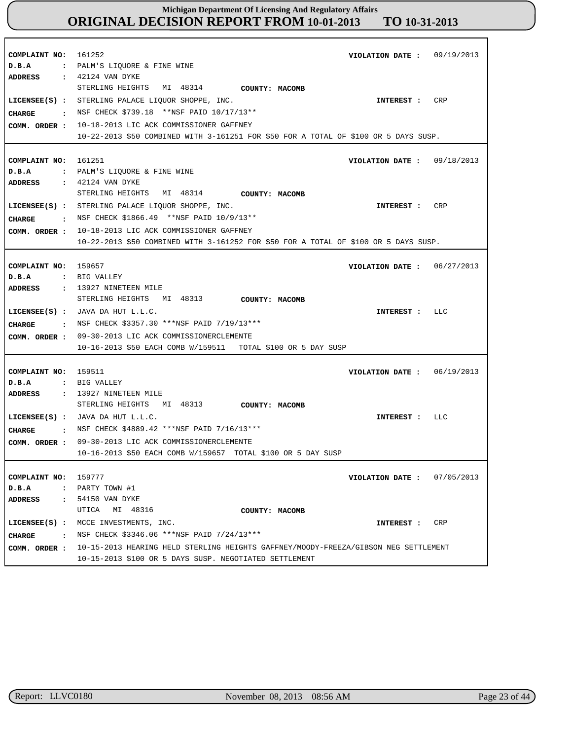**Michigan Department Of Licensing And Regulatory Affairs**
**ORIGINAL DECISION REPORT FROM 10-01-2013 TO 10-31-2013**

| | |
|---|---|
| COMPLAINT NO: | 161252 |
| VIOLATION DATE : | 09/19/2013 |
| D.B.A : | PALM'S LIQUORE & FINE WINE |
| ADDRESS : | 42124 VAN DYKE, STERLING HEIGHTS MI 48314 |
| COUNTY: | MACOMB |
| LICENSEE(S) : | STERLING PALACE LIQUOR SHOPPE, INC. |
| INTEREST : | CRP |
| CHARGE : | NSF CHECK $739.18 **NSF PAID 10/17/13** |
| COMM. ORDER : | 10-18-2013 LIC ACK COMMISSIONER GAFFNEY<br>10-22-2013 $50 COMBINED WITH 3-161251 FOR $50 FOR A TOTAL OF $100 OR 5 DAYS SUSP. |

| | |
|---|---|
| COMPLAINT NO: | 161251 |
| VIOLATION DATE : | 09/18/2013 |
| D.B.A : | PALM'S LIQUORE & FINE WINE |
| ADDRESS : | 42124 VAN DYKE, STERLING HEIGHTS MI 48314 |
| COUNTY: | MACOMB |
| LICENSEE(S) : | STERLING PALACE LIQUOR SHOPPE, INC. |
| INTEREST : | CRP |
| CHARGE : | NSF CHECK $1866.49 **NSF PAID 10/9/13** |
| COMM. ORDER : | 10-18-2013 LIC ACK COMMISSIONER GAFFNEY<br>10-22-2013 $50 COMBINED WITH 3-161252 FOR $50 FOR A TOTAL OF $100 OR 5 DAYS SUSP. |

| | |
|---|---|
| COMPLAINT NO: | 159657 |
| VIOLATION DATE : | 06/27/2013 |
| D.B.A : | BIG VALLEY |
| ADDRESS : | 13927 NINETEEN MILE, STERLING HEIGHTS MI 48313 |
| COUNTY: | MACOMB |
| LICENSEE(S) : | JAVA DA HUT L.L.C. |
| INTEREST : | LLC |
| CHARGE : | NSF CHECK $3357.30 ***NSF PAID 7/19/13*** |
| COMM. ORDER : | 09-30-2013 LIC ACK COMMISSIONERCLEMENTE<br>10-16-2013 $50 EACH COMB W/159511 TOTAL $100 OR 5 DAY SUSP |

| | |
|---|---|
| COMPLAINT NO: | 159511 |
| VIOLATION DATE : | 06/19/2013 |
| D.B.A : | BIG VALLEY |
| ADDRESS : | 13927 NINETEEN MILE, STERLING HEIGHTS MI 48313 |
| COUNTY: | MACOMB |
| LICENSEE(S) : | JAVA DA HUT L.L.C. |
| INTEREST : | LLC |
| CHARGE : | NSF CHECK $4889.42 ***NSF PAID 7/16/13*** |
| COMM. ORDER : | 09-30-2013 LIC ACK COMMISSIONERCLEMENTE<br>10-16-2013 $50 EACH COMB W/159657 TOTAL $100 OR 5 DAY SUSP |

| | |
|---|---|
| COMPLAINT NO: | 159777 |
| VIOLATION DATE : | 07/05/2013 |
| D.B.A : | PARTY TOWN #1 |
| ADDRESS : | 54150 VAN DYKE, UTICA MI 48316 |
| COUNTY: | MACOMB |
| LICENSEE(S) : | MCCE INVESTMENTS, INC. |
| INTEREST : | CRP |
| CHARGE : | NSF CHECK $3346.06 ***NSF PAID 7/24/13*** |
| COMM. ORDER : | 10-15-2013 HEARING HELD STERLING HEIGHTS GAFFNEY/MOODY-FREEZA/GIBSON NEG SETTLEMENT<br>10-15-2013 $100 OR 5 DAYS SUSP. NEGOTIATED SETTLEMENT |

Report: LLVC0180 November 08, 2013 08:56 AM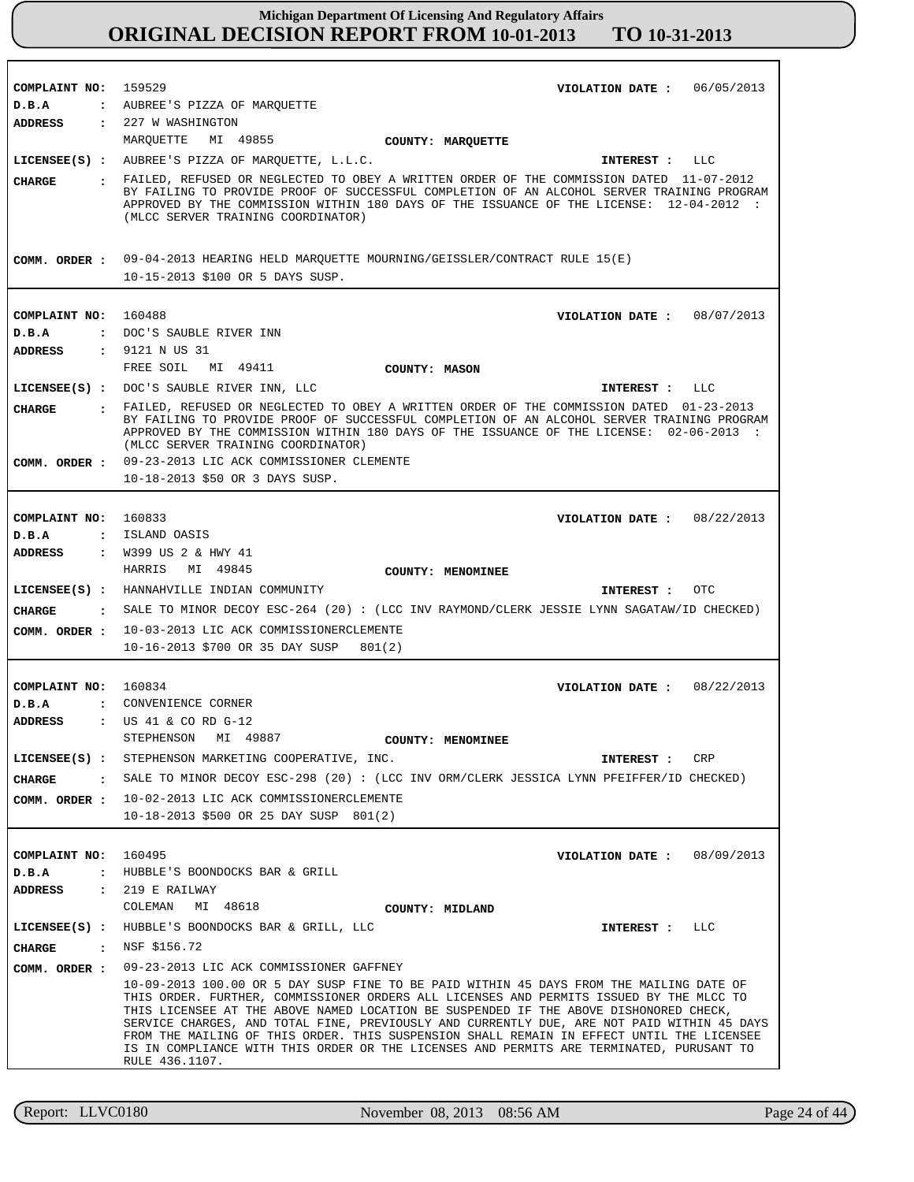# Michigan Department Of Licensing And Regulatory Affairs
# ORIGINAL DECISION REPORT FROM 10-01-2013 TO 10-31-2013

**COMPLAINT NO:** 159529 **VIOLATION DATE :** 06/05/2013
**D.B.A :** AUBREE'S PIZZA OF MARQUETTE
**ADDRESS :** 227 W WASHINGTON
MARQUETTE MI 49855 **COUNTY: MARQUETTE**
**LICENSEE(S) :** AUBREE'S PIZZA OF MARQUETTE, L.L.C. **INTEREST :** LLC
**CHARGE :** FAILED, REFUSED OR NEGLECTED TO OBEY A WRITTEN ORDER OF THE COMMISSION DATED 11-07-2012 BY FAILING TO PROVIDE PROOF OF SUCCESSFUL COMPLETION OF AN ALCOHOL SERVER TRAINING PROGRAM APPROVED BY THE COMMISSION WITHIN 180 DAYS OF THE ISSUANCE OF THE LICENSE: 12-04-2012 : (MLCC SERVER TRAINING COORDINATOR)
**COMM. ORDER :** 09-04-2013 HEARING HELD MARQUETTE MOURNING/GEISSLER/CONTRACT RULE 15(E)
10-15-2013 $100 OR 5 DAYS SUSP.

---

**COMPLAINT NO:** 160488 **VIOLATION DATE :** 08/07/2013
**D.B.A :** DOC'S SAUBLE RIVER INN
**ADDRESS :** 9121 N US 31
FREE SOIL MI 49411 **COUNTY: MASON**
**LICENSEE(S) :** DOC'S SAUBLE RIVER INN, LLC **INTEREST :** LLC
**CHARGE :** FAILED, REFUSED OR NEGLECTED TO OBEY A WRITTEN ORDER OF THE COMMISSION DATED 01-23-2013 BY FAILING TO PROVIDE PROOF OF SUCCESSFUL COMPLETION OF AN ALCOHOL SERVER TRAINING PROGRAM APPROVED BY THE COMMISSION WITHIN 180 DAYS OF THE ISSUANCE OF THE LICENSE: 02-06-2013 : (MLCC SERVER TRAINING COORDINATOR)
**COMM. ORDER :** 09-23-2013 LIC ACK COMMISSIONER CLEMENTE
10-18-2013 $50 OR 3 DAYS SUSP.

---

**COMPLAINT NO:** 160833 **VIOLATION DATE :** 08/22/2013
**D.B.A :** ISLAND OASIS
**ADDRESS :** W399 US 2 & HWY 41
HARRIS MI 49845 **COUNTY: MENOMINEE**
**LICENSEE(S) :** HANNAHVILLE INDIAN COMMUNITY **INTEREST :** OTC
**CHARGE :** SALE TO MINOR DECOY ESC-264 (20) : (LCC INV RAYMOND/CLERK JESSIE LYNN SAGATAW/ID CHECKED)
**COMM. ORDER :** 10-03-2013 LIC ACK COMMISSIONERCLEMENTE
10-16-2013 $700 OR 35 DAY SUSP 801(2)

---

**COMPLAINT NO:** 160834 **VIOLATION DATE :** 08/22/2013
**D.B.A :** CONVENIENCE CORNER
**ADDRESS :** US 41 & CO RD G-12
STEPHENSON MI 49887 **COUNTY: MENOMINEE**
**LICENSEE(S) :** STEPHENSON MARKETING COOPERATIVE, INC. **INTEREST :** CRP
**CHARGE :** SALE TO MINOR DECOY ESC-298 (20) : (LCC INV ORM/CLERK JESSICA LYNN PFEIFFER/ID CHECKED)
**COMM. ORDER :** 10-02-2013 LIC ACK COMMISSIONERCLEMENTE
10-18-2013 $500 OR 25 DAY SUSP 801(2)

---

**COMPLAINT NO:** 160495 **VIOLATION DATE :** 08/09/2013
**D.B.A :** HUBBLE'S BOONDOCKS BAR & GRILL
**ADDRESS :** 219 E RAILWAY
COLEMAN MI 48618 **COUNTY: MIDLAND**
**LICENSEE(S) :** HUBBLE'S BOONDOCKS BAR & GRILL, LLC **INTEREST :** LLC
**CHARGE :** NSF $156.72
**COMM. ORDER :** 09-23-2013 LIC ACK COMMISSIONER GAFFNEY
10-09-2013 100.00 OR 5 DAY SUSP FINE TO BE PAID WITHIN 45 DAYS FROM THE MAILING DATE OF THIS ORDER. FURTHER, COMMISSIONER ORDERS ALL LICENSES AND PERMITS ISSUED BY THE MLCC TO THIS LICENSEE AT THE ABOVE NAMED LOCATION BE SUSPENDED IF THE ABOVE DISHONORED CHECK, SERVICE CHARGES, AND TOTAL FINE, PREVIOUSLY AND CURRENTLY DUE, ARE NOT PAID WITHIN 45 DAYS FROM THE MAILING OF THIS ORDER. THIS SUSPENSION SHALL REMAIN IN EFFECT UNTIL THE LICENSEE IS IN COMPLIANCE WITH THIS ORDER OR THE LICENSES AND PERMITS ARE TERMINATED, PURUSANT TO RULE 436.1107.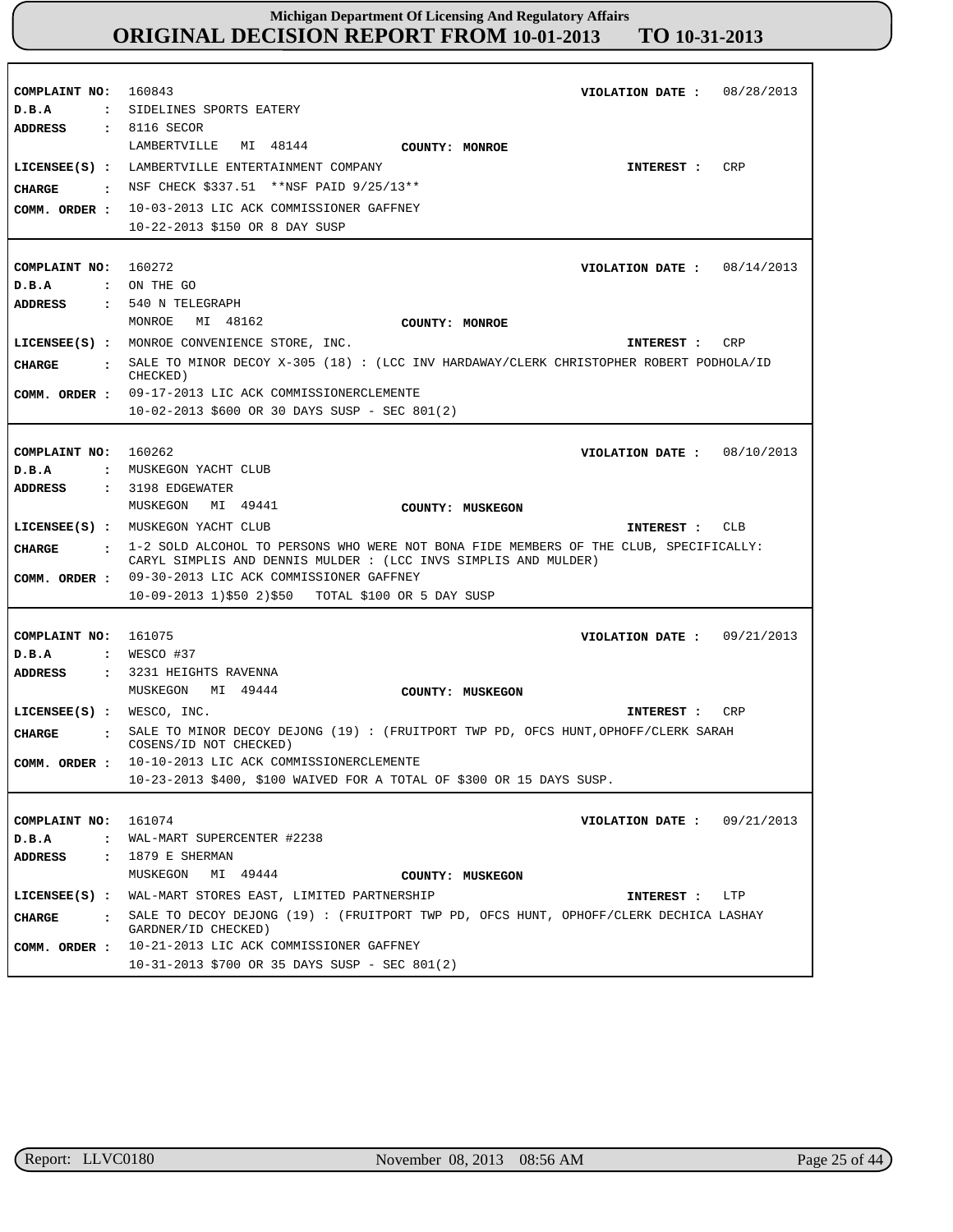# Michigan Department Of Licensing And Regulatory Affairs
## ORIGINAL DECISION REPORT FROM 10-01-2013 TO 10-31-2013

**COMPLAINT NO:** 160843 **VIOLATION DATE :** 08/28/2013
**D.B.A :** SIDELINES SPORTS EATERY
**ADDRESS :** 8116 SECOR
LAMBERTVILLE MI 48144 **COUNTY: MONROE**
**LICENSEE(S) :** LAMBERTVILLE ENTERTAINMENT COMPANY **INTEREST :** CRP
**CHARGE :** NSF CHECK $337.51 **NSF PAID 9/25/13**
**COMM. ORDER :** 10-03-2013 LIC ACK COMMISSIONER GAFFNEY
10-22-2013 $150 OR 8 DAY SUSP

---

**COMPLAINT NO:** 160272 **VIOLATION DATE :** 08/14/2013
**D.B.A :** ON THE GO
**ADDRESS :** 540 N TELEGRAPH
MONROE MI 48162 **COUNTY: MONROE**
**LICENSEE(S) :** MONROE CONVENIENCE STORE, INC. **INTEREST :** CRP
**CHARGE :** SALE TO MINOR DECOY X-305 (18) : (LCC INV HARDAWAY/CLERK CHRISTOPHER ROBERT PODHOLA/ID CHECKED)
**COMM. ORDER :** 09-17-2013 LIC ACK COMMISSIONERCLEMENTE
10-02-2013 $600 OR 30 DAYS SUSP - SEC 801(2)

---

**COMPLAINT NO:** 160262 **VIOLATION DATE :** 08/10/2013
**D.B.A :** MUSKEGON YACHT CLUB
**ADDRESS :** 3198 EDGEWATER
MUSKEGON MI 49441 **COUNTY: MUSKEGON**
**LICENSEE(S) :** MUSKEGON YACHT CLUB **INTEREST :** CLB
**CHARGE :** 1-2 SOLD ALCOHOL TO PERSONS WHO WERE NOT BONA FIDE MEMBERS OF THE CLUB, SPECIFICALLY: CARYL SIMPLIS AND DENNIS MULDER : (LCC INVS SIMPLIS AND MULDER)
**COMM. ORDER :** 09-30-2013 LIC ACK COMMISSIONER GAFFNEY
10-09-2013 1)$50 2)$50 TOTAL $100 OR 5 DAY SUSP

---

**COMPLAINT NO:** 161075 **VIOLATION DATE :** 09/21/2013
**D.B.A :** WESCO #37
**ADDRESS :** 3231 HEIGHTS RAVENNA
MUSKEGON MI 49444 **COUNTY: MUSKEGON**
**LICENSEE(S) :** WESCO, INC. **INTEREST :** CRP
**CHARGE :** SALE TO MINOR DECOY DEJONG (19) : (FRUITPORT TWP PD, OFCS HUNT,OPHOFF/CLERK SARAH COSENS/ID NOT CHECKED)
**COMM. ORDER :** 10-10-2013 LIC ACK COMMISSIONERCLEMENTE
10-23-2013 $400, $100 WAIVED FOR A TOTAL OF $300 OR 15 DAYS SUSP.

---

**COMPLAINT NO:** 161074 **VIOLATION DATE :** 09/21/2013
**D.B.A :** WAL-MART SUPERCENTER #2238
**ADDRESS :** 1879 E SHERMAN
MUSKEGON MI 49444 **COUNTY: MUSKEGON**
**LICENSEE(S) :** WAL-MART STORES EAST, LIMITED PARTNERSHIP **INTEREST :** LTP
**CHARGE :** SALE TO DECOY DEJONG (19) : (FRUITPORT TWP PD, OFCS HUNT, OPHOFF/CLERK DECHICA LASHAY GARDNER/ID CHECKED)
**COMM. ORDER :** 10-21-2013 LIC ACK COMMISSIONER GAFFNEY
10-31-2013 $700 OR 35 DAYS SUSP - SEC 801(2)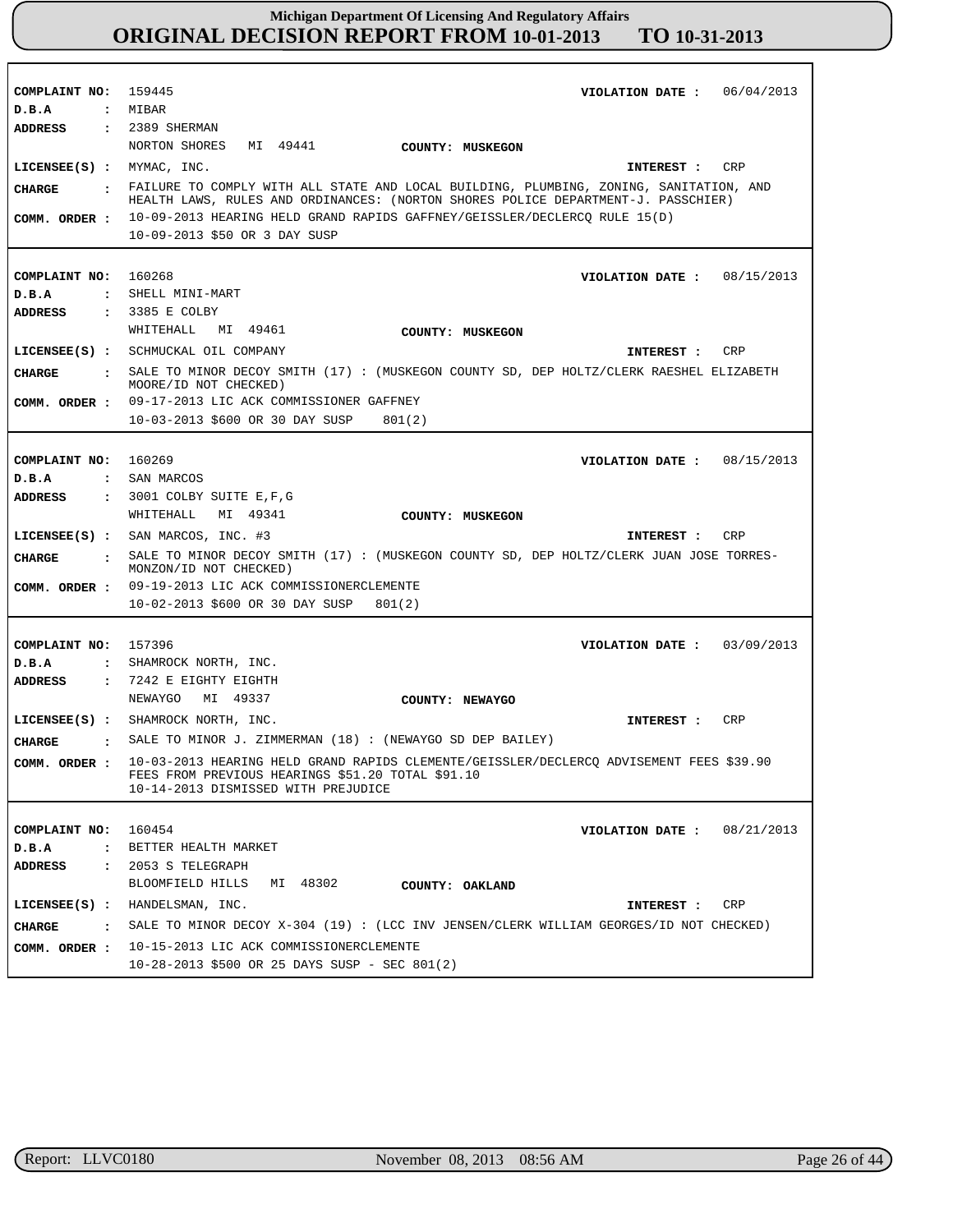| | |
|---|---|
| **COMPLAINT NO:** | 159445 |
| **VIOLATION DATE :** | 06/04/2013 |
| **D.B.A :** | MIBAR |
| **ADDRESS :** | 2389 SHERMAN<br>NORTON SHORES MI 49441 |
| **COUNTY:** | MUSKEGON |
| **LICENSEE(S) :** | MYMAC, INC. |
| **INTEREST :** | CRP |
| **CHARGE :** | FAILURE TO COMPLY WITH ALL STATE AND LOCAL BUILDING, PLUMBING, ZONING, SANITATION, AND HEALTH LAWS, RULES AND ORDINANCES: (NORTON SHORES POLICE DEPARTMENT-J. PASSCHIER) |
| **COMM. ORDER :** | 10-09-2013 HEARING HELD GRAND RAPIDS GAFFNEY/GEISSLER/DECLERCQ RULE 15(D)<br>10-09-2013 $50 OR 3 DAY SUSP |

| | |
|---|---|
| **COMPLAINT NO:** | 160268 |
| **VIOLATION DATE :** | 08/15/2013 |
| **D.B.A :** | SHELL MINI-MART |
| **ADDRESS :** | 3385 E COLBY<br>WHITEHALL MI 49461 |
| **COUNTY:** | MUSKEGON |
| **LICENSEE(S) :** | SCHMUCKAL OIL COMPANY |
| **INTEREST :** | CRP |
| **CHARGE :** | SALE TO MINOR DECOY SMITH (17) : (MUSKEGON COUNTY SD, DEP HOLTZ/CLERK RAESHEL ELIZABETH MOORE/ID NOT CHECKED) |
| **COMM. ORDER :** | 09-17-2013 LIC ACK COMMISSIONER GAFFNEY<br>10-03-2013 $600 OR 30 DAY SUSP 801(2) |

| | |
|---|---|
| **COMPLAINT NO:** | 160269 |
| **VIOLATION DATE :** | 08/15/2013 |
| **D.B.A :** | SAN MARCOS |
| **ADDRESS :** | 3001 COLBY SUITE E,F,G<br>WHITEHALL MI 49341 |
| **COUNTY:** | MUSKEGON |
| **LICENSEE(S) :** | SAN MARCOS, INC. #3 |
| **INTEREST :** | CRP |
| **CHARGE :** | SALE TO MINOR DECOY SMITH (17) : (MUSKEGON COUNTY SD, DEP HOLTZ/CLERK JUAN JOSE TORRES-MONZON/ID NOT CHECKED) |
| **COMM. ORDER :** | 09-19-2013 LIC ACK COMMISSIONERCLEMENTE<br>10-02-2013 $600 OR 30 DAY SUSP 801(2) |

| | |
|---|---|
| **COMPLAINT NO:** | 157396 |
| **VIOLATION DATE :** | 03/09/2013 |
| **D.B.A :** | SHAMROCK NORTH, INC. |
| **ADDRESS :** | 7242 E EIGHTY EIGHTH<br>NEWAYGO MI 49337 |
| **COUNTY:** | NEWAYGO |
| **LICENSEE(S) :** | SHAMROCK NORTH, INC. |
| **INTEREST :** | CRP |
| **CHARGE :** | SALE TO MINOR J. ZIMMERMAN (18) : (NEWAYGO SD DEP BAILEY) |
| **COMM. ORDER :** | 10-03-2013 HEARING HELD GRAND RAPIDS CLEMENTE/GEISSLER/DECLERCQ ADVISEMENT FEES $39.90 FEES FROM PREVIOUS HEARINGS $51.20 TOTAL $91.10<br>10-14-2013 DISMISSED WITH PREJUDICE |

| | |
|---|---|
| **COMPLAINT NO:** | 160454 |
| **VIOLATION DATE :** | 08/21/2013 |
| **D.B.A :** | BETTER HEALTH MARKET |
| **ADDRESS :** | 2053 S TELEGRAPH<br>BLOOMFIELD HILLS MI 48302 |
| **COUNTY:** | OAKLAND |
| **LICENSEE(S) :** | HANDELSMAN, INC. |
| **INTEREST :** | CRP |
| **CHARGE :** | SALE TO MINOR DECOY X-304 (19) : (LCC INV JENSEN/CLERK WILLIAM GEORGES/ID NOT CHECKED) |
| **COMM. ORDER :** | 10-15-2013 LIC ACK COMMISSIONERCLEMENTE<br>10-28-2013 $500 OR 25 DAYS SUSP - SEC 801(2) |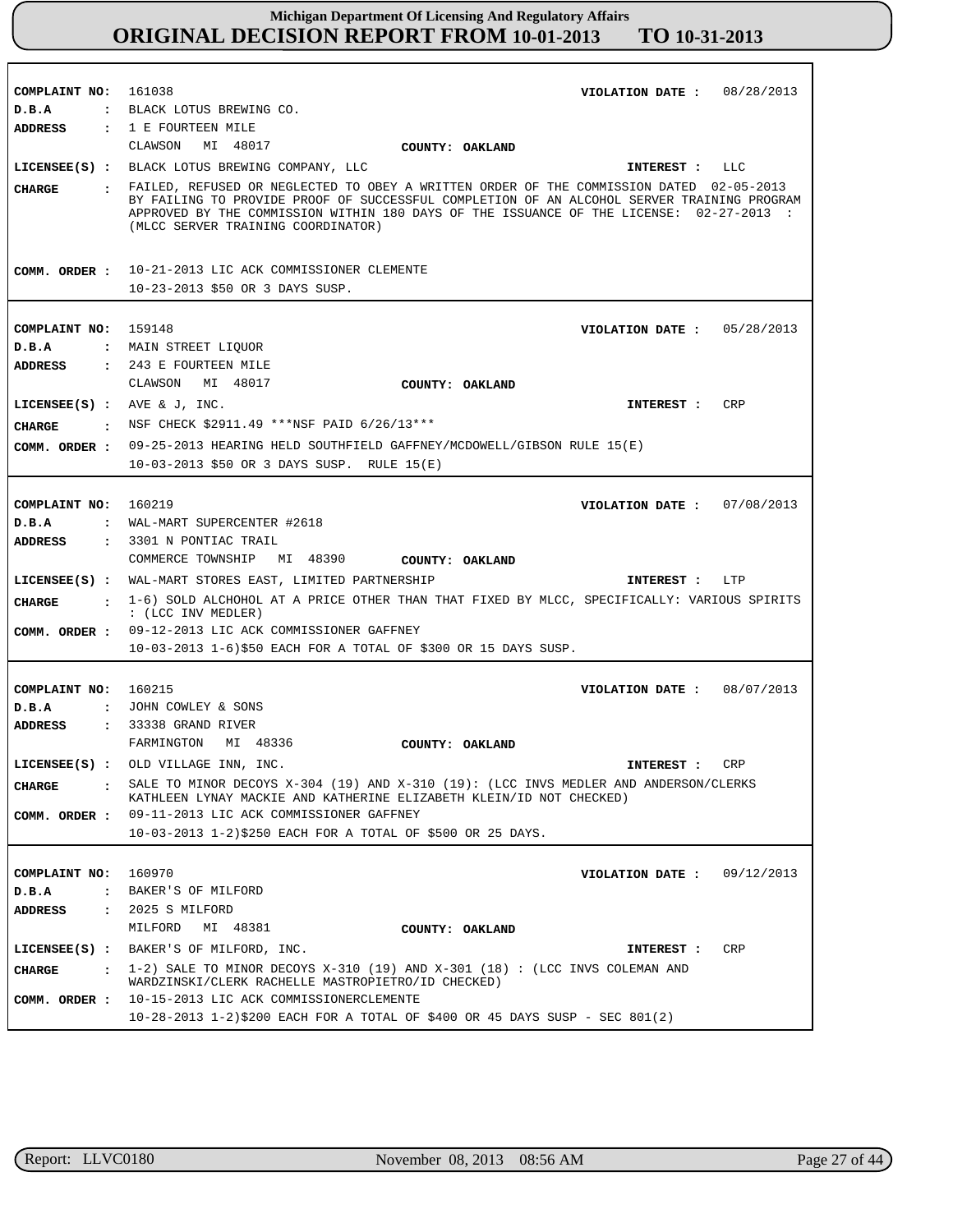# Michigan Department Of Licensing And Regulatory Affairs
## ORIGINAL DECISION REPORT FROM 10-01-2013 TO 10-31-2013

**COMPLAINT NO:** 161038  
**VIOLATION DATE :** 08/28/2013  
**D.B.A :** BLACK LOTUS BREWING CO.  
**ADDRESS :** 1 E FOURTEEN MILE  
CLAWSON MI 48017  
**COUNTY:** OAKLAND  
**LICENSEE(S) :** BLACK LOTUS BREWING COMPANY, LLC  
**INTEREST :** LLC  
**CHARGE :** FAILED, REFUSED OR NEGLECTED TO OBEY A WRITTEN ORDER OF THE COMMISSION DATED 02-05-2013 BY FAILING TO PROVIDE PROOF OF SUCCESSFUL COMPLETION OF AN ALCOHOL SERVER TRAINING PROGRAM APPROVED BY THE COMMISSION WITHIN 180 DAYS OF THE ISSUANCE OF THE LICENSE: 02-27-2013 : (MLCC SERVER TRAINING COORDINATOR)  
**COMM. ORDER :** 10-21-2013 LIC ACK COMMISSIONER CLEMENTE  
10-23-2013 $50 OR 3 DAYS SUSP.

---

**COMPLAINT NO:** 159148  
**VIOLATION DATE :** 05/28/2013  
**D.B.A :** MAIN STREET LIQUOR  
**ADDRESS :** 243 E FOURTEEN MILE  
CLAWSON MI 48017  
**COUNTY:** OAKLAND  
**LICENSEE(S) :** AVE & J, INC.  
**INTEREST :** CRP  
**CHARGE :** NSF CHECK $2911.49 ***NSF PAID 6/26/13***  
**COMM. ORDER :** 09-25-2013 HEARING HELD SOUTHFIELD GAFFNEY/MCDOWELL/GIBSON RULE 15(E)  
10-03-2013 $50 OR 3 DAYS SUSP. RULE 15(E)

---

**COMPLAINT NO:** 160219  
**VIOLATION DATE :** 07/08/2013  
**D.B.A :** WAL-MART SUPERCENTER #2618  
**ADDRESS :** 3301 N PONTIAC TRAIL  
COMMERCE TOWNSHIP MI 48390  
**COUNTY:** OAKLAND  
**LICENSEE(S) :** WAL-MART STORES EAST, LIMITED PARTNERSHIP  
**INTEREST :** LTP  
**CHARGE :** 1-6) SOLD ALCHOHOL AT A PRICE OTHER THAN THAT FIXED BY MLCC, SPECIFICALLY: VARIOUS SPIRITS : (LCC INV MEDLER)  
**COMM. ORDER :** 09-12-2013 LIC ACK COMMISSIONER GAFFNEY  
10-03-2013 1-6)$50 EACH FOR A TOTAL OF $300 OR 15 DAYS SUSP.

---

**COMPLAINT NO:** 160215  
**VIOLATION DATE :** 08/07/2013  
**D.B.A :** JOHN COWLEY & SONS  
**ADDRESS :** 33338 GRAND RIVER  
FARMINGTON MI 48336  
**COUNTY:** OAKLAND  
**LICENSEE(S) :** OLD VILLAGE INN, INC.  
**INTEREST :** CRP  
**CHARGE :** SALE TO MINOR DECOYS X-304 (19) AND X-310 (19): (LCC INVS MEDLER AND ANDERSON/CLERKS KATHLEEN LYNAY MACKIE AND KATHERINE ELIZABETH KLEIN/ID NOT CHECKED)  
**COMM. ORDER :** 09-11-2013 LIC ACK COMMISSIONER GAFFNEY  
10-03-2013 1-2)$250 EACH FOR A TOTAL OF $500 OR 25 DAYS.

---

**COMPLAINT NO:** 160970  
**VIOLATION DATE :** 09/12/2013  
**D.B.A :** BAKER'S OF MILFORD  
**ADDRESS :** 2025 S MILFORD  
MILFORD MI 48381  
**COUNTY:** OAKLAND  
**LICENSEE(S) :** BAKER'S OF MILFORD, INC.  
**INTEREST :** CRP  
**CHARGE :** 1-2) SALE TO MINOR DECOYS X-310 (19) AND X-301 (18) : (LCC INVS COLEMAN AND WARDZINSKI/CLERK RACHELLE MASTROPIETRO/ID CHECKED)  
**COMM. ORDER :** 10-15-2013 LIC ACK COMMISSIONERCLEMENTE  
10-28-2013 1-2)$200 EACH FOR A TOTAL OF $400 OR 45 DAYS SUSP - SEC 801(2)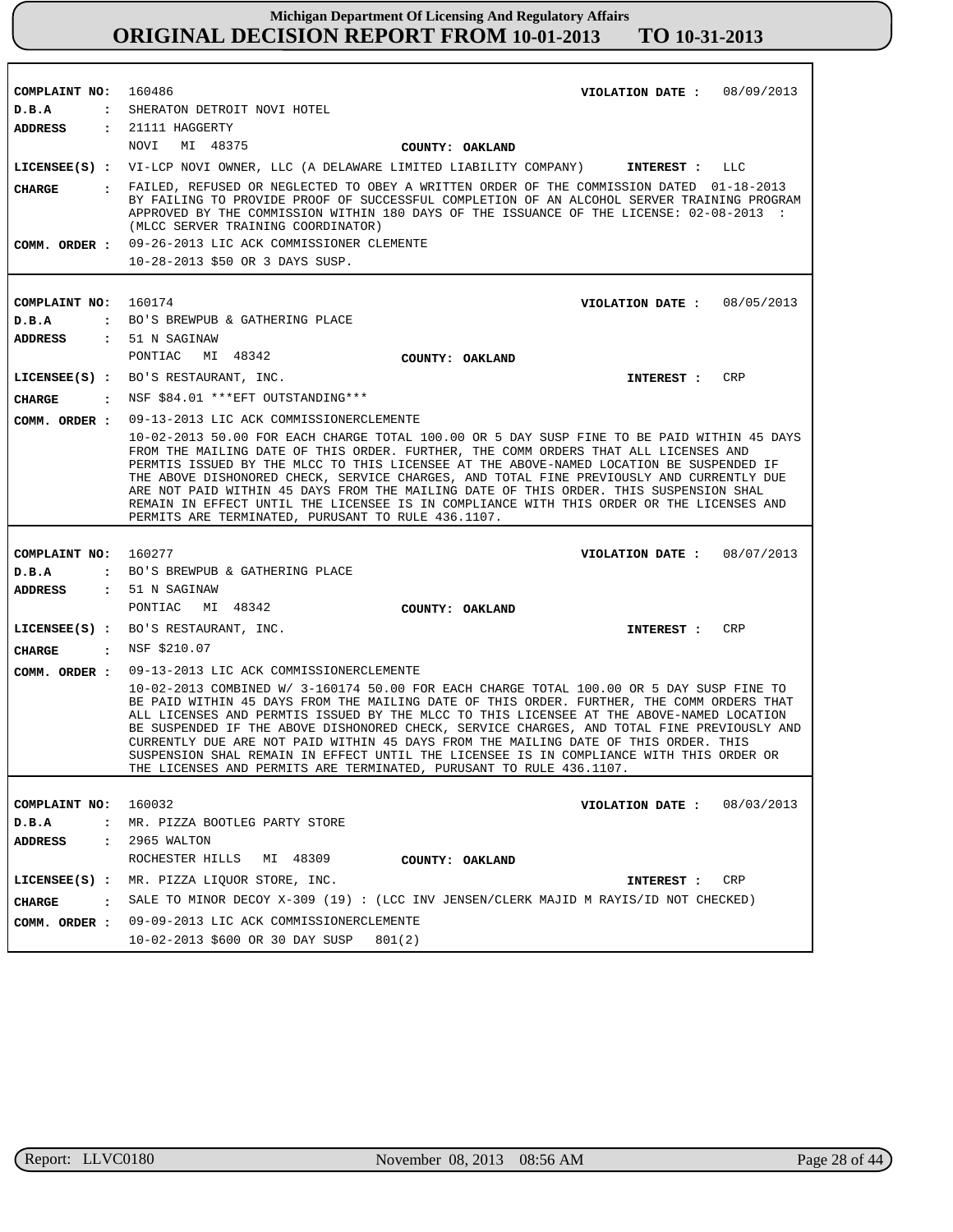| Field | Value |
|---|---|
| COMPLAINT NO: | 160486 |
| VIOLATION DATE : | 08/09/2013 |
| D.B.A : | SHERATON DETROIT NOVI HOTEL |
| ADDRESS : | 21111 HAGGERTY<br>NOVI MI 48375 |
| COUNTY: | OAKLAND |
| LICENSEE(S) : | VI-LCP NOVI OWNER, LLC (A DELAWARE LIMITED LIABILITY COMPANY) |
| INTEREST : | LLC |
| CHARGE : | FAILED, REFUSED OR NEGLECTED TO OBEY A WRITTEN ORDER OF THE COMMISSION DATED 01-18-2013 BY FAILING TO PROVIDE PROOF OF SUCCESSFUL COMPLETION OF AN ALCOHOL SERVER TRAINING PROGRAM APPROVED BY THE COMMISSION WITHIN 180 DAYS OF THE ISSUANCE OF THE LICENSE: 02-08-2013 : (MLCC SERVER TRAINING COORDINATOR) |
| COMM. ORDER : | 09-26-2013 LIC ACK COMMISSIONER CLEMENTE<br>10-28-2013 $50 OR 3 DAYS SUSP. |

| Field | Value |
|---|---|
| COMPLAINT NO: | 160174 |
| VIOLATION DATE : | 08/05/2013 |
| D.B.A : | BO'S BREWPUB & GATHERING PLACE |
| ADDRESS : | 51 N SAGINAW<br>PONTIAC MI 48342 |
| COUNTY: | OAKLAND |
| LICENSEE(S) : | BO'S RESTAURANT, INC. |
| INTEREST : | CRP |
| CHARGE : | NSF $84.01 ***EFT OUTSTANDING*** |
| COMM. ORDER : | 09-13-2013 LIC ACK COMMISSIONERCLEMENTE<br>10-02-2013 50.00 FOR EACH CHARGE TOTAL 100.00 OR 5 DAY SUSP FINE TO BE PAID WITHIN 45 DAYS FROM THE MAILING DATE OF THIS ORDER. FURTHER, THE COMM ORDERS THAT ALL LICENSES AND PERMTIS ISSUED BY THE MLCC TO THIS LICENSEE AT THE ABOVE-NAMED LOCATION BE SUSPENDED IF THE ABOVE DISHONORED CHECK, SERVICE CHARGES, AND TOTAL FINE PREVIOUSLY AND CURRENTLY DUE ARE NOT PAID WITHIN 45 DAYS FROM THE MAILING DATE OF THIS ORDER. THIS SUSPENSION SHAL REMAIN IN EFFECT UNTIL THE LICENSEE IS IN COMPLIANCE WITH THIS ORDER OR THE LICENSES AND PERMITS ARE TERMINATED, PURUSANT TO RULE 436.1107. |

| Field | Value |
|---|---|
| COMPLAINT NO: | 160277 |
| VIOLATION DATE : | 08/07/2013 |
| D.B.A : | BO'S BREWPUB & GATHERING PLACE |
| ADDRESS : | 51 N SAGINAW<br>PONTIAC MI 48342 |
| COUNTY: | OAKLAND |
| LICENSEE(S) : | BO'S RESTAURANT, INC. |
| INTEREST : | CRP |
| CHARGE : | NSF $210.07 |
| COMM. ORDER : | 09-13-2013 LIC ACK COMMISSIONERCLEMENTE<br>10-02-2013 COMBINED W/ 3-160174 50.00 FOR EACH CHARGE TOTAL 100.00 OR 5 DAY SUSP FINE TO BE PAID WITHIN 45 DAYS FROM THE MAILING DATE OF THIS ORDER. FURTHER, THE COMM ORDERS THAT ALL LICENSES AND PERMTIS ISSUED BY THE MLCC TO THIS LICENSEE AT THE ABOVE-NAMED LOCATION BE SUSPENDED IF THE ABOVE DISHONORED CHECK, SERVICE CHARGES, AND TOTAL FINE PREVIOUSLY AND CURRENTLY DUE ARE NOT PAID WITHIN 45 DAYS FROM THE MAILING DATE OF THIS ORDER. THIS SUSPENSION SHAL REMAIN IN EFFECT UNTIL THE LICENSEE IS IN COMPLIANCE WITH THIS ORDER OR THE LICENSES AND PERMITS ARE TERMINATED, PURUSANT TO RULE 436.1107. |

| Field | Value |
|---|---|
| COMPLAINT NO: | 160032 |
| VIOLATION DATE : | 08/03/2013 |
| D.B.A : | MR. PIZZA BOOTLEG PARTY STORE |
| ADDRESS : | 2965 WALTON<br>ROCHESTER HILLS MI 48309 |
| COUNTY: | OAKLAND |
| LICENSEE(S) : | MR. PIZZA LIQUOR STORE, INC. |
| INTEREST : | CRP |
| CHARGE : | SALE TO MINOR DECOY X-309 (19) : (LCC INV JENSEN/CLERK MAJID M RAYIS/ID NOT CHECKED) |
| COMM. ORDER : | 09-09-2013 LIC ACK COMMISSIONERCLEMENTE<br>10-02-2013 $600 OR 30 DAY SUSP 801(2) |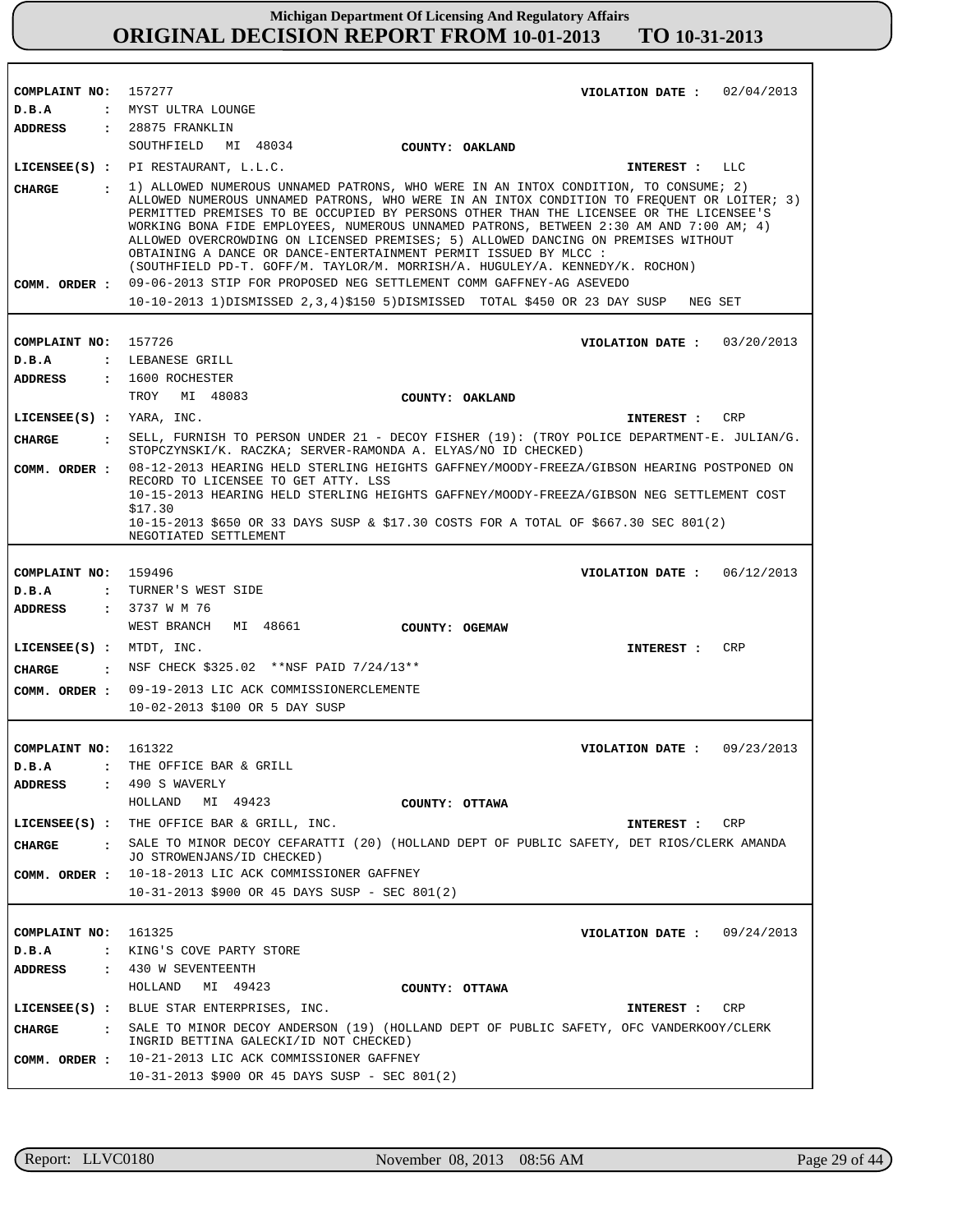# Michigan Department Of Licensing And Regulatory Affairs
## ORIGINAL DECISION REPORT FROM 10-01-2013 TO 10-31-2013

**COMPLAINT NO:** 157277 **VIOLATION DATE :** 02/04/2013
**D.B.A :** MYST ULTRA LOUNGE
**ADDRESS :** 28875 FRANKLIN
SOUTHFIELD MI 48034 **COUNTY: OAKLAND**
**LICENSEE(S) :** PI RESTAURANT, L.L.C. **INTEREST :** LLC
**CHARGE :** 1) ALLOWED NUMEROUS UNNAMED PATRONS, WHO WERE IN AN INTOX CONDITION, TO CONSUME; 2) ALLOWED NUMEROUS UNNAMED PATRONS, WHO WERE IN AN INTOX CONDITION TO FREQUENT OR LOITER; 3) PERMITTED PREMISES TO BE OCCUPIED BY PERSONS OTHER THAN THE LICENSEE OR THE LICENSEE'S WORKING BONA FIDE EMPLOYEES, NUMEROUS UNNAMED PATRONS, BETWEEN 2:30 AM AND 7:00 AM; 4) ALLOWED OVERCROWDING ON LICENSED PREMISES; 5) ALLOWED DANCING ON PREMISES WITHOUT OBTAINING A DANCE OR DANCE-ENTERTAINMENT PERMIT ISSUED BY MLCC : (SOUTHFIELD PD-T. GOFF/M. TAYLOR/M. MORRISH/A. HUGULEY/A. KENNEDY/K. ROCHON)
**COMM. ORDER :** 09-06-2013 STIP FOR PROPOSED NEG SETTLEMENT COMM GAFFNEY-AG ASEVEDO
10-10-2013 1)DISMISSED 2,3,4)$150 5)DISMISSED TOTAL $450 OR 23 DAY SUSP NEG SET

---

**COMPLAINT NO:** 157726 **VIOLATION DATE :** 03/20/2013
**D.B.A :** LEBANESE GRILL
**ADDRESS :** 1600 ROCHESTER
TROY MI 48083 **COUNTY: OAKLAND**
**LICENSEE(S) :** YARA, INC. **INTEREST :** CRP
**CHARGE :** SELL, FURNISH TO PERSON UNDER 21 - DECOY FISHER (19): (TROY POLICE DEPARTMENT-E. JULIAN/G. STOPCZYNSKI/K. RACZKA; SERVER-RAMONDA A. ELYAS/NO ID CHECKED)
**COMM. ORDER :** 08-12-2013 HEARING HELD STERLING HEIGHTS GAFFNEY/MOODY-FREEZA/GIBSON HEARING POSTPONED ON RECORD TO LICENSEE TO GET ATTY. LSS
10-15-2013 HEARING HELD STERLING HEIGHTS GAFFNEY/MOODY-FREEZA/GIBSON NEG SETTLEMENT COST $17.30
10-15-2013 $650 OR 33 DAYS SUSP & $17.30 COSTS FOR A TOTAL OF $667.30 SEC 801(2) NEGOTIATED SETTLEMENT

---

**COMPLAINT NO:** 159496 **VIOLATION DATE :** 06/12/2013
**D.B.A :** TURNER'S WEST SIDE
**ADDRESS :** 3737 W M 76
WEST BRANCH MI 48661 **COUNTY: OGEMAW**
**LICENSEE(S) :** MTDT, INC. **INTEREST :** CRP
**CHARGE :** NSF CHECK $325.02 **NSF PAID 7/24/13**
**COMM. ORDER :** 09-19-2013 LIC ACK COMMISSIONERCLEMENTE
10-02-2013 $100 OR 5 DAY SUSP

---

**COMPLAINT NO:** 161322 **VIOLATION DATE :** 09/23/2013
**D.B.A :** THE OFFICE BAR & GRILL
**ADDRESS :** 490 S WAVERLY
HOLLAND MI 49423 **COUNTY: OTTAWA**
**LICENSEE(S) :** THE OFFICE BAR & GRILL, INC. **INTEREST :** CRP
**CHARGE :** SALE TO MINOR DECOY CEFARATTI (20) (HOLLAND DEPT OF PUBLIC SAFETY, DET RIOS/CLERK AMANDA JO STROWENJANS/ID CHECKED)
**COMM. ORDER :** 10-18-2013 LIC ACK COMMISSIONER GAFFNEY
10-31-2013 $900 OR 45 DAYS SUSP - SEC 801(2)

---

**COMPLAINT NO:** 161325 **VIOLATION DATE :** 09/24/2013
**D.B.A :** KING'S COVE PARTY STORE
**ADDRESS :** 430 W SEVENTEENTH
HOLLAND MI 49423 **COUNTY: OTTAWA**
**LICENSEE(S) :** BLUE STAR ENTERPRISES, INC. **INTEREST :** CRP
**CHARGE :** SALE TO MINOR DECOY ANDERSON (19) (HOLLAND DEPT OF PUBLIC SAFETY, OFC VANDERKOOY/CLERK INGRID BETTINA GALECKI/ID NOT CHECKED)
**COMM. ORDER :** 10-21-2013 LIC ACK COMMISSIONER GAFFNEY
10-31-2013 $900 OR 45 DAYS SUSP - SEC 801(2)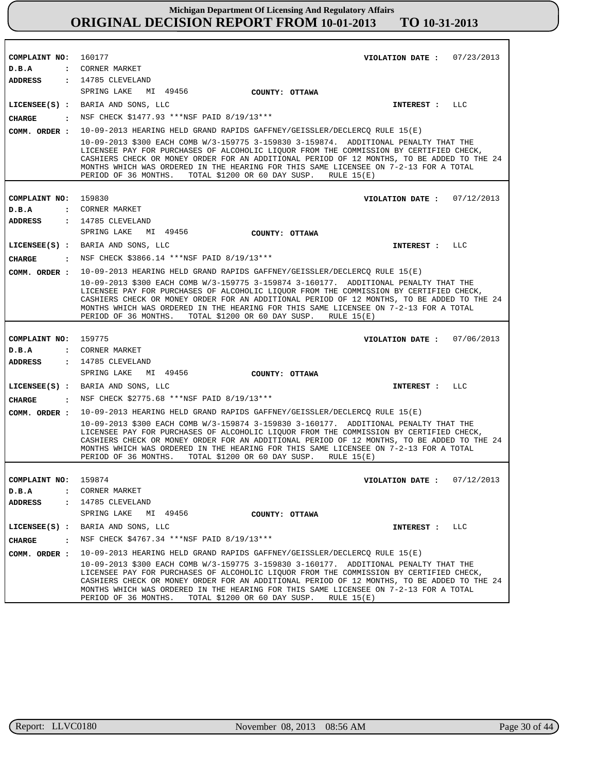**Michigan Department Of Licensing And Regulatory Affairs**
# ORIGINAL DECISION REPORT FROM 10-01-2013 TO 10-31-2013

**COMPLAINT NO:** 160177  
**VIOLATION DATE :** 07/23/2013  
**D.B.A :** CORNER MARKET  
**ADDRESS :** 14785 CLEVELAND  
SPRING LAKE MI 49456  
**COUNTY:** OTTAWA  
**LICENSEE(S) :** BARIA AND SONS, LLC  
**INTEREST :** LLC  
**CHARGE :** NSF CHECK $1477.93 ***NSF PAID 8/19/13***  
**COMM. ORDER :** 10-09-2013 HEARING HELD GRAND RAPIDS GAFFNEY/GEISSLER/DECLERCQ RULE 15(E)

10-09-2013 $300 EACH COMB W/3-159775 3-159830 3-159874. ADDITIONAL PENALTY THAT THE LICENSEE PAY FOR PURCHASES OF ALCOHOLIC LIQUOR FROM THE COMMISSION BY CERTIFIED CHECK, CASHIERS CHECK OR MONEY ORDER FOR AN ADDITIONAL PERIOD OF 12 MONTHS, TO BE ADDED TO THE 24 MONTHS WHICH WAS ORDERED IN THE HEARING FOR THIS SAME LICENSEE ON 7-2-13 FOR A TOTAL PERIOD OF 36 MONTHS. TOTAL $1200 OR 60 DAY SUSP. RULE 15(E)

---

**COMPLAINT NO:** 159830  
**VIOLATION DATE :** 07/12/2013  
**D.B.A :** CORNER MARKET  
**ADDRESS :** 14785 CLEVELAND  
SPRING LAKE MI 49456  
**COUNTY:** OTTAWA  
**LICENSEE(S) :** BARIA AND SONS, LLC  
**INTEREST :** LLC  
**CHARGE :** NSF CHECK $3866.14 ***NSF PAID 8/19/13***  
**COMM. ORDER :** 10-09-2013 HEARING HELD GRAND RAPIDS GAFFNEY/GEISSLER/DECLERCQ RULE 15(E)

10-09-2013 $300 EACH COMB W/3-159775 3-159874 3-160177. ADDITIONAL PENALTY THAT THE LICENSEE PAY FOR PURCHASES OF ALCOHOLIC LIQUOR FROM THE COMMISSION BY CERTIFIED CHECK, CASHIERS CHECK OR MONEY ORDER FOR AN ADDITIONAL PERIOD OF 12 MONTHS, TO BE ADDED TO THE 24 MONTHS WHICH WAS ORDERED IN THE HEARING FOR THIS SAME LICENSEE ON 7-2-13 FOR A TOTAL PERIOD OF 36 MONTHS. TOTAL $1200 OR 60 DAY SUSP. RULE 15(E)

---

**COMPLAINT NO:** 159775  
**VIOLATION DATE :** 07/06/2013  
**D.B.A :** CORNER MARKET  
**ADDRESS :** 14785 CLEVELAND  
SPRING LAKE MI 49456  
**COUNTY:** OTTAWA  
**LICENSEE(S) :** BARIA AND SONS, LLC  
**INTEREST :** LLC  
**CHARGE :** NSF CHECK $2775.68 ***NSF PAID 8/19/13***  
**COMM. ORDER :** 10-09-2013 HEARING HELD GRAND RAPIDS GAFFNEY/GEISSLER/DECLERCQ RULE 15(E)

10-09-2013 $300 EACH COMB W/3-159874 3-159830 3-160177. ADDITIONAL PENALTY THAT THE LICENSEE PAY FOR PURCHASES OF ALCOHOLIC LIQUOR FROM THE COMMISSION BY CERTIFIED CHECK, CASHIERS CHECK OR MONEY ORDER FOR AN ADDITIONAL PERIOD OF 12 MONTHS, TO BE ADDED TO THE 24 MONTHS WHICH WAS ORDERED IN THE HEARING FOR THIS SAME LICENSEE ON 7-2-13 FOR A TOTAL PERIOD OF 36 MONTHS. TOTAL $1200 OR 60 DAY SUSP. RULE 15(E)

---

**COMPLAINT NO:** 159874  
**VIOLATION DATE :** 07/12/2013  
**D.B.A :** CORNER MARKET  
**ADDRESS :** 14785 CLEVELAND  
SPRING LAKE MI 49456  
**COUNTY:** OTTAWA  
**LICENSEE(S) :** BARIA AND SONS, LLC  
**INTEREST :** LLC  
**CHARGE :** NSF CHECK $4767.34 ***NSF PAID 8/19/13***  
**COMM. ORDER :** 10-09-2013 HEARING HELD GRAND RAPIDS GAFFNEY/GEISSLER/DECLERCQ RULE 15(E)

10-09-2013 $300 EACH COMB W/3-159775 3-159830 3-160177. ADDITIONAL PENALTY THAT THE LICENSEE PAY FOR PURCHASES OF ALCOHOLIC LIQUOR FROM THE COMMISSION BY CERTIFIED CHECK, CASHIERS CHECK OR MONEY ORDER FOR AN ADDITIONAL PERIOD OF 12 MONTHS, TO BE ADDED TO THE 24 MONTHS WHICH WAS ORDERED IN THE HEARING FOR THIS SAME LICENSEE ON 7-2-13 FOR A TOTAL PERIOD OF 36 MONTHS. TOTAL $1200 OR 60 DAY SUSP. RULE 15(E)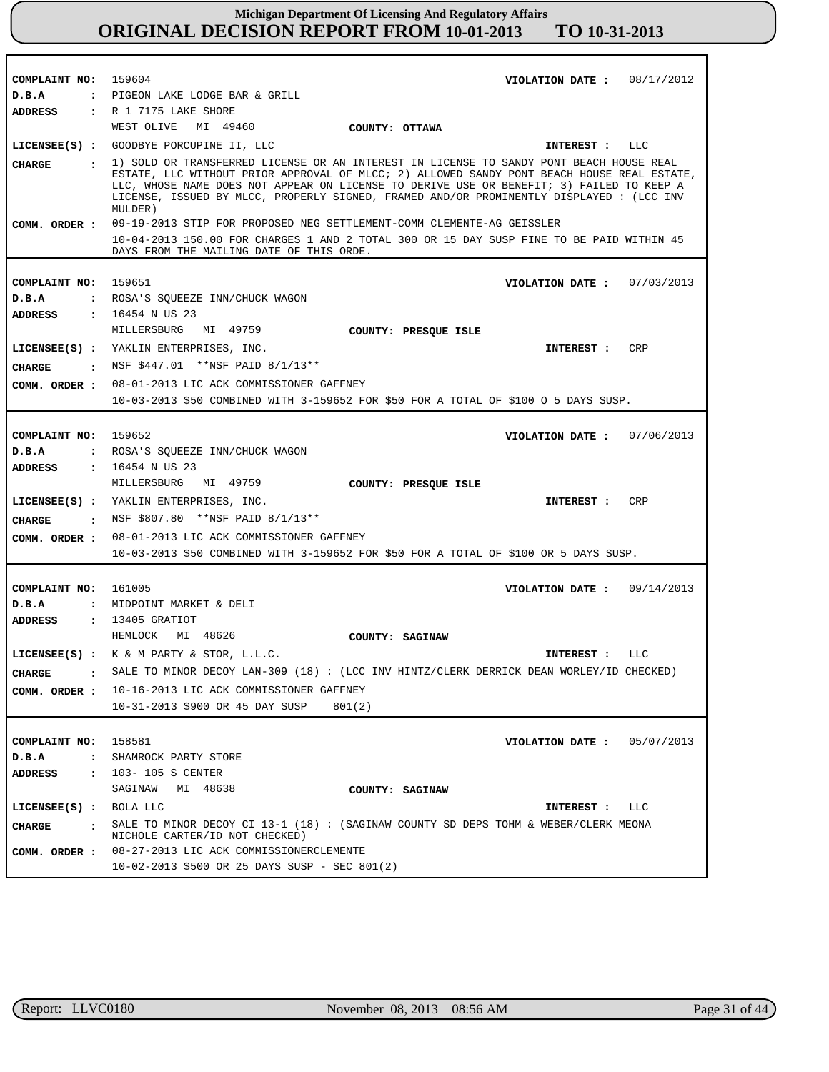# Michigan Department Of Licensing And Regulatory Affairs
## ORIGINAL DECISION REPORT FROM 10-01-2013 TO 10-31-2013

**COMPLAINT NO:** 159604 **VIOLATION DATE :** 08/17/2012
**D.B.A :** PIGEON LAKE LODGE BAR & GRILL
**ADDRESS :** R 1 7175 LAKE SHORE
WEST OLIVE MI 49460 **COUNTY: OTTAWA**
**LICENSEE(S) :** GOODBYE PORCUPINE II, LLC **INTEREST :** LLC
**CHARGE :** 1) SOLD OR TRANSFERRED LICENSE OR AN INTEREST IN LICENSE TO SANDY PONT BEACH HOUSE REAL ESTATE, LLC WITHOUT PRIOR APPROVAL OF MLCC; 2) ALLOWED SANDY PONT BEACH HOUSE REAL ESTATE, LLC, WHOSE NAME DOES NOT APPEAR ON LICENSE TO DERIVE USE OR BENEFIT; 3) FAILED TO KEEP A LICENSE, ISSUED BY MLCC, PROPERLY SIGNED, FRAMED AND/OR PROMINENTLY DISPLAYED : (LCC INV MULDER)
**COMM. ORDER :** 09-19-2013 STIP FOR PROPOSED NEG SETTLEMENT-COMM CLEMENTE-AG GEISSLER
10-04-2013 150.00 FOR CHARGES 1 AND 2 TOTAL 300 OR 15 DAY SUSP FINE TO BE PAID WITHIN 45 DAYS FROM THE MAILING DATE OF THIS ORDE.

---

**COMPLAINT NO:** 159651 **VIOLATION DATE :** 07/03/2013
**D.B.A :** ROSA'S SQUEEZE INN/CHUCK WAGON
**ADDRESS :** 16454 N US 23
MILLERSBURG MI 49759 **COUNTY: PRESQUE ISLE**
**LICENSEE(S) :** YAKLIN ENTERPRISES, INC. **INTEREST :** CRP
**CHARGE :** NSF $447.01 **NSF PAID 8/1/13**
**COMM. ORDER :** 08-01-2013 LIC ACK COMMISSIONER GAFFNEY
10-03-2013 $50 COMBINED WITH 3-159652 FOR $50 FOR A TOTAL OF $100 O 5 DAYS SUSP.

---

**COMPLAINT NO:** 159652 **VIOLATION DATE :** 07/06/2013
**D.B.A :** ROSA'S SQUEEZE INN/CHUCK WAGON
**ADDRESS :** 16454 N US 23
MILLERSBURG MI 49759 **COUNTY: PRESQUE ISLE**
**LICENSEE(S) :** YAKLIN ENTERPRISES, INC. **INTEREST :** CRP
**CHARGE :** NSF $807.80 **NSF PAID 8/1/13**
**COMM. ORDER :** 08-01-2013 LIC ACK COMMISSIONER GAFFNEY
10-03-2013 $50 COMBINED WITH 3-159652 FOR $50 FOR A TOTAL OF $100 OR 5 DAYS SUSP.

---

**COMPLAINT NO:** 161005 **VIOLATION DATE :** 09/14/2013
**D.B.A :** MIDPOINT MARKET & DELI
**ADDRESS :** 13405 GRATIOT
HEMLOCK MI 48626 **COUNTY: SAGINAW**
**LICENSEE(S) :** K & M PARTY & STOR, L.L.C. **INTEREST :** LLC
**CHARGE :** SALE TO MINOR DECOY LAN-309 (18) : (LCC INV HINTZ/CLERK DERRICK DEAN WORLEY/ID CHECKED)
**COMM. ORDER :** 10-16-2013 LIC ACK COMMISSIONER GAFFNEY
10-31-2013 $900 OR 45 DAY SUSP 801(2)

---

**COMPLAINT NO:** 158581 **VIOLATION DATE :** 05/07/2013
**D.B.A :** SHAMROCK PARTY STORE
**ADDRESS :** 103- 105 S CENTER
SAGINAW MI 48638 **COUNTY: SAGINAW**
**LICENSEE(S) :** BOLA LLC **INTEREST :** LLC
**CHARGE :** SALE TO MINOR DECOY CI 13-1 (18) : (SAGINAW COUNTY SD DEPS TOHM & WEBER/CLERK MEONA NICHOLE CARTER/ID NOT CHECKED)
**COMM. ORDER :** 08-27-2013 LIC ACK COMMISSIONERCLEMENTE
10-02-2013 $500 OR 25 DAYS SUSP - SEC 801(2)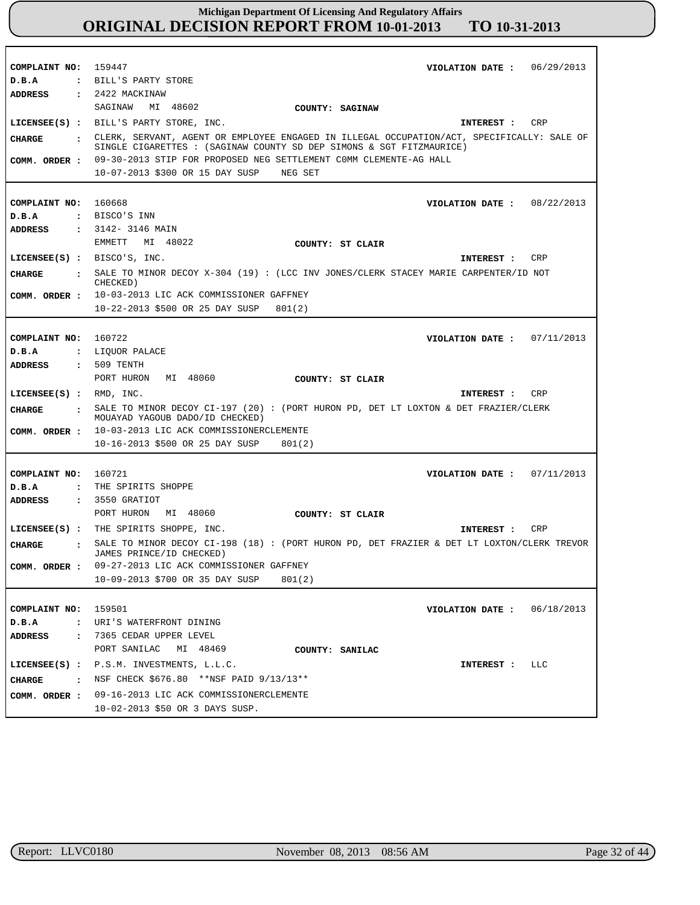# Michigan Department Of Licensing And Regulatory Affairs
## ORIGINAL DECISION REPORT FROM 10-01-2013 TO 10-31-2013

**COMPLAINT NO:** 159447  
**VIOLATION DATE :** 06/29/2013  
**D.B.A :** BILL'S PARTY STORE  
**ADDRESS :** 2422 MACKINAW  
SAGINAW MI 48602  
**COUNTY:** SAGINAW  
**LICENSEE(S) :** BILL'S PARTY STORE, INC.  
**INTEREST :** CRP  
**CHARGE :** CLERK, SERVANT, AGENT OR EMPLOYEE ENGAGED IN ILLEGAL OCCUPATION/ACT, SPECIFICALLY: SALE OF SINGLE CIGARETTES : (SAGINAW COUNTY SD DEP SIMONS & SGT FITZMAURICE)  
**COMM. ORDER :** 09-30-2013 STIP FOR PROPOSED NEG SETTLEMENT C0MM CLEMENTE-AG HALL  
10-07-2013 $300 OR 15 DAY SUSP NEG SET

---

**COMPLAINT NO:** 160668  
**VIOLATION DATE :** 08/22/2013  
**D.B.A :** BISCO'S INN  
**ADDRESS :** 3142- 3146 MAIN  
EMMETT MI 48022  
**COUNTY:** ST CLAIR  
**LICENSEE(S) :** BISCO'S, INC.  
**INTEREST :** CRP  
**CHARGE :** SALE TO MINOR DECOY X-304 (19) : (LCC INV JONES/CLERK STACEY MARIE CARPENTER/ID NOT CHECKED)  
**COMM. ORDER :** 10-03-2013 LIC ACK COMMISSIONER GAFFNEY  
10-22-2013 $500 OR 25 DAY SUSP 801(2)

---

**COMPLAINT NO:** 160722  
**VIOLATION DATE :** 07/11/2013  
**D.B.A :** LIQUOR PALACE  
**ADDRESS :** 509 TENTH  
PORT HURON MI 48060  
**COUNTY:** ST CLAIR  
**LICENSEE(S) :** RMD, INC.  
**INTEREST :** CRP  
**CHARGE :** SALE TO MINOR DECOY CI-197 (20) : (PORT HURON PD, DET LT LOXTON & DET FRAZIER/CLERK MOUAYAD YAGOUB DADO/ID CHECKED)  
**COMM. ORDER :** 10-03-2013 LIC ACK COMMISSIONERCLEMENTE  
10-16-2013 $500 OR 25 DAY SUSP 801(2)

---

**COMPLAINT NO:** 160721  
**VIOLATION DATE :** 07/11/2013  
**D.B.A :** THE SPIRITS SHOPPE  
**ADDRESS :** 3550 GRATIOT  
PORT HURON MI 48060  
**COUNTY:** ST CLAIR  
**LICENSEE(S) :** THE SPIRITS SHOPPE, INC.  
**INTEREST :** CRP  
**CHARGE :** SALE TO MINOR DECOY CI-198 (18) : (PORT HURON PD, DET FRAZIER & DET LT LOXTON/CLERK TREVOR JAMES PRINCE/ID CHECKED)  
**COMM. ORDER :** 09-27-2013 LIC ACK COMMISSIONER GAFFNEY  
10-09-2013 $700 OR 35 DAY SUSP 801(2)

---

**COMPLAINT NO:** 159501  
**VIOLATION DATE :** 06/18/2013  
**D.B.A :** URI'S WATERFRONT DINING  
**ADDRESS :** 7365 CEDAR UPPER LEVEL  
PORT SANILAC MI 48469  
**COUNTY:** SANILAC  
**LICENSEE(S) :** P.S.M. INVESTMENTS, L.L.C.  
**INTEREST :** LLC  
**CHARGE :** NSF CHECK $676.80 **NSF PAID 9/13/13**  
**COMM. ORDER :** 09-16-2013 LIC ACK COMMISSIONERCLEMENTE  
10-02-2013 $50 OR 3 DAYS SUSP.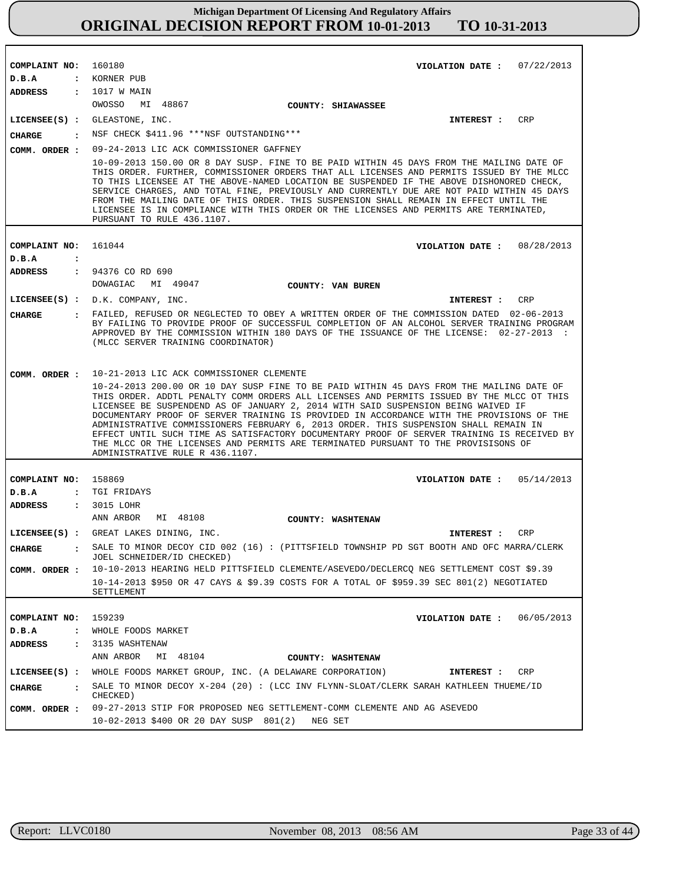**COMPLAINT NO:** 160180
**VIOLATION DATE :** 07/22/2013
**D.B.A :** KORNER PUB
**ADDRESS :** 1017 W MAIN
OWOSSO MI 48867
**COUNTY:** SHIAWASSEE
**LICENSEE(S) :** GLEASTONE, INC.
**INTEREST :** CRP
**CHARGE :** NSF CHECK $411.96 ***NSF OUTSTANDING***
**COMM. ORDER :** 09-24-2013 LIC ACK COMMISSIONER GAFFNEY

10-09-2013 150.00 OR 8 DAY SUSP. FINE TO BE PAID WITHIN 45 DAYS FROM THE MAILING DATE OF THIS ORDER. FURTHER, COMMISSIONER ORDERS THAT ALL LICENSES AND PERMITS ISSUED BY THE MLCC TO THIS LICENSEE AT THE ABOVE-NAMED LOCATION BE SUSPENDED IF THE ABOVE DISHONORED CHECK, SERVICE CHARGES, AND TOTAL FINE, PREVIOUSLY AND CURRENTLY DUE ARE NOT PAID WITHIN 45 DAYS FROM THE MAILING DATE OF THIS ORDER. THIS SUSPENSION SHALL REMAIN IN EFFECT UNTIL THE LICENSEE IS IN COMPLIANCE WITH THIS ORDER OR THE LICENSES AND PERMITS ARE TERMINATED, PURSUANT TO RULE 436.1107.

---

**COMPLAINT NO:** 161044
**VIOLATION DATE :** 08/28/2013
**D.B.A :**
**ADDRESS :** 94376 CO RD 690
DOWAGIAC MI 49047
**COUNTY:** VAN BUREN
**LICENSEE(S) :** D.K. COMPANY, INC.
**INTEREST :** CRP
**CHARGE :** FAILED, REFUSED OR NEGLECTED TO OBEY A WRITTEN ORDER OF THE COMMISSION DATED 02-06-2013 BY FAILING TO PROVIDE PROOF OF SUCCESSFUL COMPLETION OF AN ALCOHOL SERVER TRAINING PROGRAM APPROVED BY THE COMMISSION WITHIN 180 DAYS OF THE ISSUANCE OF THE LICENSE: 02-27-2013 : (MLCC SERVER TRAINING COORDINATOR)
**COMM. ORDER :** 10-21-2013 LIC ACK COMMISSIONER CLEMENTE

10-24-2013 200.00 OR 10 DAY SUSP FINE TO BE PAID WITHIN 45 DAYS FROM THE MAILING DATE OF THIS ORDER. ADDTL PENALTY COMM ORDERS ALL LICENSES AND PERMITS ISSUED BY THE MLCC OT THIS LICENSEE BE SUSPENDEND AS OF JANUARY 2, 2014 WITH SAID SUSPENSION BEING WAIVED IF DOCUMENTARY PROOF OF SERVER TRAINING IS PROVIDED IN ACCORDANCE WITH THE PROVISIONS OF THE ADMINISTRATIVE COMMISSIONERS FEBRUARY 6, 2013 ORDER. THIS SUSPENSION SHALL REMAIN IN EFFECT UNTIL SUCH TIME AS SATISFACTORY DOCUMENTARY PROOF OF SERVER TRAINING IS RECEIVED BY THE MLCC OR THE LICENSES AND PERMITS ARE TERMINATED PURSUANT TO THE PROVISISONS OF ADMINISTRATIVE RULE R 436.1107.

---

**COMPLAINT NO:** 158869
**VIOLATION DATE :** 05/14/2013
**D.B.A :** TGI FRIDAYS
**ADDRESS :** 3015 LOHR
ANN ARBOR MI 48108
**COUNTY:** WASHTENAW
**LICENSEE(S) :** GREAT LAKES DINING, INC.
**INTEREST :** CRP
**CHARGE :** SALE TO MINOR DECOY CID 002 (16) : (PITTSFIELD TOWNSHIP PD SGT BOOTH AND OFC MARRA/CLERK JOEL SCHNEIDER/ID CHECKED)
**COMM. ORDER :** 10-10-2013 HEARING HELD PITTSFIELD CLEMENTE/ASEVEDO/DECLERCQ NEG SETTLEMENT COST $9.39

10-14-2013 $950 OR 47 CAYS & $9.39 COSTS FOR A TOTAL OF $959.39 SEC 801(2) NEGOTIATED SETTLEMENT

---

**COMPLAINT NO:** 159239
**VIOLATION DATE :** 06/05/2013
**D.B.A :** WHOLE FOODS MARKET
**ADDRESS :** 3135 WASHTENAW
ANN ARBOR MI 48104
**COUNTY:** WASHTENAW
**LICENSEE(S) :** WHOLE FOODS MARKET GROUP, INC. (A DELAWARE CORPORATION)
**INTEREST :** CRP
**CHARGE :** SALE TO MINOR DECOY X-204 (20) : (LCC INV FLYNN-SLOAT/CLERK SARAH KATHLEEN THUEME/ID CHECKED)
**COMM. ORDER :** 09-27-2013 STIP FOR PROPOSED NEG SETTLEMENT-COMM CLEMENTE AND AG ASEVEDO

10-02-2013 $400 OR 20 DAY SUSP 801(2) NEG SET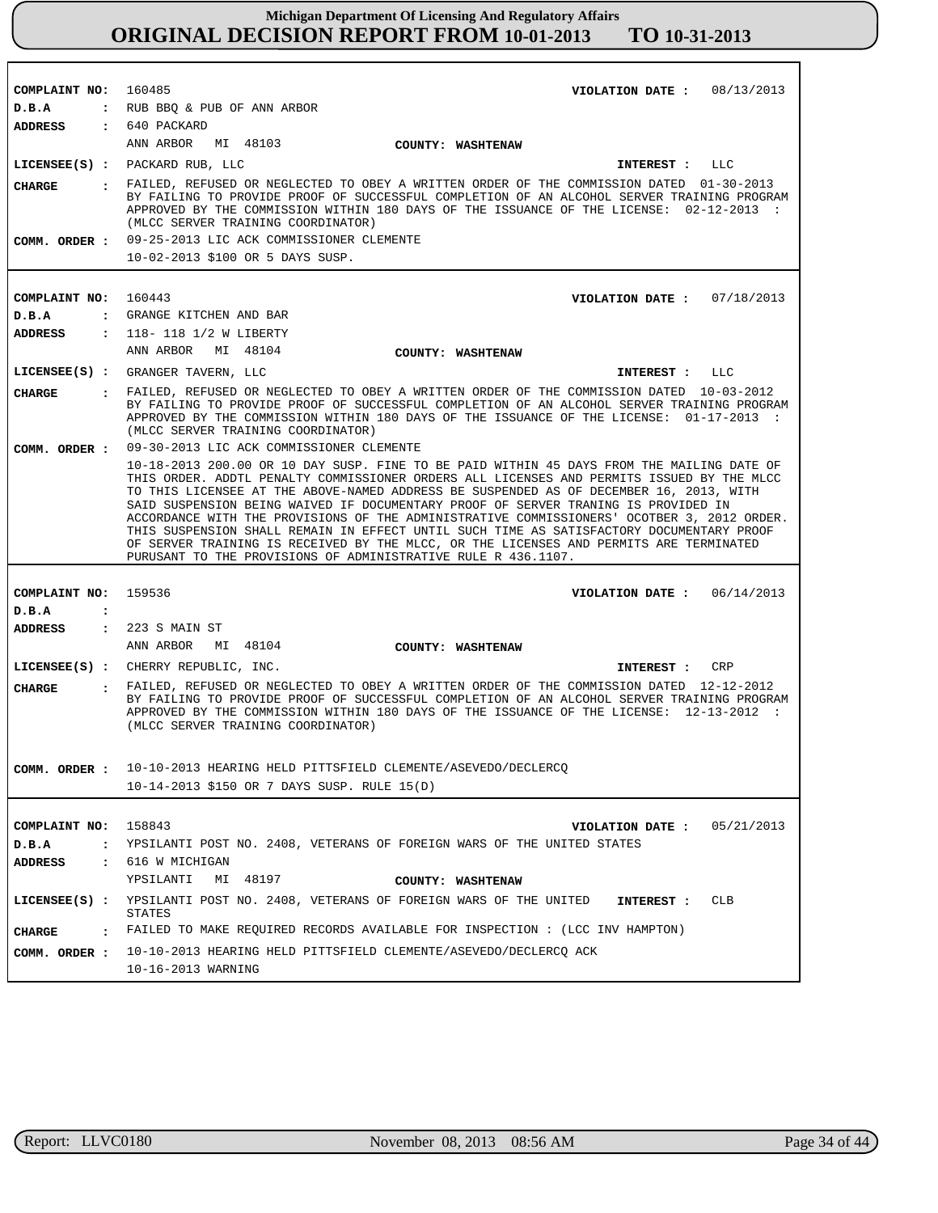**Michigan Department Of Licensing And Regulatory Affairs**

# ORIGINAL DECISION REPORT FROM 10-01-2013 TO 10-31-2013

**COMPLAINT NO:** 160485 **VIOLATION DATE :** 08/13/2013

**D.B.A :** RUB BBQ & PUB OF ANN ARBOR

**ADDRESS :** 640 PACKARD
ANN ARBOR MI 48103 **COUNTY: WASHTENAW**

**LICENSEE(S) :** PACKARD RUB, LLC **INTEREST :** LLC

**CHARGE :** FAILED, REFUSED OR NEGLECTED TO OBEY A WRITTEN ORDER OF THE COMMISSION DATED 01-30-2013 BY FAILING TO PROVIDE PROOF OF SUCCESSFUL COMPLETION OF AN ALCOHOL SERVER TRAINING PROGRAM APPROVED BY THE COMMISSION WITHIN 180 DAYS OF THE ISSUANCE OF THE LICENSE: 02-12-2013 : (MLCC SERVER TRAINING COORDINATOR)

**COMM. ORDER :** 09-25-2013 LIC ACK COMMISSIONER CLEMENTE
10-02-2013 $100 OR 5 DAYS SUSP.

---

**COMPLAINT NO:** 160443 **VIOLATION DATE :** 07/18/2013

**D.B.A :** GRANGE KITCHEN AND BAR

**ADDRESS :** 118- 118 1/2 W LIBERTY
ANN ARBOR MI 48104 **COUNTY: WASHTENAW**

**LICENSEE(S) :** GRANGER TAVERN, LLC **INTEREST :** LLC

**CHARGE :** FAILED, REFUSED OR NEGLECTED TO OBEY A WRITTEN ORDER OF THE COMMISSION DATED 10-03-2012 BY FAILING TO PROVIDE PROOF OF SUCCESSFUL COMPLETION OF AN ALCOHOL SERVER TRAINING PROGRAM APPROVED BY THE COMMISSION WITHIN 180 DAYS OF THE ISSUANCE OF THE LICENSE: 01-17-2013 : (MLCC SERVER TRAINING COORDINATOR)

**COMM. ORDER :** 09-30-2013 LIC ACK COMMISSIONER CLEMENTE
10-18-2013 200.00 OR 10 DAY SUSP. FINE TO BE PAID WITHIN 45 DAYS FROM THE MAILING DATE OF THIS ORDER. ADDTL PENALTY COMMISSIONER ORDERS ALL LICENSES AND PERMITS ISSUED BY THE MLCC TO THIS LICENSEE AT THE ABOVE-NAMED ADDRESS BE SUSPENDED AS OF DECEMBER 16, 2013, WITH SAID SUSPENSION BEING WAIVED IF DOCUMENTARY PROOF OF SERVER TRANING IS PROVIDED IN ACCORDANCE WITH THE PROVISIONS OF THE ADMINISTRATIVE COMMISSIONERS' OCOTBER 3, 2012 ORDER. THIS SUSPENSION SHALL REMAIN IN EFFECT UNTIL SUCH TIME AS SATISFACTORY DOCUMENTARY PROOF OF SERVER TRAINING IS RECEIVED BY THE MLCC, OR THE LICENSES AND PERMITS ARE TERMINATED PURSUANT TO THE PROVISIONS OF ADMINISTRATIVE RULE R 436.1107.

---

**COMPLAINT NO:** 159536 **VIOLATION DATE :** 06/14/2013

**D.B.A :**

**ADDRESS :** 223 S MAIN ST
ANN ARBOR MI 48104 **COUNTY: WASHTENAW**

**LICENSEE(S) :** CHERRY REPUBLIC, INC. **INTEREST :** CRP

**CHARGE :** FAILED, REFUSED OR NEGLECTED TO OBEY A WRITTEN ORDER OF THE COMMISSION DATED 12-12-2012 BY FAILING TO PROVIDE PROOF OF SUCCESSFUL COMPLETION OF AN ALCOHOL SERVER TRAINING PROGRAM APPROVED BY THE COMMISSION WITHIN 180 DAYS OF THE ISSUANCE OF THE LICENSE: 12-13-2012 : (MLCC SERVER TRAINING COORDINATOR)

**COMM. ORDER :** 10-10-2013 HEARING HELD PITTSFIELD CLEMENTE/ASEVEDO/DECLERCQ
10-14-2013 $150 OR 7 DAYS SUSP. RULE 15(D)

---

**COMPLAINT NO:** 158843 **VIOLATION DATE :** 05/21/2013

**D.B.A :** YPSILANTI POST NO. 2408, VETERANS OF FOREIGN WARS OF THE UNITED STATES

**ADDRESS :** 616 W MICHIGAN
YPSILANTI MI 48197 **COUNTY: WASHTENAW**

**LICENSEE(S) :** YPSILANTI POST NO. 2408, VETERANS OF FOREIGN WARS OF THE UNITED STATES **INTEREST :** CLB

**CHARGE :** FAILED TO MAKE REQUIRED RECORDS AVAILABLE FOR INSPECTION : (LCC INV HAMPTON)

**COMM. ORDER :** 10-10-2013 HEARING HELD PITTSFIELD CLEMENTE/ASEVEDO/DECLERCQ ACK
10-16-2013 WARNING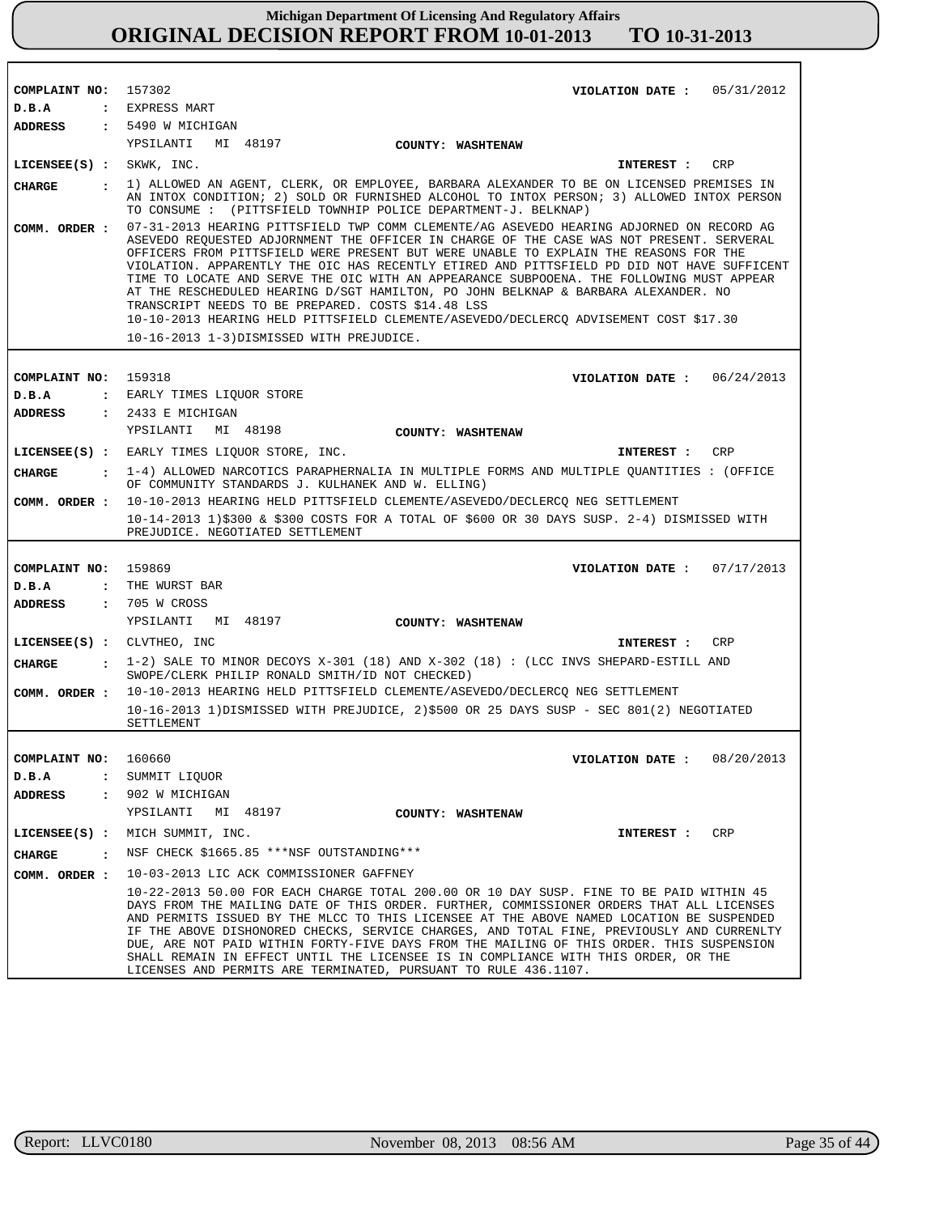# Michigan Department Of Licensing And Regulatory Affairs
## ORIGINAL DECISION REPORT FROM 10-01-2013 TO 10-31-2013

**COMPLAINT NO:** 157302 **VIOLATION DATE :** 05/31/2012
**D.B.A :** EXPRESS MART
**ADDRESS :** 5490 W MICHIGAN
YPSILANTI MI 48197 **COUNTY: WASHTENAW**
**LICENSEE(S) :** SKWK, INC. **INTEREST :** CRP
**CHARGE :** 1) ALLOWED AN AGENT, CLERK, OR EMPLOYEE, BARBARA ALEXANDER TO BE ON LICENSED PREMISES IN AN INTOX CONDITION; 2) SOLD OR FURNISHED ALCOHOL TO INTOX PERSON; 3) ALLOWED INTOX PERSON TO CONSUME : (PITTSFIELD TOWNHIP POLICE DEPARTMENT-J. BELKNAP)
**COMM. ORDER :** 07-31-2013 HEARING PITTSFIELD TWP COMM CLEMENTE/AG ASEVEDO HEARING ADJORNED ON RECORD AG ASEVEDO REQUESTED ADJORNMENT THE OFFICER IN CHARGE OF THE CASE WAS NOT PRESENT. SERVERAL OFFICERS FROM PITTSFIELD WERE PRESENT BUT WERE UNABLE TO EXPLAIN THE REASONS FOR THE VIOLATION. APPARENTLY THE OIC HAS RECENTLY ETIRED AND PITTSFIELD PD DID NOT HAVE SUFFICENT TIME TO LOCATE AND SERVE THE OIC WITH AN APPEARANCE SUBPOOENA. THE FOLLOWING MUST APPEAR AT THE RESCHEDULED HEARING D/SGT HAMILTON, PO JOHN BELKNAP & BARBARA ALEXANDER. NO TRANSCRIPT NEEDS TO BE PREPARED. COSTS $14.48 LSS
10-10-2013 HEARING HELD PITTSFIELD CLEMENTE/ASEVEDO/DECLERCQ ADVISEMENT COST $17.30
10-16-2013 1-3)DISMISSED WITH PREJUDICE.

---

**COMPLAINT NO:** 159318 **VIOLATION DATE :** 06/24/2013
**D.B.A :** EARLY TIMES LIQUOR STORE
**ADDRESS :** 2433 E MICHIGAN
YPSILANTI MI 48198 **COUNTY: WASHTENAW**
**LICENSEE(S) :** EARLY TIMES LIQUOR STORE, INC. **INTEREST :** CRP
**CHARGE :** 1-4) ALLOWED NARCOTICS PARAPHERNALIA IN MULTIPLE FORMS AND MULTIPLE QUANTITIES : (OFFICE OF COMMUNITY STANDARDS J. KULHANEK AND W. ELLING)
**COMM. ORDER :** 10-10-2013 HEARING HELD PITTSFIELD CLEMENTE/ASEVEDO/DECLERCQ NEG SETTLEMENT
10-14-2013 1)$300 & $300 COSTS FOR A TOTAL OF $600 OR 30 DAYS SUSP. 2-4) DISMISSED WITH PREJUDICE. NEGOTIATED SETTLEMENT

---

**COMPLAINT NO:** 159869 **VIOLATION DATE :** 07/17/2013
**D.B.A :** THE WURST BAR
**ADDRESS :** 705 W CROSS
YPSILANTI MI 48197 **COUNTY: WASHTENAW**
**LICENSEE(S) :** CLVTHEO, INC **INTEREST :** CRP
**CHARGE :** 1-2) SALE TO MINOR DECOYS X-301 (18) AND X-302 (18) : (LCC INVS SHEPARD-ESTILL AND SWOPE/CLERK PHILIP RONALD SMITH/ID NOT CHECKED)
**COMM. ORDER :** 10-10-2013 HEARING HELD PITTSFIELD CLEMENTE/ASEVEDO/DECLERCQ NEG SETTLEMENT
10-16-2013 1)DISMISSED WITH PREJUDICE, 2)$500 OR 25 DAYS SUSP - SEC 801(2) NEGOTIATED SETTLEMENT

---

**COMPLAINT NO:** 160660 **VIOLATION DATE :** 08/20/2013
**D.B.A :** SUMMIT LIQUOR
**ADDRESS :** 902 W MICHIGAN
YPSILANTI MI 48197 **COUNTY: WASHTENAW**
**LICENSEE(S) :** MICH SUMMIT, INC. **INTEREST :** CRP
**CHARGE :** NSF CHECK $1665.85 ***NSF OUTSTANDING***
**COMM. ORDER :** 10-03-2013 LIC ACK COMMISSIONER GAFFNEY
10-22-2013 50.00 FOR EACH CHARGE TOTAL 200.00 OR 10 DAY SUSP. FINE TO BE PAID WITHIN 45 DAYS FROM THE MAILING DATE OF THIS ORDER. FURTHER, COMMISSIONER ORDERS THAT ALL LICENSES AND PERMITS ISSUED BY THE MLCC TO THIS LICENSEE AT THE ABOVE NAMED LOCATION BE SUSPENDED IF THE ABOVE DISHONORED CHECKS, SERVICE CHARGES, AND TOTAL FINE, PREVIOUSLY AND CURRENTLY DUE, ARE NOT PAID WITHIN FORTY-FIVE DAYS FROM THE MAILING OF THIS ORDER. THIS SUSPENSION SHALL REMAIN IN EFFECT UNTIL THE LICENSEE IS IN COMPLIANCE WITH THIS ORDER, OR THE LICENSES AND PERMITS ARE TERMINATED, PURSUANT TO RULE 436.1107.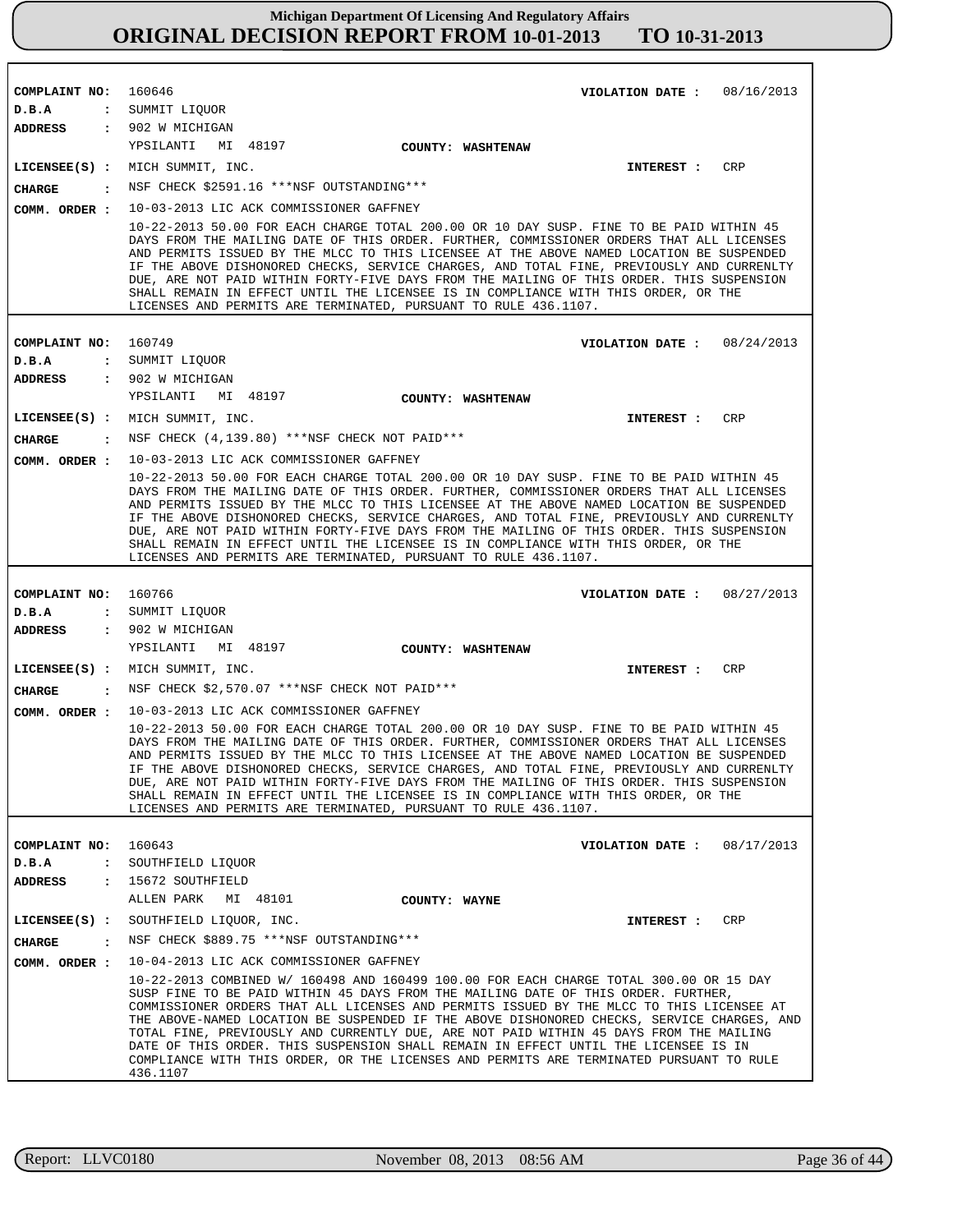**Michigan Department Of Licensing And Regulatory Affairs**
**ORIGINAL DECISION REPORT FROM 10-01-2013 TO 10-31-2013**

| | |
|---|---|
| **COMPLAINT NO:** | 160646 |
| **VIOLATION DATE :** | 08/16/2013 |
| **D.B.A :** | SUMMIT LIQUOR |
| **ADDRESS :** | 902 W MICHIGAN<br>YPSILANTI MI 48197 |
| **COUNTY:** | WASHTENAW |
| **LICENSEE(S) :** | MICH SUMMIT, INC. |
| **INTEREST :** | CRP |
| **CHARGE :** | NSF CHECK $2591.16 ***NSF OUTSTANDING*** |
| **COMM. ORDER :** | 10-03-2013 LIC ACK COMMISSIONER GAFFNEY<br>10-22-2013 50.00 FOR EACH CHARGE TOTAL 200.00 OR 10 DAY SUSP. FINE TO BE PAID WITHIN 45 DAYS FROM THE MAILING DATE OF THIS ORDER. FURTHER, COMMISSIONER ORDERS THAT ALL LICENSES AND PERMITS ISSUED BY THE MLCC TO THIS LICENSEE AT THE ABOVE NAMED LOCATION BE SUSPENDED IF THE ABOVE DISHONORED CHECKS, SERVICE CHARGES, AND TOTAL FINE, PREVIOUSLY AND CURRENLTY DUE, ARE NOT PAID WITHIN FORTY-FIVE DAYS FROM THE MAILING OF THIS ORDER. THIS SUSPENSION SHALL REMAIN IN EFFECT UNTIL THE LICENSEE IS IN COMPLIANCE WITH THIS ORDER, OR THE LICENSES AND PERMITS ARE TERMINATED, PURSUANT TO RULE 436.1107. |

| | |
|---|---|
| **COMPLAINT NO:** | 160749 |
| **VIOLATION DATE :** | 08/24/2013 |
| **D.B.A :** | SUMMIT LIQUOR |
| **ADDRESS :** | 902 W MICHIGAN<br>YPSILANTI MI 48197 |
| **COUNTY:** | WASHTENAW |
| **LICENSEE(S) :** | MICH SUMMIT, INC. |
| **INTEREST :** | CRP |
| **CHARGE :** | NSF CHECK (4,139.80) ***NSF CHECK NOT PAID*** |
| **COMM. ORDER :** | 10-03-2013 LIC ACK COMMISSIONER GAFFNEY<br>10-22-2013 50.00 FOR EACH CHARGE TOTAL 200.00 OR 10 DAY SUSP. FINE TO BE PAID WITHIN 45 DAYS FROM THE MAILING DATE OF THIS ORDER. FURTHER, COMMISSIONER ORDERS THAT ALL LICENSES AND PERMITS ISSUED BY THE MLCC TO THIS LICENSEE AT THE ABOVE NAMED LOCATION BE SUSPENDED IF THE ABOVE DISHONORED CHECKS, SERVICE CHARGES, AND TOTAL FINE, PREVIOUSLY AND CURRENLTY DUE, ARE NOT PAID WITHIN FORTY-FIVE DAYS FROM THE MAILING OF THIS ORDER. THIS SUSPENSION SHALL REMAIN IN EFFECT UNTIL THE LICENSEE IS IN COMPLIANCE WITH THIS ORDER, OR THE LICENSES AND PERMITS ARE TERMINATED, PURSUANT TO RULE 436.1107. |

| | |
|---|---|
| **COMPLAINT NO:** | 160766 |
| **VIOLATION DATE :** | 08/27/2013 |
| **D.B.A :** | SUMMIT LIQUOR |
| **ADDRESS :** | 902 W MICHIGAN<br>YPSILANTI MI 48197 |
| **COUNTY:** | WASHTENAW |
| **LICENSEE(S) :** | MICH SUMMIT, INC. |
| **INTEREST :** | CRP |
| **CHARGE :** | NSF CHECK $2,570.07 ***NSF CHECK NOT PAID*** |
| **COMM. ORDER :** | 10-03-2013 LIC ACK COMMISSIONER GAFFNEY<br>10-22-2013 50.00 FOR EACH CHARGE TOTAL 200.00 OR 10 DAY SUSP. FINE TO BE PAID WITHIN 45 DAYS FROM THE MAILING DATE OF THIS ORDER. FURTHER, COMMISSIONER ORDERS THAT ALL LICENSES AND PERMITS ISSUED BY THE MLCC TO THIS LICENSEE AT THE ABOVE NAMED LOCATION BE SUSPENDED IF THE ABOVE DISHONORED CHECKS, SERVICE CHARGES, AND TOTAL FINE, PREVIOUSLY AND CURRENLTY DUE, ARE NOT PAID WITHIN FORTY-FIVE DAYS FROM THE MAILING OF THIS ORDER. THIS SUSPENSION SHALL REMAIN IN EFFECT UNTIL THE LICENSEE IS IN COMPLIANCE WITH THIS ORDER, OR THE LICENSES AND PERMITS ARE TERMINATED, PURSUANT TO RULE 436.1107. |

| | |
|---|---|
| **COMPLAINT NO:** | 160643 |
| **VIOLATION DATE :** | 08/17/2013 |
| **D.B.A :** | SOUTHFIELD LIQUOR |
| **ADDRESS :** | 15672 SOUTHFIELD<br>ALLEN PARK MI 48101 |
| **COUNTY:** | WAYNE |
| **LICENSEE(S) :** | SOUTHFIELD LIQUOR, INC. |
| **INTEREST :** | CRP |
| **CHARGE :** | NSF CHECK $889.75 ***NSF OUTSTANDING*** |
| **COMM. ORDER :** | 10-04-2013 LIC ACK COMMISSIONER GAFFNEY<br>10-22-2013 COMBINED W/ 160498 AND 160499 100.00 FOR EACH CHARGE TOTAL 300.00 OR 15 DAY SUSP FINE TO BE PAID WITHIN 45 DAYS FROM THE MAILING DATE OF THIS ORDER. FURTHER, COMMISSIONER ORDERS THAT ALL LICENSES AND PERMITS ISSUED BY THE MLCC TO THIS LICENSEE AT THE ABOVE-NAMED LOCATION BE SUSPENDED IF THE ABOVE DISHONORED CHECKS, SERVICE CHARGES, AND TOTAL FINE, PREVIOUSLY AND CURRENTLY DUE, ARE NOT PAID WITHIN 45 DAYS FROM THE MAILING DATE OF THIS ORDER. THIS SUSPENSION SHALL REMAIN IN EFFECT UNTIL THE LICENSEE IS IN COMPLIANCE WITH THIS ORDER, OR THE LICENSES AND PERMITS ARE TERMINATED PURSUANT TO RULE 436.1107 |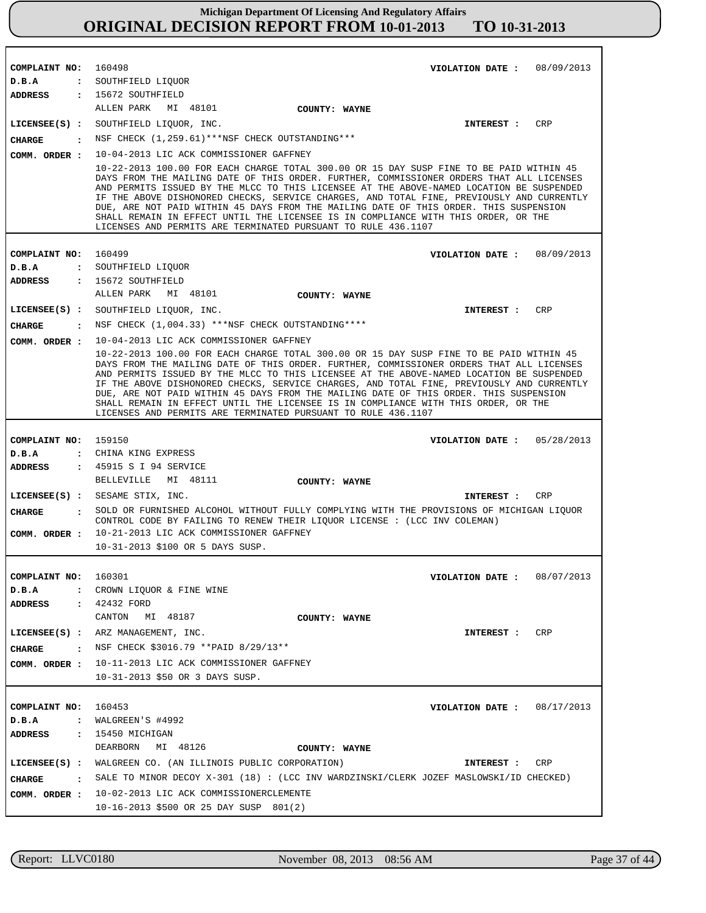# Michigan Department Of Licensing And Regulatory Affairs
# ORIGINAL DECISION REPORT FROM 10-01-2013 TO 10-31-2013

**COMPLAINT NO:** 160498  **VIOLATION DATE :** 08/09/2013
**D.B.A :** SOUTHFIELD LIQUOR
**ADDRESS :** 15672 SOUTHFIELD
ALLEN PARK MI 48101  **COUNTY: WAYNE**
**LICENSEE(S) :** SOUTHFIELD LIQUOR, INC.  **INTEREST :** CRP
**CHARGE :** NSF CHECK (1,259.61)***NSF CHECK OUTSTANDING***
**COMM. ORDER :** 10-04-2013 LIC ACK COMMISSIONER GAFFNEY
10-22-2013 100.00 FOR EACH CHARGE TOTAL 300.00 OR 15 DAY SUSP FINE TO BE PAID WITHIN 45 DAYS FROM THE MAILING DATE OF THIS ORDER. FURTHER, COMMISSIONER ORDERS THAT ALL LICENSES AND PERMITS ISSUED BY THE MLCC TO THIS LICENSEE AT THE ABOVE-NAMED LOCATION BE SUSPENDED IF THE ABOVE DISHONORED CHECKS, SERVICE CHARGES, AND TOTAL FINE, PREVIOUSLY AND CURRENTLY DUE, ARE NOT PAID WITHIN 45 DAYS FROM THE MAILING DATE OF THIS ORDER. THIS SUSPENSION SHALL REMAIN IN EFFECT UNTIL THE LICENSEE IS IN COMPLIANCE WITH THIS ORDER, OR THE LICENSES AND PERMITS ARE TERMINATED PURSUANT TO RULE 436.1107

---

**COMPLAINT NO:** 160499  **VIOLATION DATE :** 08/09/2013
**D.B.A :** SOUTHFIELD LIQUOR
**ADDRESS :** 15672 SOUTHFIELD
ALLEN PARK MI 48101  **COUNTY: WAYNE**
**LICENSEE(S) :** SOUTHFIELD LIQUOR, INC.  **INTEREST :** CRP
**CHARGE :** NSF CHECK (1,004.33) ***NSF CHECK OUTSTANDING****
**COMM. ORDER :** 10-04-2013 LIC ACK COMMISSIONER GAFFNEY
10-22-2013 100.00 FOR EACH CHARGE TOTAL 300.00 OR 15 DAY SUSP FINE TO BE PAID WITHIN 45 DAYS FROM THE MAILING DATE OF THIS ORDER. FURTHER, COMMISSIONER ORDERS THAT ALL LICENSES AND PERMITS ISSUED BY THE MLCC TO THIS LICENSEE AT THE ABOVE-NAMED LOCATION BE SUSPENDED IF THE ABOVE DISHONORED CHECKS, SERVICE CHARGES, AND TOTAL FINE, PREVIOUSLY AND CURRENTLY DUE, ARE NOT PAID WITHIN 45 DAYS FROM THE MAILING DATE OF THIS ORDER. THIS SUSPENSION SHALL REMAIN IN EFFECT UNTIL THE LICENSEE IS IN COMPLIANCE WITH THIS ORDER, OR THE LICENSES AND PERMITS ARE TERMINATED PURSUANT TO RULE 436.1107

---

**COMPLAINT NO:** 159150  **VIOLATION DATE :** 05/28/2013
**D.B.A :** CHINA KING EXPRESS
**ADDRESS :** 45915 S I 94 SERVICE
BELLEVILLE MI 48111  **COUNTY: WAYNE**
**LICENSEE(S) :** SESAME STIX, INC.  **INTEREST :** CRP
**CHARGE :** SOLD OR FURNISHED ALCOHOL WITHOUT FULLY COMPLYING WITH THE PROVISIONS OF MICHIGAN LIQUOR CONTROL CODE BY FAILING TO RENEW THEIR LIQUOR LICENSE : (LCC INV COLEMAN)
**COMM. ORDER :** 10-21-2013 LIC ACK COMMISSIONER GAFFNEY
10-31-2013 $100 OR 5 DAYS SUSP.

---

**COMPLAINT NO:** 160301  **VIOLATION DATE :** 08/07/2013
**D.B.A :** CROWN LIQUOR & FINE WINE
**ADDRESS :** 42432 FORD
CANTON MI 48187  **COUNTY: WAYNE**
**LICENSEE(S) :** ARZ MANAGEMENT, INC.  **INTEREST :** CRP
**CHARGE :** NSF CHECK $3016.79 **PAID 8/29/13**
**COMM. ORDER :** 10-11-2013 LIC ACK COMMISSIONER GAFFNEY
10-31-2013 $50 OR 3 DAYS SUSP.

---

**COMPLAINT NO:** 160453  **VIOLATION DATE :** 08/17/2013
**D.B.A :** WALGREEN'S #4992
**ADDRESS :** 15450 MICHIGAN
DEARBORN MI 48126  **COUNTY: WAYNE**
**LICENSEE(S) :** WALGREEN CO. (AN ILLINOIS PUBLIC CORPORATION)  **INTEREST :** CRP
**CHARGE :** SALE TO MINOR DECOY X-301 (18) : (LCC INV WARDZINSKI/CLERK JOZEF MASLOWSKI/ID CHECKED)
**COMM. ORDER :** 10-02-2013 LIC ACK COMMISSIONERCLEMENTE
10-16-2013 $500 OR 25 DAY SUSP 801(2)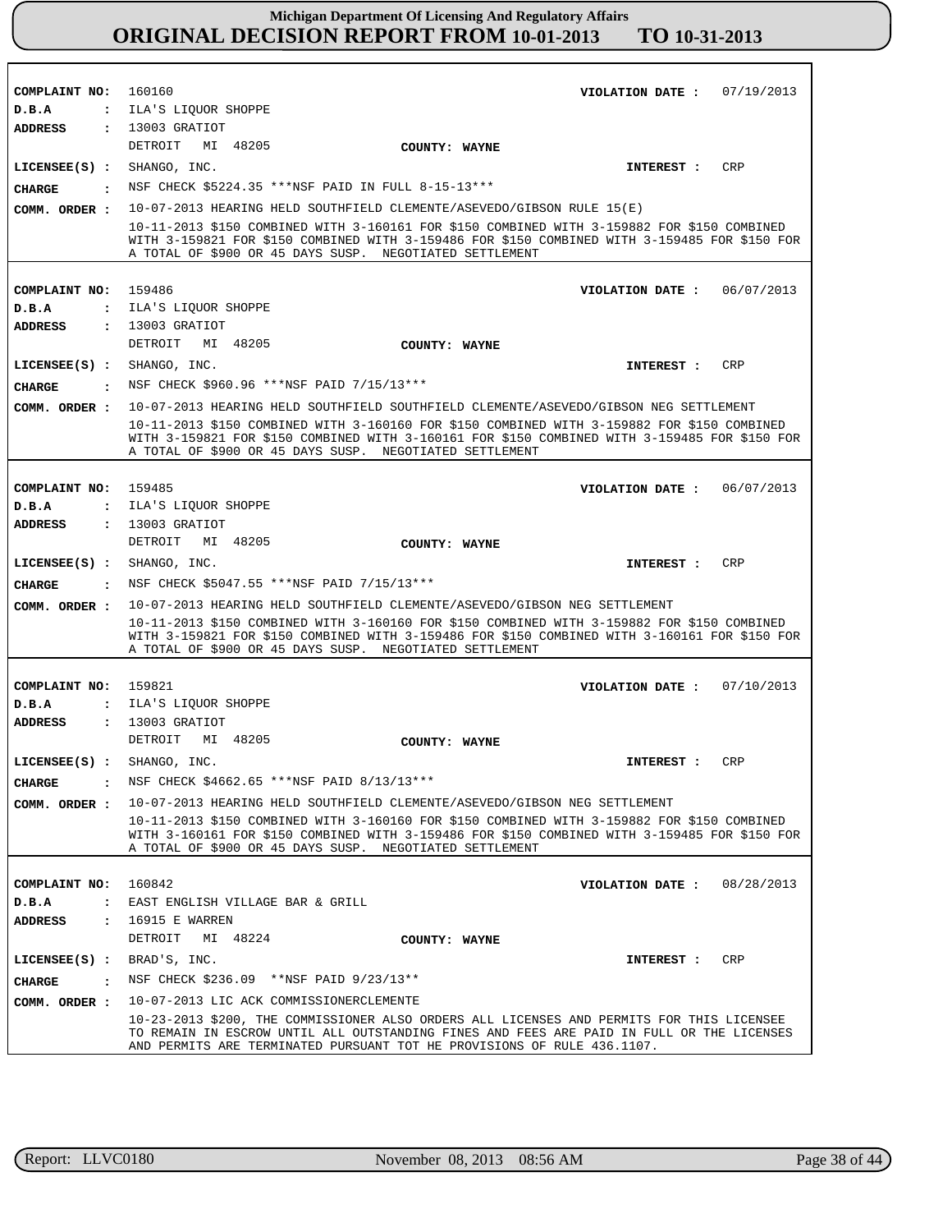# Michigan Department Of Licensing And Regulatory Affairs
## ORIGINAL DECISION REPORT FROM 10-01-2013 TO 10-31-2013

**COMPLAINT NO:** 160160 **VIOLATION DATE :** 07/19/2013
**D.B.A :** ILA'S LIQUOR SHOPPE
**ADDRESS :** 13003 GRATIOT
DETROIT MI 48205 **COUNTY: WAYNE**
**LICENSEE(S) :** SHANGO, INC. **INTEREST :** CRP
**CHARGE :** NSF CHECK $5224.35 ***NSF PAID IN FULL 8-15-13***
**COMM. ORDER :** 10-07-2013 HEARING HELD SOUTHFIELD CLEMENTE/ASEVEDO/GIBSON RULE 15(E)
10-11-2013 $150 COMBINED WITH 3-160161 FOR $150 COMBINED WITH 3-159882 FOR $150 COMBINED WITH 3-159821 FOR $150 COMBINED WITH 3-159486 FOR $150 COMBINED WITH 3-159485 FOR $150 FOR A TOTAL OF $900 OR 45 DAYS SUSP. NEGOTIATED SETTLEMENT

---

**COMPLAINT NO:** 159486 **VIOLATION DATE :** 06/07/2013
**D.B.A :** ILA'S LIQUOR SHOPPE
**ADDRESS :** 13003 GRATIOT
DETROIT MI 48205 **COUNTY: WAYNE**
**LICENSEE(S) :** SHANGO, INC. **INTEREST :** CRP
**CHARGE :** NSF CHECK $960.96 ***NSF PAID 7/15/13***
**COMM. ORDER :** 10-07-2013 HEARING HELD SOUTHFIELD SOUTHFIELD CLEMENTE/ASEVEDO/GIBSON NEG SETTLEMENT
10-11-2013 $150 COMBINED WITH 3-160160 FOR $150 COMBINED WITH 3-159882 FOR $150 COMBINED WITH 3-159821 FOR $150 COMBINED WITH 3-160161 FOR $150 COMBINED WITH 3-159485 FOR $150 FOR A TOTAL OF $900 OR 45 DAYS SUSP. NEGOTIATED SETTLEMENT

---

**COMPLAINT NO:** 159485 **VIOLATION DATE :** 06/07/2013
**D.B.A :** ILA'S LIQUOR SHOPPE
**ADDRESS :** 13003 GRATIOT
DETROIT MI 48205 **COUNTY: WAYNE**
**LICENSEE(S) :** SHANGO, INC. **INTEREST :** CRP
**CHARGE :** NSF CHECK $5047.55 ***NSF PAID 7/15/13***
**COMM. ORDER :** 10-07-2013 HEARING HELD SOUTHFIELD CLEMENTE/ASEVEDO/GIBSON NEG SETTLEMENT
10-11-2013 $150 COMBINED WITH 3-160160 FOR $150 COMBINED WITH 3-159882 FOR $150 COMBINED WITH 3-159821 FOR $150 COMBINED WITH 3-159486 FOR $150 COMBINED WITH 3-160161 FOR $150 FOR A TOTAL OF $900 OR 45 DAYS SUSP. NEGOTIATED SETTLEMENT

---

**COMPLAINT NO:** 159821 **VIOLATION DATE :** 07/10/2013
**D.B.A :** ILA'S LIQUOR SHOPPE
**ADDRESS :** 13003 GRATIOT
DETROIT MI 48205 **COUNTY: WAYNE**
**LICENSEE(S) :** SHANGO, INC. **INTEREST :** CRP
**CHARGE :** NSF CHECK $4662.65 ***NSF PAID 8/13/13***
**COMM. ORDER :** 10-07-2013 HEARING HELD SOUTHFIELD CLEMENTE/ASEVEDO/GIBSON NEG SETTLEMENT
10-11-2013 $150 COMBINED WITH 3-160160 FOR $150 COMBINED WITH 3-159882 FOR $150 COMBINED WITH 3-160161 FOR $150 COMBINED WITH 3-159486 FOR $150 COMBINED WITH 3-159485 FOR $150 FOR A TOTAL OF $900 OR 45 DAYS SUSP. NEGOTIATED SETTLEMENT

---

**COMPLAINT NO:** 160842 **VIOLATION DATE :** 08/28/2013
**D.B.A :** EAST ENGLISH VILLAGE BAR & GRILL
**ADDRESS :** 16915 E WARREN
DETROIT MI 48224 **COUNTY: WAYNE**
**LICENSEE(S) :** BRAD'S, INC. **INTEREST :** CRP
**CHARGE :** NSF CHECK $236.09 **NSF PAID 9/23/13**
**COMM. ORDER :** 10-07-2013 LIC ACK COMMISSIONERCLEMENTE
10-23-2013 $200, THE COMMISSIONER ALSO ORDERS ALL LICENSES AND PERMITS FOR THIS LICENSEE TO REMAIN IN ESCROW UNTIL ALL OUTSTANDING FINES AND FEES ARE PAID IN FULL OR THE LICENSES AND PERMITS ARE TERMINATED PURSUANT TOT HE PROVISIONS OF RULE 436.1107.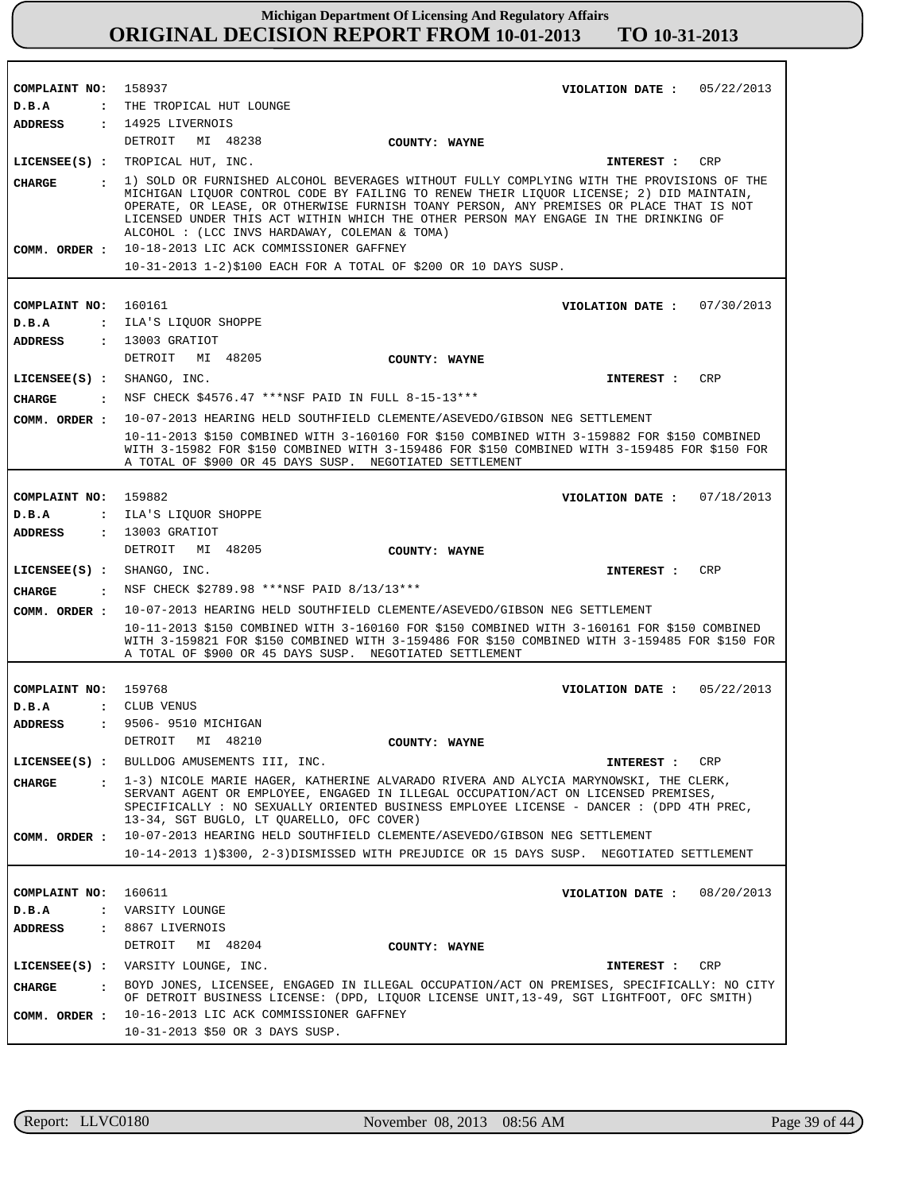# Michigan Department Of Licensing And Regulatory Affairs
## ORIGINAL DECISION REPORT FROM 10-01-2013 TO 10-31-2013

**COMPLAINT NO:** 158937 **VIOLATION DATE :** 05/22/2013
**D.B.A :** THE TROPICAL HUT LOUNGE
**ADDRESS :** 14925 LIVERNOIS
DETROIT MI 48238 **COUNTY: WAYNE**
**LICENSEE(S) :** TROPICAL HUT, INC. **INTEREST :** CRP
**CHARGE :** 1) SOLD OR FURNISHED ALCOHOL BEVERAGES WITHOUT FULLY COMPLYING WITH THE PROVISIONS OF THE MICHIGAN LIQUOR CONTROL CODE BY FAILING TO RENEW THEIR LIQUOR LICENSE; 2) DID MAINTAIN, OPERATE, OR LEASE, OR OTHERWISE FURNISH TOANY PERSON, ANY PREMISES OR PLACE THAT IS NOT LICENSED UNDER THIS ACT WITHIN WHICH THE OTHER PERSON MAY ENGAGE IN THE DRINKING OF ALCOHOL : (LCC INVS HARDAWAY, COLEMAN & TOMA)
**COMM. ORDER :** 10-18-2013 LIC ACK COMMISSIONER GAFFNEY
10-31-2013 1-2)$100 EACH FOR A TOTAL OF $200 OR 10 DAYS SUSP.

---

**COMPLAINT NO:** 160161 **VIOLATION DATE :** 07/30/2013
**D.B.A :** ILA'S LIQUOR SHOPPE
**ADDRESS :** 13003 GRATIOT
DETROIT MI 48205 **COUNTY: WAYNE**
**LICENSEE(S) :** SHANGO, INC. **INTEREST :** CRP
**CHARGE :** NSF CHECK $4576.47 ***NSF PAID IN FULL 8-15-13***
**COMM. ORDER :** 10-07-2013 HEARING HELD SOUTHFIELD CLEMENTE/ASEVEDO/GIBSON NEG SETTLEMENT
10-11-2013 $150 COMBINED WITH 3-160160 FOR $150 COMBINED WITH 3-159882 FOR $150 COMBINED WITH 3-15982 FOR $150 COMBINED WITH 3-159486 FOR $150 COMBINED WITH 3-159485 FOR $150 FOR A TOTAL OF $900 OR 45 DAYS SUSP. NEGOTIATED SETTLEMENT

---

**COMPLAINT NO:** 159882 **VIOLATION DATE :** 07/18/2013
**D.B.A :** ILA'S LIQUOR SHOPPE
**ADDRESS :** 13003 GRATIOT
DETROIT MI 48205 **COUNTY: WAYNE**
**LICENSEE(S) :** SHANGO, INC. **INTEREST :** CRP
**CHARGE :** NSF CHECK $2789.98 ***NSF PAID 8/13/13***
**COMM. ORDER :** 10-07-2013 HEARING HELD SOUTHFIELD CLEMENTE/ASEVEDO/GIBSON NEG SETTLEMENT
10-11-2013 $150 COMBINED WITH 3-160160 FOR $150 COMBINED WITH 3-160161 FOR $150 COMBINED WITH 3-159821 FOR $150 COMBINED WITH 3-159486 FOR $150 COMBINED WITH 3-159485 FOR $150 FOR A TOTAL OF $900 OR 45 DAYS SUSP. NEGOTIATED SETTLEMENT

---

**COMPLAINT NO:** 159768 **VIOLATION DATE :** 05/22/2013
**D.B.A :** CLUB VENUS
**ADDRESS :** 9506- 9510 MICHIGAN
DETROIT MI 48210 **COUNTY: WAYNE**
**LICENSEE(S) :** BULLDOG AMUSEMENTS III, INC. **INTEREST :** CRP
**CHARGE :** 1-3) NICOLE MARIE HAGER, KATHERINE ALVARADO RIVERA AND ALYCIA MARYNOWSKI, THE CLERK, SERVANT AGENT OR EMPLOYEE, ENGAGED IN ILLEGAL OCCUPATION/ACT ON LICENSED PREMISES, SPECIFICALLY : NO SEXUALLY ORIENTED BUSINESS EMPLOYEE LICENSE - DANCER : (DPD 4TH PREC, 13-34, SGT BUGLO, LT QUARELLO, OFC COVER)
**COMM. ORDER :** 10-07-2013 HEARING HELD SOUTHFIELD CLEMENTE/ASEVEDO/GIBSON NEG SETTLEMENT
10-14-2013 1)$300, 2-3)DISMISSED WITH PREJUDICE OR 15 DAYS SUSP. NEGOTIATED SETTLEMENT

---

**COMPLAINT NO:** 160611 **VIOLATION DATE :** 08/20/2013
**D.B.A :** VARSITY LOUNGE
**ADDRESS :** 8867 LIVERNOIS
DETROIT MI 48204 **COUNTY: WAYNE**
**LICENSEE(S) :** VARSITY LOUNGE, INC. **INTEREST :** CRP
**CHARGE :** BOYD JONES, LICENSEE, ENGAGED IN ILLEGAL OCCUPATION/ACT ON PREMISES, SPECIFICALLY: NO CITY OF DETROIT BUSINESS LICENSE: (DPD, LIQUOR LICENSE UNIT,13-49, SGT LIGHTFOOT, OFC SMITH)
**COMM. ORDER :** 10-16-2013 LIC ACK COMMISSIONER GAFFNEY
10-31-2013 $50 OR 3 DAYS SUSP.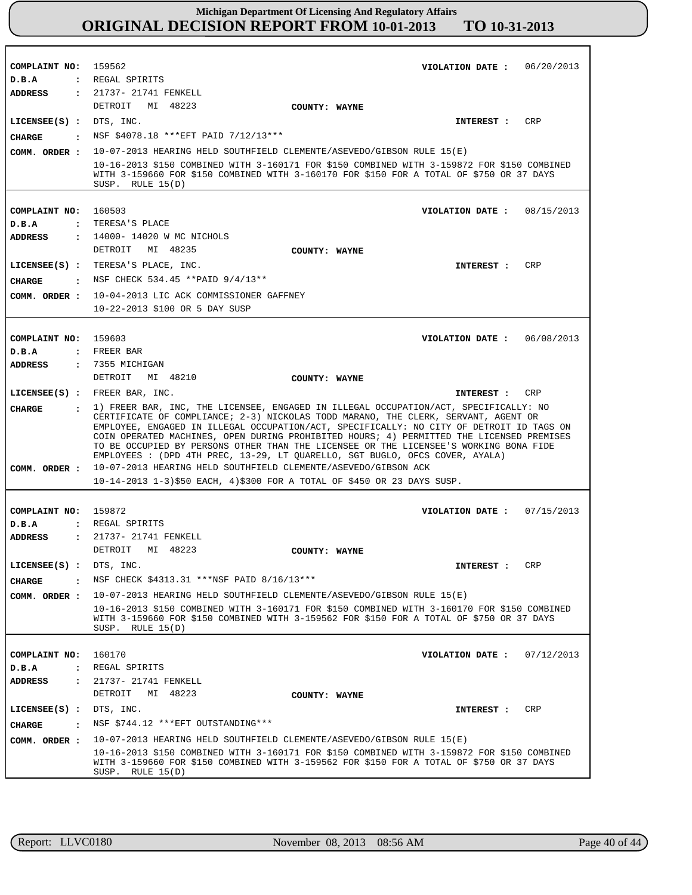# Michigan Department Of Licensing And Regulatory Affairs
## ORIGINAL DECISION REPORT FROM 10-01-2013 TO 10-31-2013

**COMPLAINT NO:** 159562 **VIOLATION DATE :** 06/20/2013
**D.B.A :** REGAL SPIRITS
**ADDRESS :** 21737- 21741 FENKELL
DETROIT MI 48223 **COUNTY: WAYNE**
**LICENSEE(S) :** DTS, INC. **INTEREST :** CRP
**CHARGE :** NSF $4078.18 ***EFT PAID 7/12/13***
**COMM. ORDER :** 10-07-2013 HEARING HELD SOUTHFIELD CLEMENTE/ASEVEDO/GIBSON RULE 15(E)
10-16-2013 $150 COMBINED WITH 3-160171 FOR $150 COMBINED WITH 3-159872 FOR $150 COMBINED WITH 3-159660 FOR $150 COMBINED WITH 3-160170 FOR $150 FOR A TOTAL OF $750 OR 37 DAYS SUSP. RULE 15(D)

---

**COMPLAINT NO:** 160503 **VIOLATION DATE :** 08/15/2013
**D.B.A :** TERESA'S PLACE
**ADDRESS :** 14000- 14020 W MC NICHOLS
DETROIT MI 48235 **COUNTY: WAYNE**
**LICENSEE(S) :** TERESA'S PLACE, INC. **INTEREST :** CRP
**CHARGE :** NSF CHECK 534.45 **PAID 9/4/13**
**COMM. ORDER :** 10-04-2013 LIC ACK COMMISSIONER GAFFNEY
10-22-2013 $100 OR 5 DAY SUSP

---

**COMPLAINT NO:** 159603 **VIOLATION DATE :** 06/08/2013
**D.B.A :** FREER BAR
**ADDRESS :** 7355 MICHIGAN
DETROIT MI 48210 **COUNTY: WAYNE**
**LICENSEE(S) :** FREER BAR, INC. **INTEREST :** CRP
**CHARGE :** 1) FREER BAR, INC, THE LICENSEE, ENGAGED IN ILLEGAL OCCUPATION/ACT, SPECIFICALLY: NO CERTIFICATE OF COMPLIANCE; 2-3) NICKOLAS TODD MARANO, THE CLERK, SERVANT, AGENT OR EMPLOYEE, ENGAGED IN ILLEGAL OCCUPATION/ACT, SPECIFICALLY: NO CITY OF DETROIT ID TAGS ON COIN OPERATED MACHINES, OPEN DURING PROHIBITED HOURS; 4) PERMITTED THE LICENSED PREMISES TO BE OCCUPIED BY PERSONS OTHER THAN THE LICENSEE OR THE LICENSEE'S WORKING BONA FIDE EMPLOYEES : (DPD 4TH PREC, 13-29, LT QUARELLO, SGT BUGLO, OFCS COVER, AYALA)
**COMM. ORDER :** 10-07-2013 HEARING HELD SOUTHFIELD CLEMENTE/ASEVEDO/GIBSON ACK
10-14-2013 1-3)$50 EACH, 4)$300 FOR A TOTAL OF $450 OR 23 DAYS SUSP.

---

**COMPLAINT NO:** 159872 **VIOLATION DATE :** 07/15/2013
**D.B.A :** REGAL SPIRITS
**ADDRESS :** 21737- 21741 FENKELL
DETROIT MI 48223 **COUNTY: WAYNE**
**LICENSEE(S) :** DTS, INC. **INTEREST :** CRP
**CHARGE :** NSF CHECK $4313.31 ***NSF PAID 8/16/13***
**COMM. ORDER :** 10-07-2013 HEARING HELD SOUTHFIELD CLEMENTE/ASEVEDO/GIBSON RULE 15(E)
10-16-2013 $150 COMBINED WITH 3-160171 FOR $150 COMBINED WITH 3-160170 FOR $150 COMBINED WITH 3-159660 FOR $150 COMBINED WITH 3-159562 FOR $150 FOR A TOTAL OF $750 OR 37 DAYS SUSP. RULE 15(D)

---

**COMPLAINT NO:** 160170 **VIOLATION DATE :** 07/12/2013
**D.B.A :** REGAL SPIRITS
**ADDRESS :** 21737- 21741 FENKELL
DETROIT MI 48223 **COUNTY: WAYNE**
**LICENSEE(S) :** DTS, INC. **INTEREST :** CRP
**CHARGE :** NSF $744.12 ***EFT OUTSTANDING***
**COMM. ORDER :** 10-07-2013 HEARING HELD SOUTHFIELD CLEMENTE/ASEVEDO/GIBSON RULE 15(E)
10-16-2013 $150 COMBINED WITH 3-160171 FOR $150 COMBINED WITH 3-159872 FOR $150 COMBINED WITH 3-159660 FOR $150 COMBINED WITH 3-159562 FOR $150 FOR A TOTAL OF $750 OR 37 DAYS SUSP. RULE 15(D)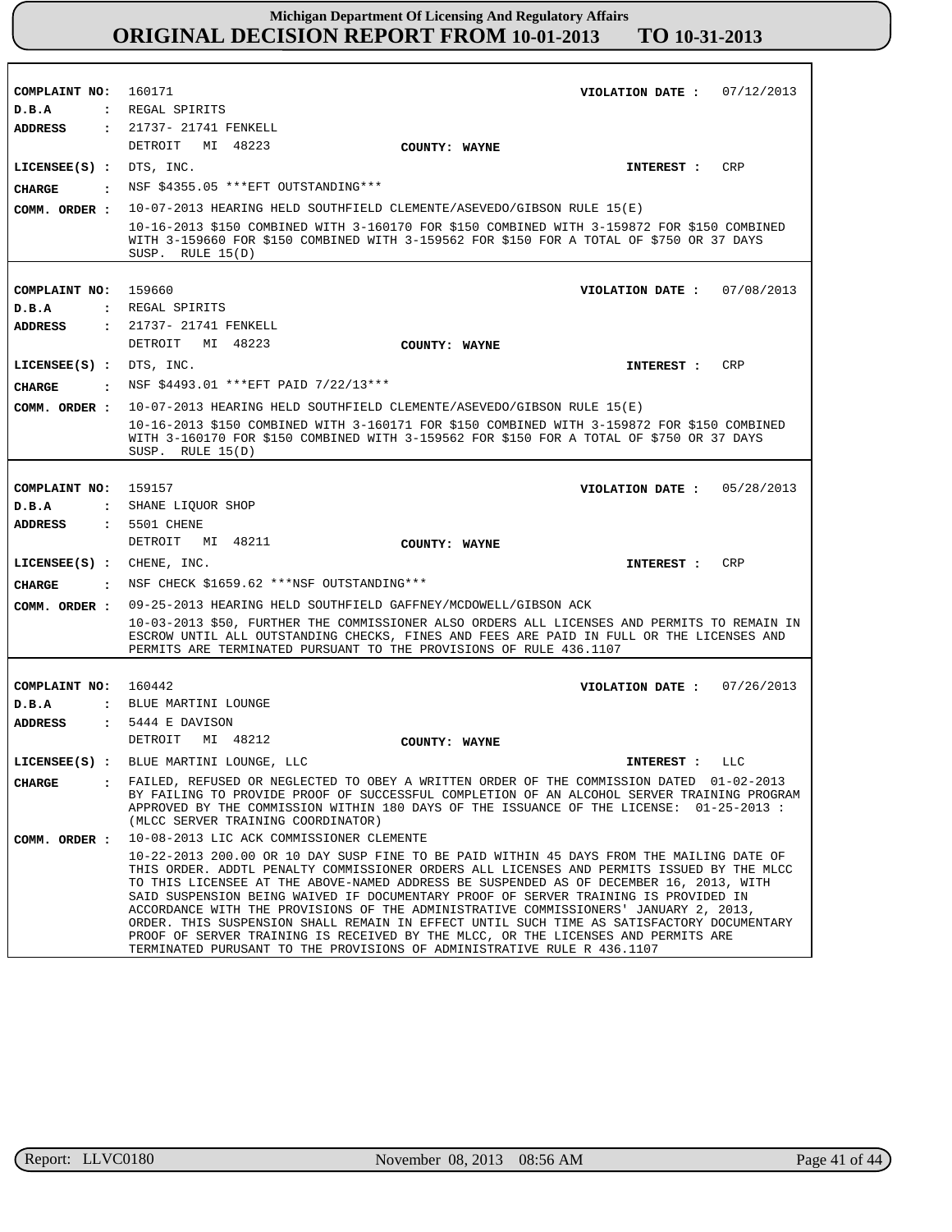# Michigan Department Of Licensing And Regulatory Affairs
## ORIGINAL DECISION REPORT FROM 10-01-2013 TO 10-31-2013

**COMPLAINT NO:** 160171 **VIOLATION DATE :** 07/12/2013
**D.B.A :** REGAL SPIRITS
**ADDRESS :** 21737- 21741 FENKELL
DETROIT MI 48223 **COUNTY: WAYNE**
**LICENSEE(S) :** DTS, INC. **INTEREST :** CRP
**CHARGE :** NSF $4355.05 ***EFT OUTSTANDING***
**COMM. ORDER :** 10-07-2013 HEARING HELD SOUTHFIELD CLEMENTE/ASEVEDO/GIBSON RULE 15(E)
10-16-2013 $150 COMBINED WITH 3-160170 FOR $150 COMBINED WITH 3-159872 FOR $150 COMBINED WITH 3-159660 FOR $150 COMBINED WITH 3-159562 FOR $150 FOR A TOTAL OF $750 OR 37 DAYS SUSP. RULE 15(D)

---

**COMPLAINT NO:** 159660 **VIOLATION DATE :** 07/08/2013
**D.B.A :** REGAL SPIRITS
**ADDRESS :** 21737- 21741 FENKELL
DETROIT MI 48223 **COUNTY: WAYNE**
**LICENSEE(S) :** DTS, INC. **INTEREST :** CRP
**CHARGE :** NSF $4493.01 ***EFT PAID 7/22/13***
**COMM. ORDER :** 10-07-2013 HEARING HELD SOUTHFIELD CLEMENTE/ASEVEDO/GIBSON RULE 15(E)
10-16-2013 $150 COMBINED WITH 3-160171 FOR $150 COMBINED WITH 3-159872 FOR $150 COMBINED WITH 3-160170 FOR $150 COMBINED WITH 3-159562 FOR $150 FOR A TOTAL OF $750 OR 37 DAYS SUSP. RULE 15(D)

---

**COMPLAINT NO:** 159157 **VIOLATION DATE :** 05/28/2013
**D.B.A :** SHANE LIQUOR SHOP
**ADDRESS :** 5501 CHENE
DETROIT MI 48211 **COUNTY: WAYNE**
**LICENSEE(S) :** CHENE, INC. **INTEREST :** CRP
**CHARGE :** NSF CHECK $1659.62 ***NSF OUTSTANDING***
**COMM. ORDER :** 09-25-2013 HEARING HELD SOUTHFIELD GAFFNEY/MCDOWELL/GIBSON ACK
10-03-2013 $50, FURTHER THE COMMISSIONER ALSO ORDERS ALL LICENSES AND PERMITS TO REMAIN IN ESCROW UNTIL ALL OUTSTANDING CHECKS, FINES AND FEES ARE PAID IN FULL OR THE LICENSES AND PERMITS ARE TERMINATED PURSUANT TO THE PROVISIONS OF RULE 436.1107

---

**COMPLAINT NO:** 160442 **VIOLATION DATE :** 07/26/2013
**D.B.A :** BLUE MARTINI LOUNGE
**ADDRESS :** 5444 E DAVISON
DETROIT MI 48212 **COUNTY: WAYNE**
**LICENSEE(S) :** BLUE MARTINI LOUNGE, LLC **INTEREST :** LLC
**CHARGE :** FAILED, REFUSED OR NEGLECTED TO OBEY A WRITTEN ORDER OF THE COMMISSION DATED 01-02-2013 BY FAILING TO PROVIDE PROOF OF SUCCESSFUL COMPLETION OF AN ALCOHOL SERVER TRAINING PROGRAM APPROVED BY THE COMMISSION WITHIN 180 DAYS OF THE ISSUANCE OF THE LICENSE: 01-25-2013 : (MLCC SERVER TRAINING COORDINATOR)
**COMM. ORDER :** 10-08-2013 LIC ACK COMMISSIONER CLEMENTE
10-22-2013 200.00 OR 10 DAY SUSP FINE TO BE PAID WITHIN 45 DAYS FROM THE MAILING DATE OF THIS ORDER. ADDTL PENALTY COMMISSIONER ORDERS ALL LICENSES AND PERMITS ISSUED BY THE MLCC TO THIS LICENSEE AT THE ABOVE-NAMED ADDRESS BE SUSPENDED AS OF DECEMBER 16, 2013, WITH SAID SUSPENSION BEING WAIVED IF DOCUMENTARY PROOF OF SERVER TRAINING IS PROVIDED IN ACCORDANCE WITH THE PROVISIONS OF THE ADMINISTRATIVE COMMISSIONERS' JANUARY 2, 2013, ORDER. THIS SUSPENSION SHALL REMAIN IN EFFECT UNTIL SUCH TIME AS SATISFACTORY DOCUMENTARY PROOF OF SERVER TRAINING IS RECEIVED BY THE MLCC, OR THE LICENSES AND PERMITS ARE TERMINATED PURUSANT TO THE PROVISIONS OF ADMINISTRATIVE RULE R 436.1107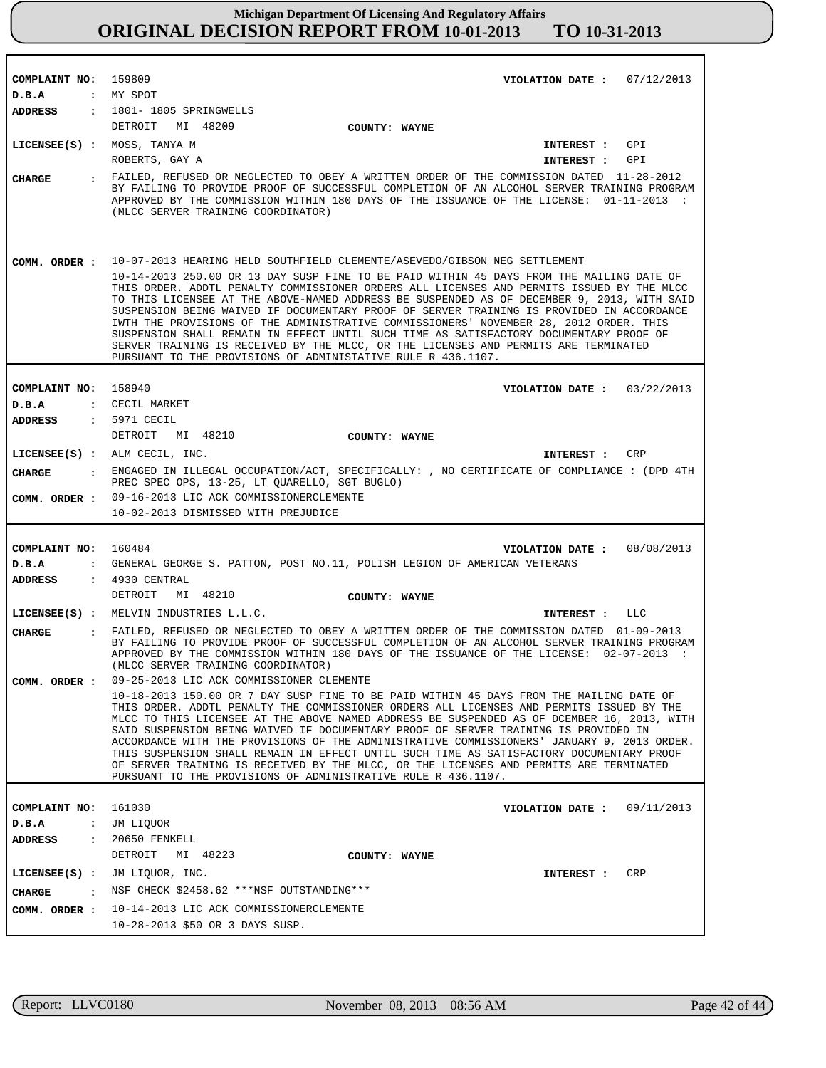| | |
|---|---|
| **COMPLAINT NO:** | 159809 |
| **VIOLATION DATE :** | 07/12/2013 |
| **D.B.A** | MY SPOT |
| **ADDRESS** | 1801- 1805 SPRINGWELLS<br>DETROIT MI 48209 |
| **COUNTY:** | WAYNE |
| **LICENSEE(S) :** | MOSS, TANYA M — **INTEREST :** GPI<br>ROBERTS, GAY A — **INTEREST :** GPI |
| **CHARGE** | FAILED, REFUSED OR NEGLECTED TO OBEY A WRITTEN ORDER OF THE COMMISSION DATED 11-28-2012 BY FAILING TO PROVIDE PROOF OF SUCCESSFUL COMPLETION OF AN ALCOHOL SERVER TRAINING PROGRAM APPROVED BY THE COMMISSION WITHIN 180 DAYS OF THE ISSUANCE OF THE LICENSE: 01-11-2013 : (MLCC SERVER TRAINING COORDINATOR) |
| **COMM. ORDER :** | 10-07-2013 HEARING HELD SOUTHFIELD CLEMENTE/ASEVEDO/GIBSON NEG SETTLEMENT<br>10-14-2013 250.00 OR 13 DAY SUSP FINE TO BE PAID WITHIN 45 DAYS FROM THE MAILING DATE OF THIS ORDER. ADDTL PENALTY COMMISSIONER ORDERS ALL LICENSES AND PERMITS ISSUED BY THE MLCC TO THIS LICENSEE AT THE ABOVE-NAMED ADDRESS BE SUSPENDED AS OF DECEMBER 9, 2013, WITH SAID SUSPENSION BEING WAIVED IF DOCUMENTARY PROOF OF SERVER TRAINING IS PROVIDED IN ACCORDANCE IWTH THE PROVISIONS OF THE ADMINISTRATIVE COMMISSIONERS' NOVEMBER 28, 2012 ORDER. THIS SUSPENSION SHALL REMAIN IN EFFECT UNTIL SUCH TIME AS SATISFACTORY DOCUMENTARY PROOF OF SERVER TRAINING IS RECEIVED BY THE MLCC, OR THE LICENSES AND PERMITS ARE TERMINATED PURSUANT TO THE PROVISIONS OF ADMINISTATIVE RULE R 436.1107. |

| | |
|---|---|
| **COMPLAINT NO:** | 158940 |
| **VIOLATION DATE :** | 03/22/2013 |
| **D.B.A** | CECIL MARKET |
| **ADDRESS** | 5971 CECIL<br>DETROIT MI 48210 |
| **COUNTY:** | WAYNE |
| **LICENSEE(S) :** | ALM CECIL, INC. — **INTEREST :** CRP |
| **CHARGE** | ENGAGED IN ILLEGAL OCCUPATION/ACT, SPECIFICALLY: , NO CERTIFICATE OF COMPLIANCE : (DPD 4TH PREC SPEC OPS, 13-25, LT QUARELLO, SGT BUGLO) |
| **COMM. ORDER :** | 09-16-2013 LIC ACK COMMISSIONERCLEMENTE<br>10-02-2013 DISMISSED WITH PREJUDICE |

| | |
|---|---|
| **COMPLAINT NO:** | 160484 |
| **VIOLATION DATE :** | 08/08/2013 |
| **D.B.A** | GENERAL GEORGE S. PATTON, POST NO.11, POLISH LEGION OF AMERICAN VETERANS |
| **ADDRESS** | 4930 CENTRAL<br>DETROIT MI 48210 |
| **COUNTY:** | WAYNE |
| **LICENSEE(S) :** | MELVIN INDUSTRIES L.L.C. — **INTEREST :** LLC |
| **CHARGE** | FAILED, REFUSED OR NEGLECTED TO OBEY A WRITTEN ORDER OF THE COMMISSION DATED 01-09-2013 BY FAILING TO PROVIDE PROOF OF SUCCESSFUL COMPLETION OF AN ALCOHOL SERVER TRAINING PROGRAM APPROVED BY THE COMMISSION WITHIN 180 DAYS OF THE ISSUANCE OF THE LICENSE: 02-07-2013 : (MLCC SERVER TRAINING COORDINATOR) |
| **COMM. ORDER :** | 09-25-2013 LIC ACK COMMISSIONER CLEMENTE<br>10-18-2013 150.00 OR 7 DAY SUSP FINE TO BE PAID WITHIN 45 DAYS FROM THE MAILING DATE OF THIS ORDER. ADDTL PENALTY THE COMMISSIONER ORDERS ALL LICENSES AND PERMITS ISSUED BY THE MLCC TO THIS LICENSEE AT THE ABOVE NAMED ADDRESS BE SUSPENDED AS OF DCEMBER 16, 2013, WITH SAID SUSPENSION BEING WAIVED IF DOCUMENTARY PROOF OF SERVER TRAINING IS PROVIDED IN ACCORDANCE WITH THE PROVISIONS OF THE ADMINISTRATIVE COMMISSIONERS' JANUARY 9, 2013 ORDER. THIS SUSPENSION SHALL REMAIN IN EFFECT UNTIL SUCH TIME AS SATISFACTORY DOCUMENTARY PROOF OF SERVER TRAINING IS RECEIVED BY THE MLCC, OR THE LICENSES AND PERMITS ARE TERMINATED PURSUANT TO THE PROVISIONS OF ADMINISTATIVE RULE R 436.1107. |

| | |
|---|---|
| **COMPLAINT NO:** | 161030 |
| **VIOLATION DATE :** | 09/11/2013 |
| **D.B.A** | JM LIQUOR |
| **ADDRESS** | 20650 FENKELL<br>DETROIT MI 48223 |
| **COUNTY:** | WAYNE |
| **LICENSEE(S) :** | JM LIQUOR, INC. — **INTEREST :** CRP |
| **CHARGE** | NSF CHECK $2458.62 ***NSF OUTSTANDING*** |
| **COMM. ORDER :** | 10-14-2013 LIC ACK COMMISSIONERCLEMENTE<br>10-28-2013 $50 OR 3 DAYS SUSP. |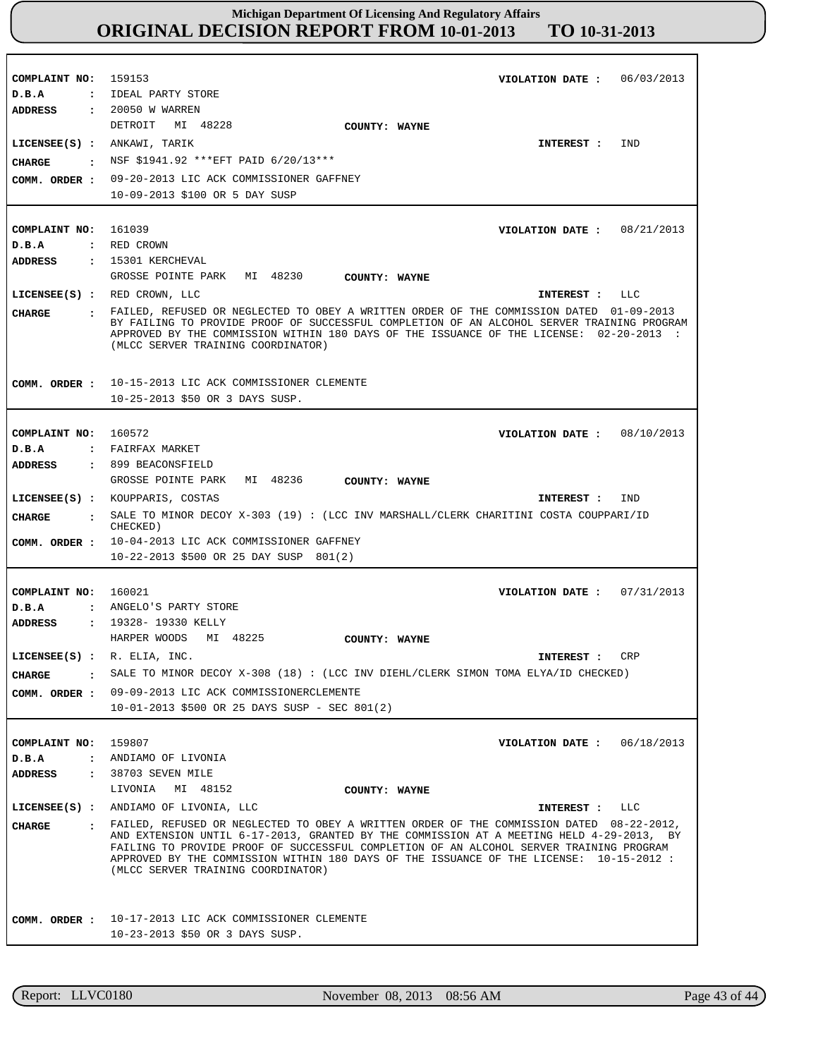# Michigan Department Of Licensing And Regulatory Affairs
## ORIGINAL DECISION REPORT FROM 10-01-2013 TO 10-31-2013

**COMPLAINT NO:** 159153 **VIOLATION DATE :** 06/03/2013
**D.B.A :** IDEAL PARTY STORE
**ADDRESS :** 20050 W WARREN
DETROIT MI 48228 **COUNTY: WAYNE**
**LICENSEE(S) :** ANKAWI, TARIK **INTEREST :** IND
**CHARGE :** NSF $1941.92 ***EFT PAID 6/20/13***
**COMM. ORDER :** 09-20-2013 LIC ACK COMMISSIONER GAFFNEY
10-09-2013 $100 OR 5 DAY SUSP

---

**COMPLAINT NO:** 161039 **VIOLATION DATE :** 08/21/2013
**D.B.A :** RED CROWN
**ADDRESS :** 15301 KERCHEVAL
GROSSE POINTE PARK MI 48230 **COUNTY: WAYNE**
**LICENSEE(S) :** RED CROWN, LLC **INTEREST :** LLC
**CHARGE :** FAILED, REFUSED OR NEGLECTED TO OBEY A WRITTEN ORDER OF THE COMMISSION DATED 01-09-2013 BY FAILING TO PROVIDE PROOF OF SUCCESSFUL COMPLETION OF AN ALCOHOL SERVER TRAINING PROGRAM APPROVED BY THE COMMISSION WITHIN 180 DAYS OF THE ISSUANCE OF THE LICENSE: 02-20-2013 : (MLCC SERVER TRAINING COORDINATOR)
**COMM. ORDER :** 10-15-2013 LIC ACK COMMISSIONER CLEMENTE
10-25-2013 $50 OR 3 DAYS SUSP.

---

**COMPLAINT NO:** 160572 **VIOLATION DATE :** 08/10/2013
**D.B.A :** FAIRFAX MARKET
**ADDRESS :** 899 BEACONSFIELD
GROSSE POINTE PARK MI 48236 **COUNTY: WAYNE**
**LICENSEE(S) :** KOUPPARIS, COSTAS **INTEREST :** IND
**CHARGE :** SALE TO MINOR DECOY X-303 (19) : (LCC INV MARSHALL/CLERK CHARITINI COSTA COUPPARI/ID CHECKED)
**COMM. ORDER :** 10-04-2013 LIC ACK COMMISSIONER GAFFNEY
10-22-2013 $500 OR 25 DAY SUSP 801(2)

---

**COMPLAINT NO:** 160021 **VIOLATION DATE :** 07/31/2013
**D.B.A :** ANGELO'S PARTY STORE
**ADDRESS :** 19328- 19330 KELLY
HARPER WOODS MI 48225 **COUNTY: WAYNE**
**LICENSEE(S) :** R. ELIA, INC. **INTEREST :** CRP
**CHARGE :** SALE TO MINOR DECOY X-308 (18) : (LCC INV DIEHL/CLERK SIMON TOMA ELYA/ID CHECKED)
**COMM. ORDER :** 09-09-2013 LIC ACK COMMISSIONERCLEMENTE
10-01-2013 $500 OR 25 DAYS SUSP - SEC 801(2)

---

**COMPLAINT NO:** 159807 **VIOLATION DATE :** 06/18/2013
**D.B.A :** ANDIAMO OF LIVONIA
**ADDRESS :** 38703 SEVEN MILE
LIVONIA MI 48152 **COUNTY: WAYNE**
**LICENSEE(S) :** ANDIAMO OF LIVONIA, LLC **INTEREST :** LLC
**CHARGE :** FAILED, REFUSED OR NEGLECTED TO OBEY A WRITTEN ORDER OF THE COMMISSION DATED 08-22-2012, AND EXTENSION UNTIL 6-17-2013, GRANTED BY THE COMMISSION AT A MEETING HELD 4-29-2013, BY FAILING TO PROVIDE PROOF OF SUCCESSFUL COMPLETION OF AN ALCOHOL SERVER TRAINING PROGRAM APPROVED BY THE COMMISSION WITHIN 180 DAYS OF THE ISSUANCE OF THE LICENSE: 10-15-2012 : (MLCC SERVER TRAINING COORDINATOR)
**COMM. ORDER :** 10-17-2013 LIC ACK COMMISSIONER CLEMENTE
10-23-2013 $50 OR 3 DAYS SUSP.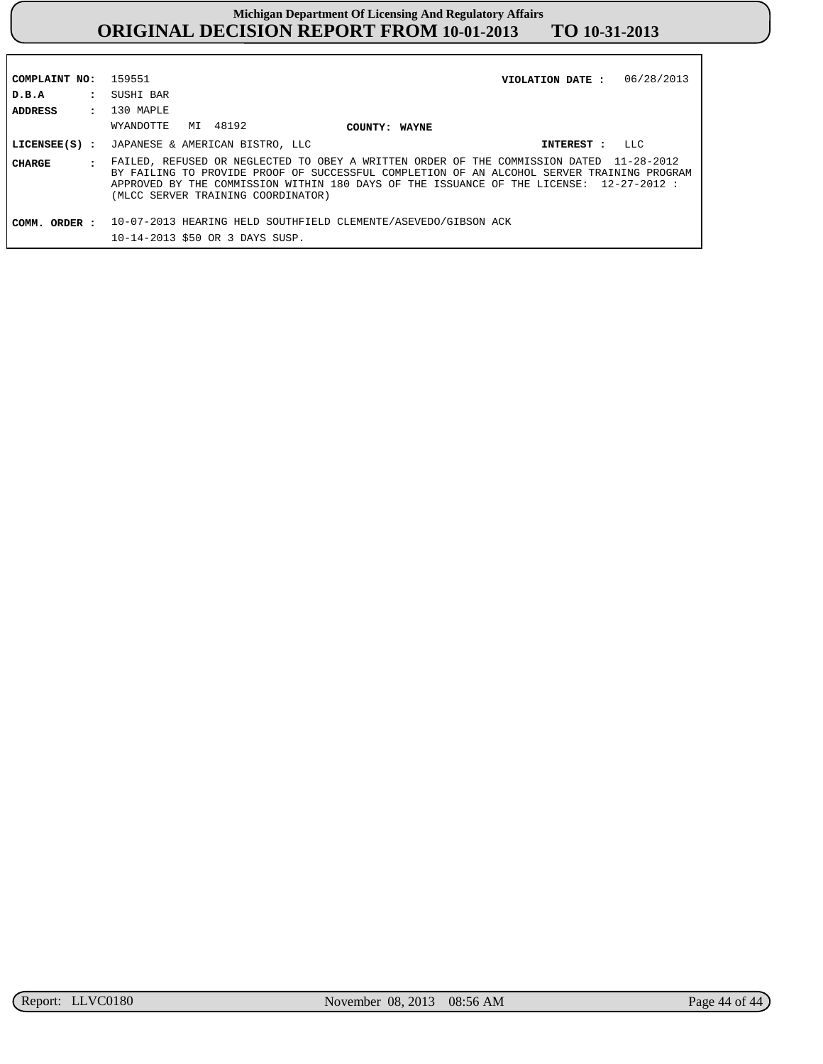**Michigan Department Of Licensing And Regulatory Affairs**

# ORIGINAL DECISION REPORT FROM 10-01-2013 TO 10-31-2013

| | |
|---|---|
| **COMPLAINT NO:** | 159551 |
| **VIOLATION DATE :** | 06/28/2013 |
| **D.B.A :** | SUSHI BAR |
| **ADDRESS :** | 130 MAPLE<br>WYANDOTTE MI 48192 |
| **COUNTY:** | WAYNE |
| **LICENSEE(S) :** | JAPANESE & AMERICAN BISTRO, LLC |
| **INTEREST :** | LLC |
| **CHARGE :** | FAILED, REFUSED OR NEGLECTED TO OBEY A WRITTEN ORDER OF THE COMMISSION DATED 11-28-2012 BY FAILING TO PROVIDE PROOF OF SUCCESSFUL COMPLETION OF AN ALCOHOL SERVER TRAINING PROGRAM APPROVED BY THE COMMISSION WITHIN 180 DAYS OF THE ISSUANCE OF THE LICENSE: 12-27-2012 : (MLCC SERVER TRAINING COORDINATOR) |
| **COMM. ORDER :** | 10-07-2013 HEARING HELD SOUTHFIELD CLEMENTE/ASEVEDO/GIBSON ACK<br>10-14-2013 $50 OR 3 DAYS SUSP. |

Report: LLVC0180 November 08, 2013 08:56 AM